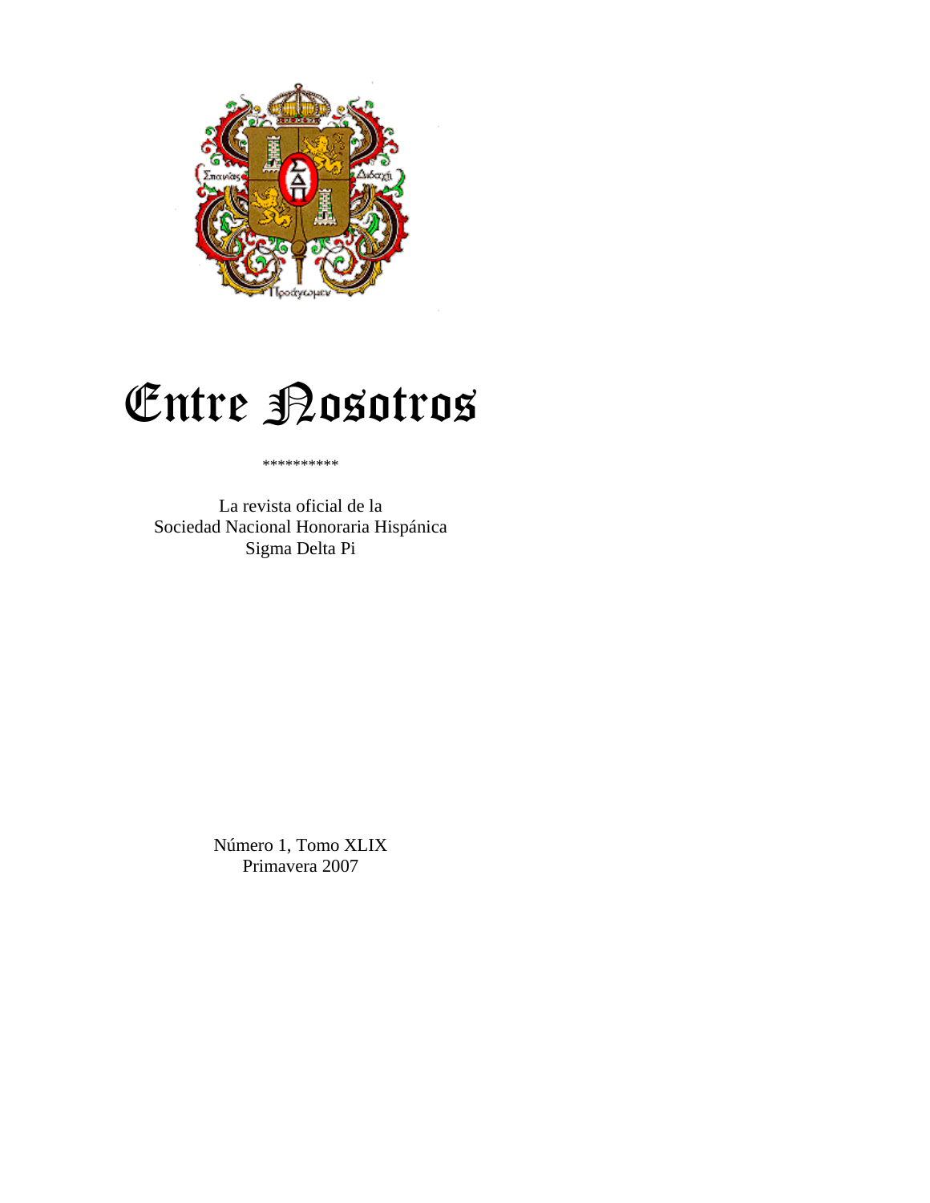# Entre Nosotros

\*\*\*\*\*\*\*\*\*\*

La revista oficial de la
Sociedad Nacional Honoraria Hispánica
Sigma Delta Pi

Número 1, Tomo XLIX
Primavera 2007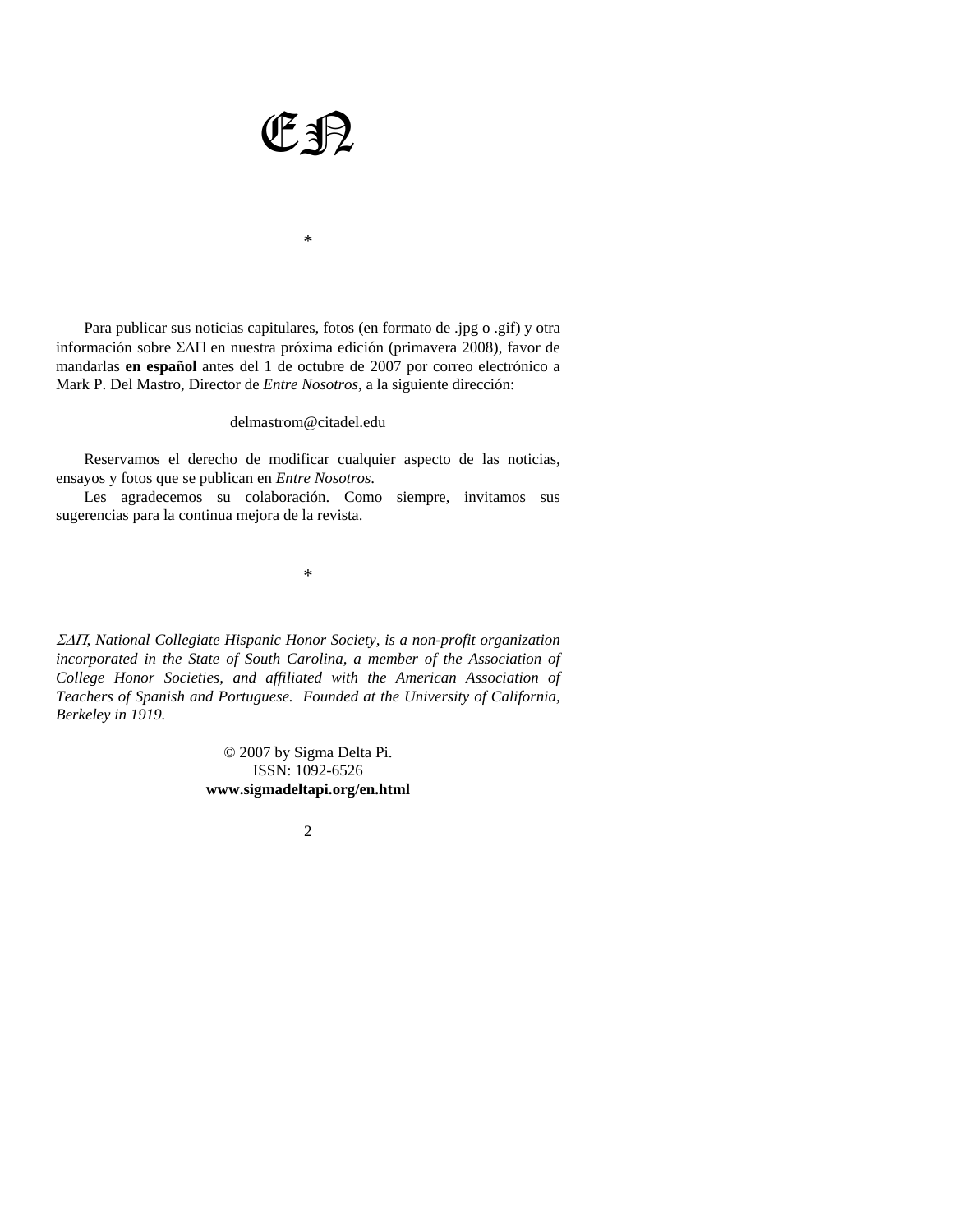# EN

*

Para publicar sus noticias capitulares, fotos (en formato de .jpg o .gif) y otra información sobre ΣΔΠ en nuestra próxima edición (primavera 2008), favor de mandarlas **en español** antes del 1 de octubre de 2007 por correo electrónico a Mark P. Del Mastro, Director de *Entre Nosotros*, a la siguiente dirección:

delmastrom@citadel.edu

Reservamos el derecho de modificar cualquier aspecto de las noticias, ensayos y fotos que se publican en *Entre Nosotros.*

Les agradecemos su colaboración. Como siempre, invitamos sus sugerencias para la continua mejora de la revista.

*

*ΣΔΠ, National Collegiate Hispanic Honor Society, is a non-profit organization incorporated in the State of South Carolina, a member of the Association of College Honor Societies, and affiliated with the American Association of Teachers of Spanish and Portuguese. Founded at the University of California, Berkeley in 1919.*

© 2007 by Sigma Delta Pi.
ISSN: 1092-6526
**www.sigmadeltapi.org/en.html**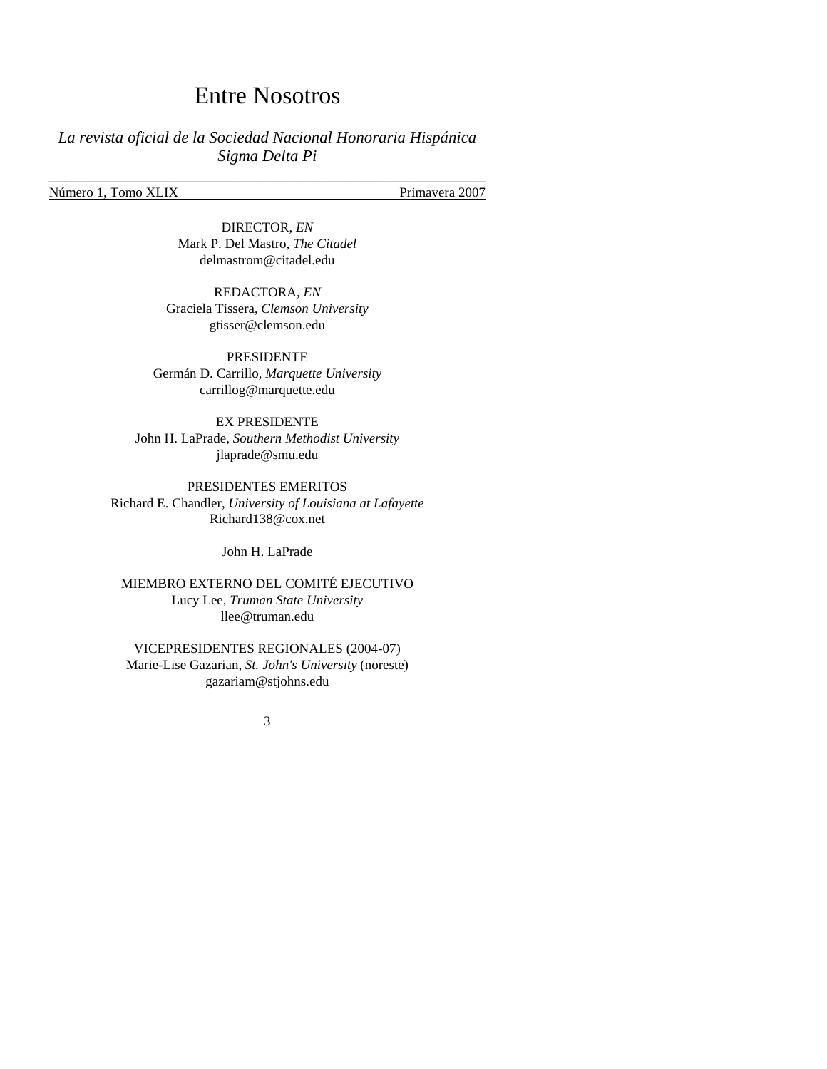# Entre Nosotros

*La revista oficial de la Sociedad Nacional Honoraria Hispánica*
*Sigma Delta Pi*

---

Número 1, Tomo XLIX — Primavera 2007

DIRECTOR, *EN*
Mark P. Del Mastro, *The Citadel*
delmastrom@citadel.edu

REDACTORA, *EN*
Graciela Tissera, *Clemson University*
gtisser@clemson.edu

PRESIDENTE
Germán D. Carrillo, *Marquette University*
carrillog@marquette.edu

EX PRESIDENTE
John H. LaPrade, *Southern Methodist University*
jlaprade@smu.edu

PRESIDENTES EMERITOS
Richard E. Chandler, *University of Louisiana at Lafayette*
Richard138@cox.net

John H. LaPrade

MIEMBRO EXTERNO DEL COMITÉ EJECUTIVO
Lucy Lee, *Truman State University*
llee@truman.edu

VICEPRESIDENTES REGIONALES (2004-07)
Marie-Lise Gazarian, *St. John's University* (noreste)
gazariam@stjohns.edu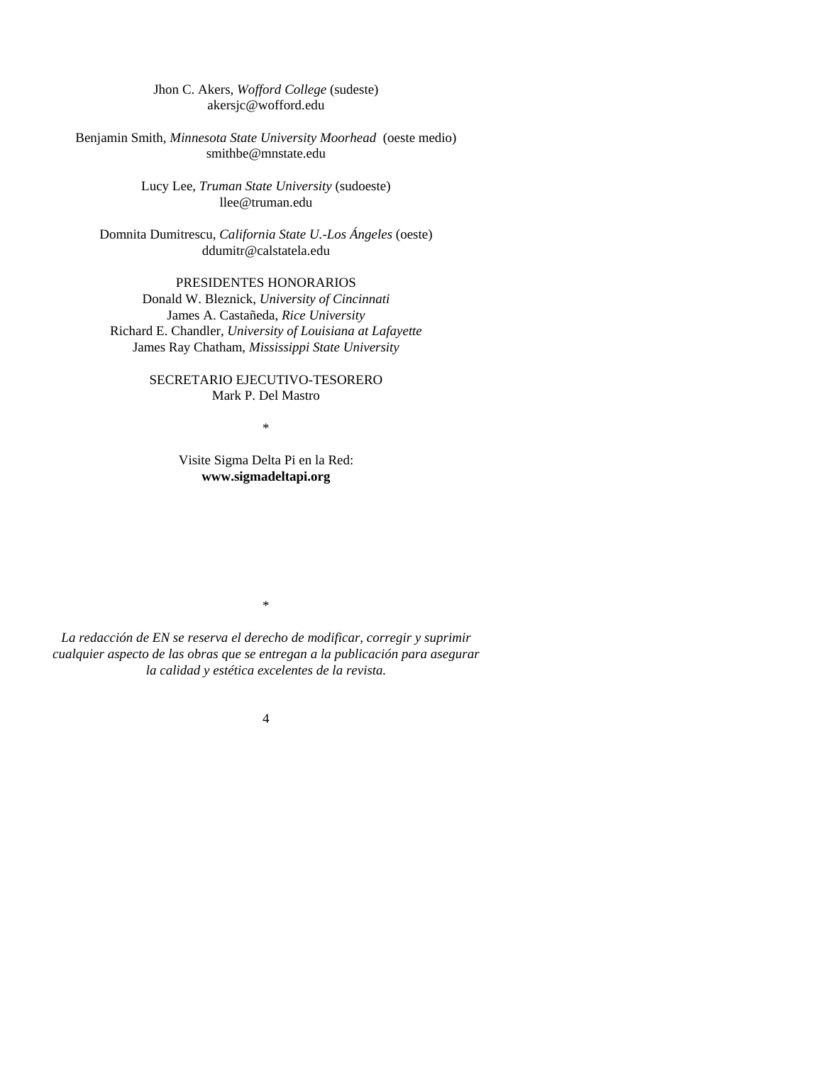Jhon C. Akers, *Wofford College* (sudeste)
akersjc@wofford.edu

Benjamin Smith, *Minnesota State University Moorhead* (oeste medio)
smithbe@mnstate.edu

Lucy Lee, *Truman State University* (sudoeste)
llee@truman.edu

Domnita Dumitrescu, *California State U.-Los Ángeles* (oeste)
ddumitr@calstatela.edu

PRESIDENTES HONORARIOS
Donald W. Bleznick, *University of Cincinnati*
James A. Castañeda, *Rice University*
Richard E. Chandler, *University of Louisiana at Lafayette*
James Ray Chatham, *Mississippi State University*

SECRETARIO EJECUTIVO-TESORERO
Mark P. Del Mastro

*

Visite Sigma Delta Pi en la Red:
**www.sigmadeltapi.org**

*

*La redacción de EN se reserva el derecho de modificar, corregir y suprimir cualquier aspecto de las obras que se entregan a la publicación para asegurar la calidad y estética excelentes de la revista.*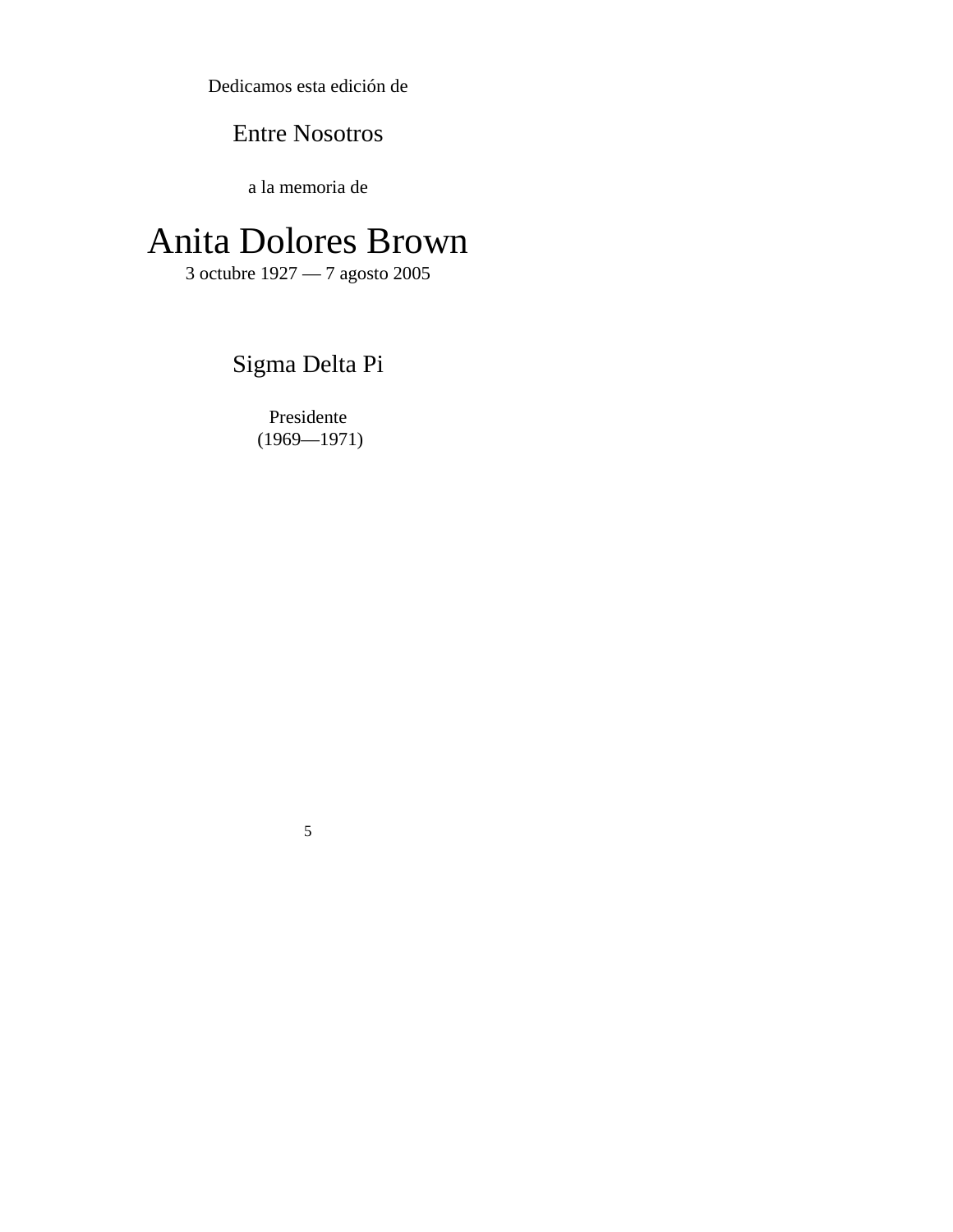Dedicamos esta edición de

Entre Nosotros

a la memoria de

# Anita Dolores Brown

3 octubre 1927 — 7 agosto 2005

Sigma Delta Pi

Presidente
(1969—1971)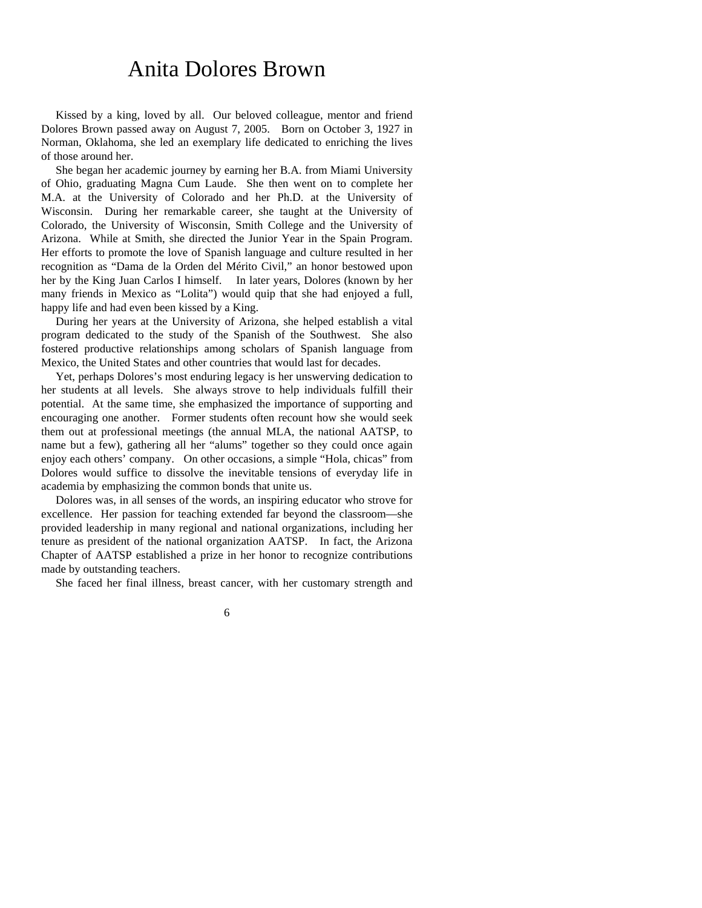# Anita Dolores Brown

Kissed by a king, loved by all. Our beloved colleague, mentor and friend Dolores Brown passed away on August 7, 2005. Born on October 3, 1927 in Norman, Oklahoma, she led an exemplary life dedicated to enriching the lives of those around her.

She began her academic journey by earning her B.A. from Miami University of Ohio, graduating Magna Cum Laude. She then went on to complete her M.A. at the University of Colorado and her Ph.D. at the University of Wisconsin. During her remarkable career, she taught at the University of Colorado, the University of Wisconsin, Smith College and the University of Arizona. While at Smith, she directed the Junior Year in the Spain Program. Her efforts to promote the love of Spanish language and culture resulted in her recognition as "Dama de la Orden del Mérito Civil," an honor bestowed upon her by the King Juan Carlos I himself. In later years, Dolores (known by her many friends in Mexico as "Lolita") would quip that she had enjoyed a full, happy life and had even been kissed by a King.

During her years at the University of Arizona, she helped establish a vital program dedicated to the study of the Spanish of the Southwest. She also fostered productive relationships among scholars of Spanish language from Mexico, the United States and other countries that would last for decades.

Yet, perhaps Dolores's most enduring legacy is her unswerving dedication to her students at all levels. She always strove to help individuals fulfill their potential. At the same time, she emphasized the importance of supporting and encouraging one another. Former students often recount how she would seek them out at professional meetings (the annual MLA, the national AATSP, to name but a few), gathering all her "alums" together so they could once again enjoy each others' company. On other occasions, a simple "Hola, chicas" from Dolores would suffice to dissolve the inevitable tensions of everyday life in academia by emphasizing the common bonds that unite us.

Dolores was, in all senses of the words, an inspiring educator who strove for excellence. Her passion for teaching extended far beyond the classroom—she provided leadership in many regional and national organizations, including her tenure as president of the national organization AATSP. In fact, the Arizona Chapter of AATSP established a prize in her honor to recognize contributions made by outstanding teachers.

She faced her final illness, breast cancer, with her customary strength and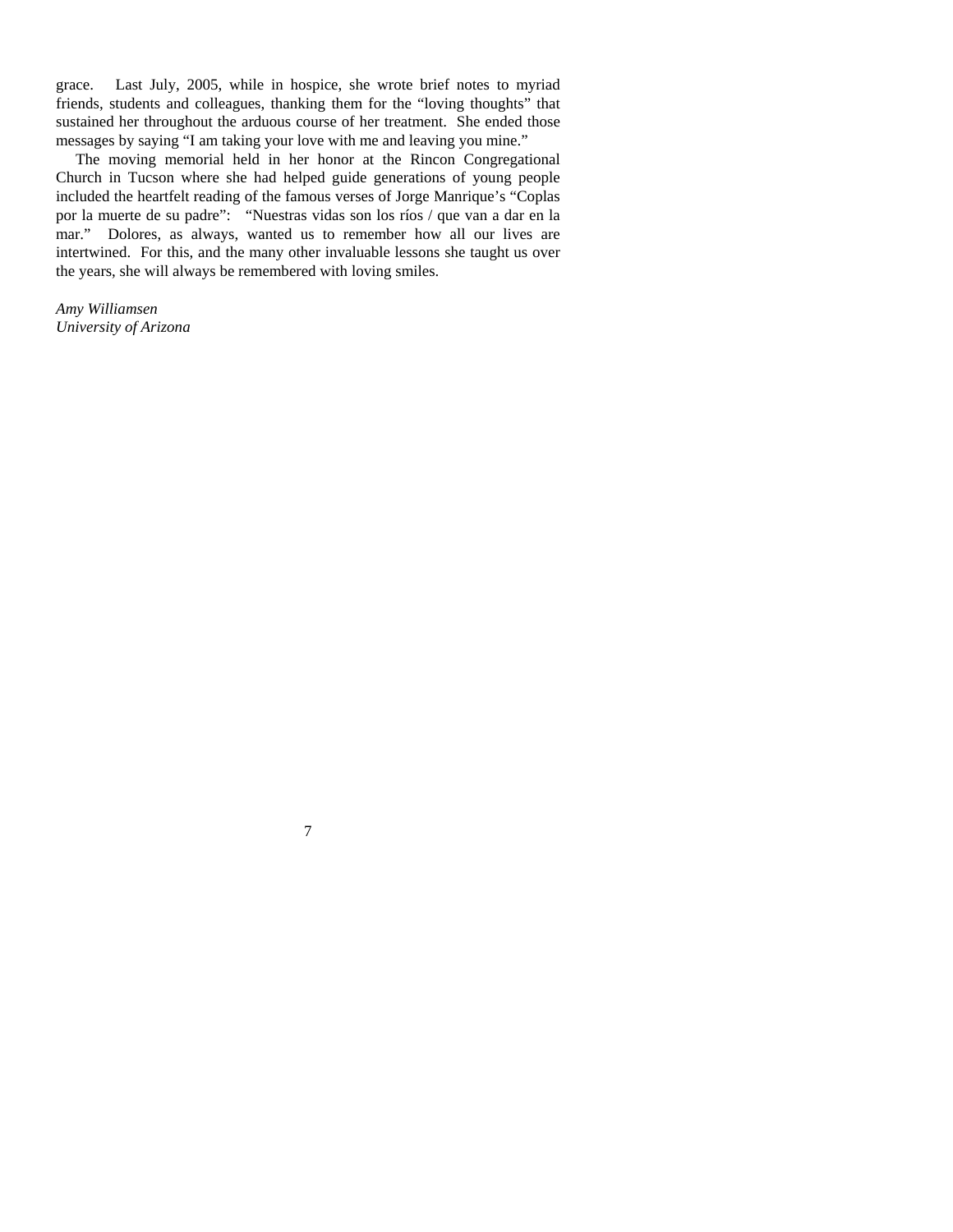grace. Last July, 2005, while in hospice, she wrote brief notes to myriad friends, students and colleagues, thanking them for the "loving thoughts" that sustained her throughout the arduous course of her treatment. She ended those messages by saying "I am taking your love with me and leaving you mine."

The moving memorial held in her honor at the Rincon Congregational Church in Tucson where she had helped guide generations of young people included the heartfelt reading of the famous verses of Jorge Manrique's "Coplas por la muerte de su padre": "Nuestras vidas son los ríos / que van a dar en la mar." Dolores, as always, wanted us to remember how all our lives are intertwined. For this, and the many other invaluable lessons she taught us over the years, she will always be remembered with loving smiles.

*Amy Williamsen*
*University of Arizona*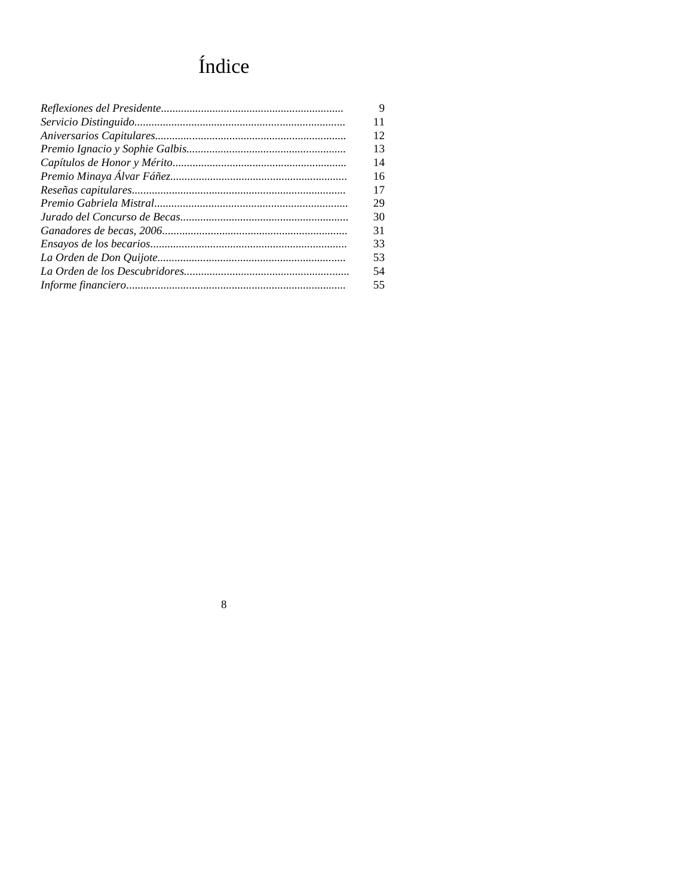# Índice

| | |
|---|---|
| *Reflexiones del Presidente* | 9 |
| *Servicio Distinguido* | 11 |
| *Aniversarios Capitulares* | 12 |
| *Premio Ignacio y Sophie Galbis* | 13 |
| *Capítulos de Honor y Mérito* | 14 |
| *Premio Minaya Álvar Fáñez* | 16 |
| *Reseñas capitulares* | 17 |
| *Premio Gabriela Mistral* | 29 |
| *Jurado del Concurso de Becas* | 30 |
| *Ganadores de becas, 2006* | 31 |
| *Ensayos de los becarios* | 33 |
| *La Orden de Don Quijote* | 53 |
| *La Orden de los Descubridores* | 54 |
| *Informe financiero* | 55 |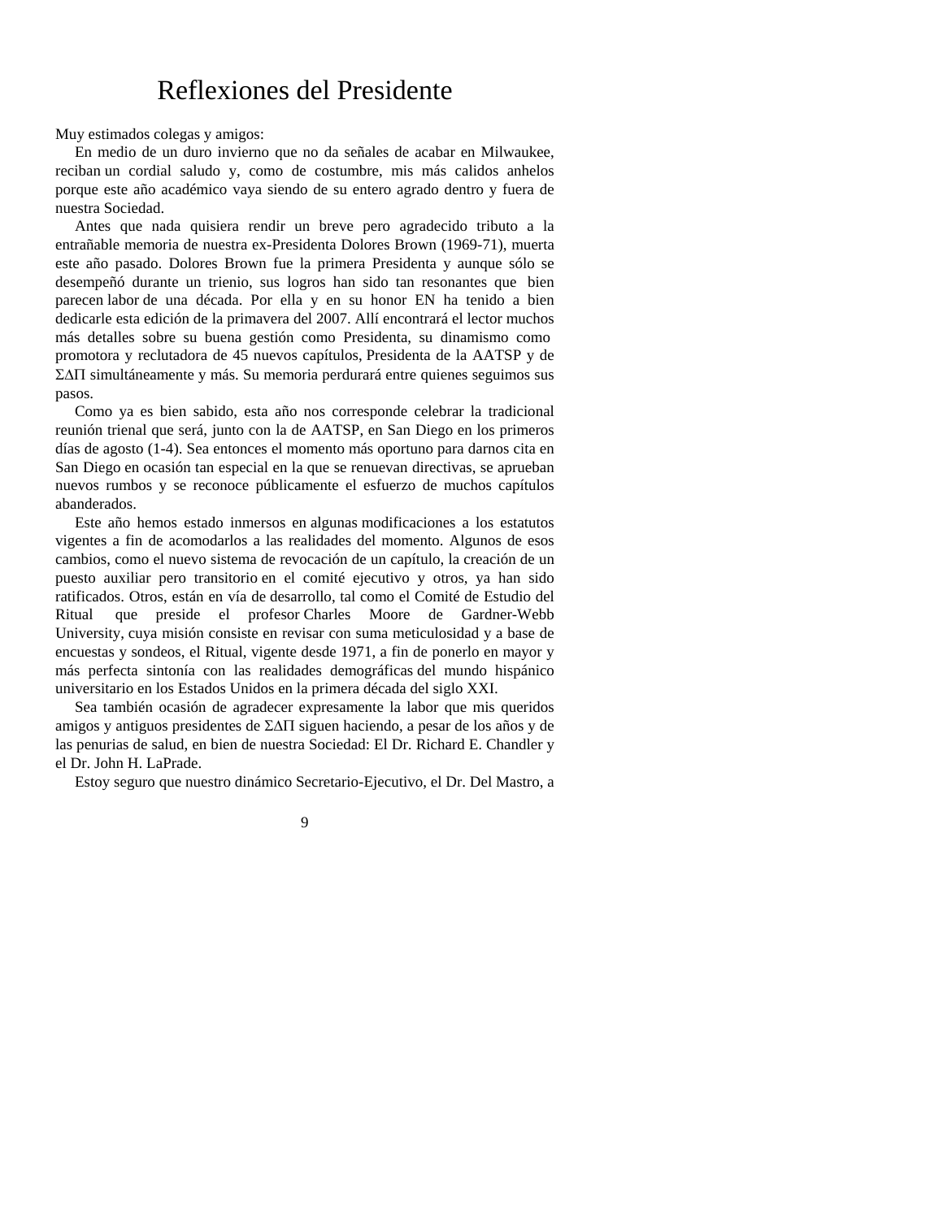# Reflexiones del Presidente

Muy estimados colegas y amigos:

En medio de un duro invierno que no da señales de acabar en Milwaukee, reciban un cordial saludo y, como de costumbre, mis más calidos anhelos porque este año académico vaya siendo de su entero agrado dentro y fuera de nuestra Sociedad.

Antes que nada quisiera rendir un breve pero agradecido tributo a la entrañable memoria de nuestra ex-Presidenta Dolores Brown (1969-71), muerta este año pasado. Dolores Brown fue la primera Presidenta y aunque sólo se desempeñó durante un trienio, sus logros han sido tan resonantes que bien parecen labor de una década. Por ella y en su honor EN ha tenido a bien dedicarle esta edición de la primavera del 2007. Allí encontrará el lector muchos más detalles sobre su buena gestión como Presidenta, su dinamismo como promotora y reclutadora de 45 nuevos capítulos, Presidenta de la AATSP y de ΣΔΠ simultáneamente y más. Su memoria perdurará entre quienes seguimos sus pasos.

Como ya es bien sabido, esta año nos corresponde celebrar la tradicional reunión trienal que será, junto con la de AATSP, en San Diego en los primeros días de agosto (1-4). Sea entonces el momento más oportuno para darnos cita en San Diego en ocasión tan especial en la que se renuevan directivas, se aprueban nuevos rumbos y se reconoce públicamente el esfuerzo de muchos capítulos abanderados.

Este año hemos estado inmersos en algunas modificaciones a los estatutos vigentes a fin de acomodarlos a las realidades del momento. Algunos de esos cambios, como el nuevo sistema de revocación de un capítulo, la creación de un puesto auxiliar pero transitorio en el comité ejecutivo y otros, ya han sido ratificados. Otros, están en vía de desarrollo, tal como el Comité de Estudio del Ritual que preside el profesor Charles Moore de Gardner-Webb University, cuya misión consiste en revisar con suma meticulosidad y a base de encuestas y sondeos, el Ritual, vigente desde 1971, a fin de ponerlo en mayor y más perfecta sintonía con las realidades demográficas del mundo hispánico universitario en los Estados Unidos en la primera década del siglo XXI.

Sea también ocasión de agradecer expresamente la labor que mis queridos amigos y antiguos presidentes de ΣΔΠ siguen haciendo, a pesar de los años y de las penurias de salud, en bien de nuestra Sociedad: El Dr. Richard E. Chandler y el Dr. John H. LaPrade.

Estoy seguro que nuestro dinámico Secretario-Ejecutivo, el Dr. Del Mastro, a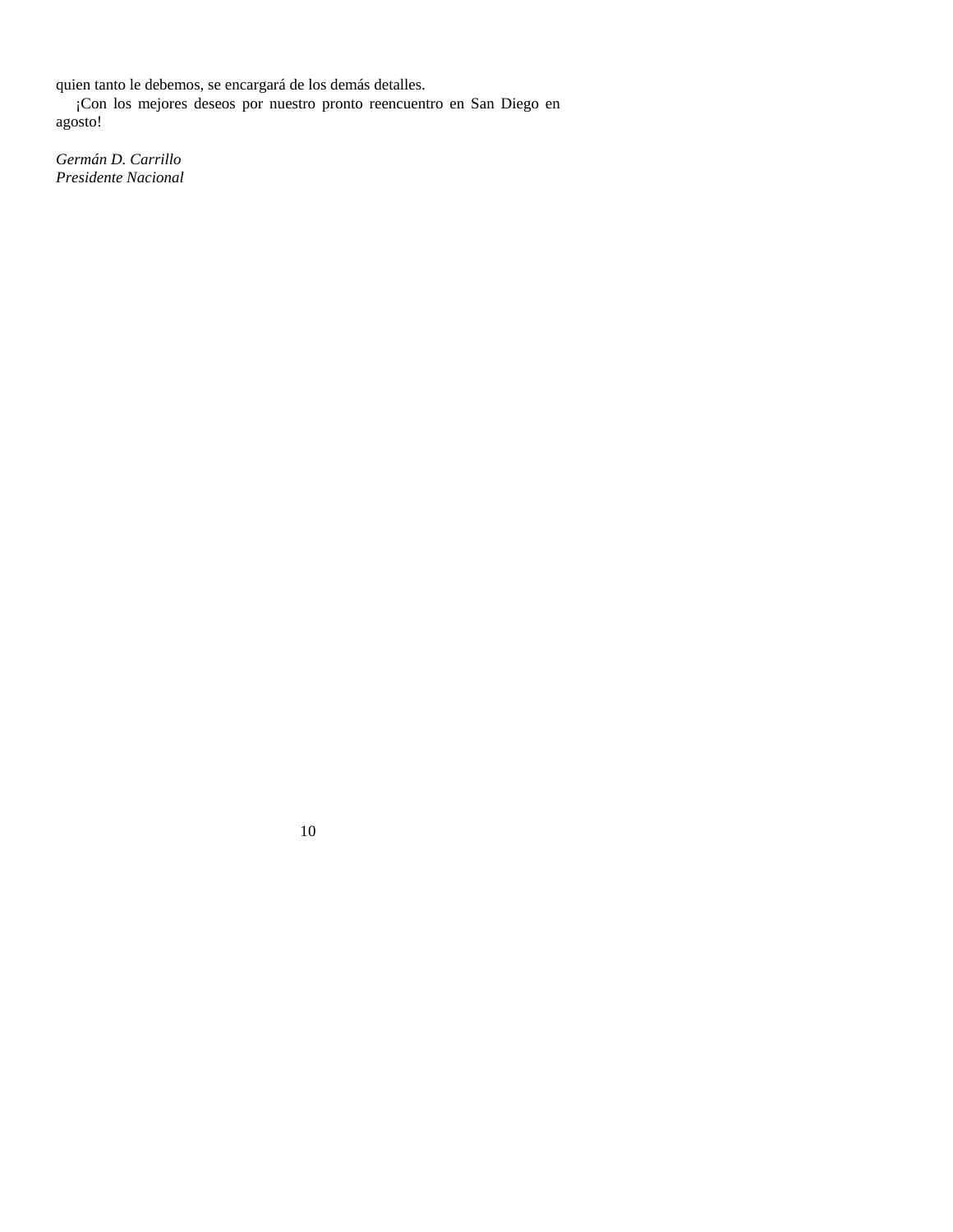quien tanto le debemos, se encargará de los demás detalles.

¡Con los mejores deseos por nuestro pronto reencuentro en San Diego en agosto!

*Germán D. Carrillo*
*Presidente Nacional*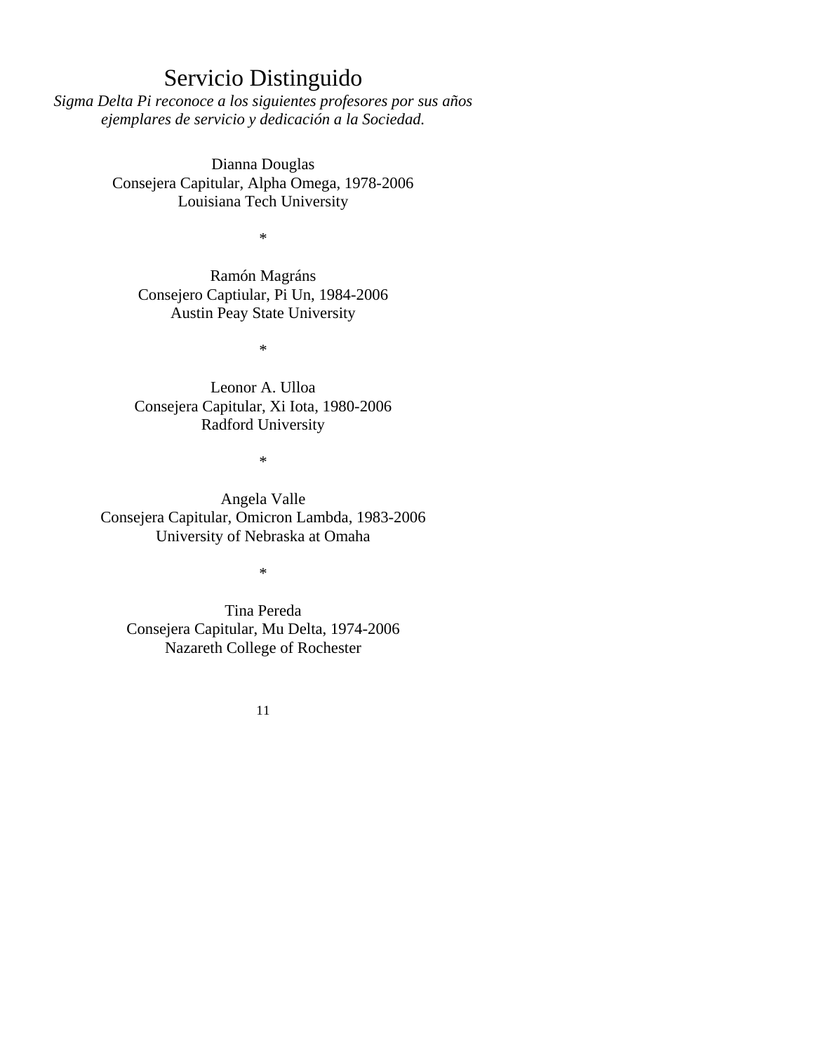# Servicio Distinguido

*Sigma Delta Pi reconoce a los siguientes profesores por sus años ejemplares de servicio y dedicación a la Sociedad.*

Dianna Douglas
Consejera Capitular, Alpha Omega, 1978-2006
Louisiana Tech University

*

Ramón Magráns
Consejero Captiular, Pi Un, 1984-2006
Austin Peay State University

*

Leonor A. Ulloa
Consejera Capitular, Xi Iota, 1980-2006
Radford University

*

Angela Valle
Consejera Capitular, Omicron Lambda, 1983-2006
University of Nebraska at Omaha

*

Tina Pereda
Consejera Capitular, Mu Delta, 1974-2006
Nazareth College of Rochester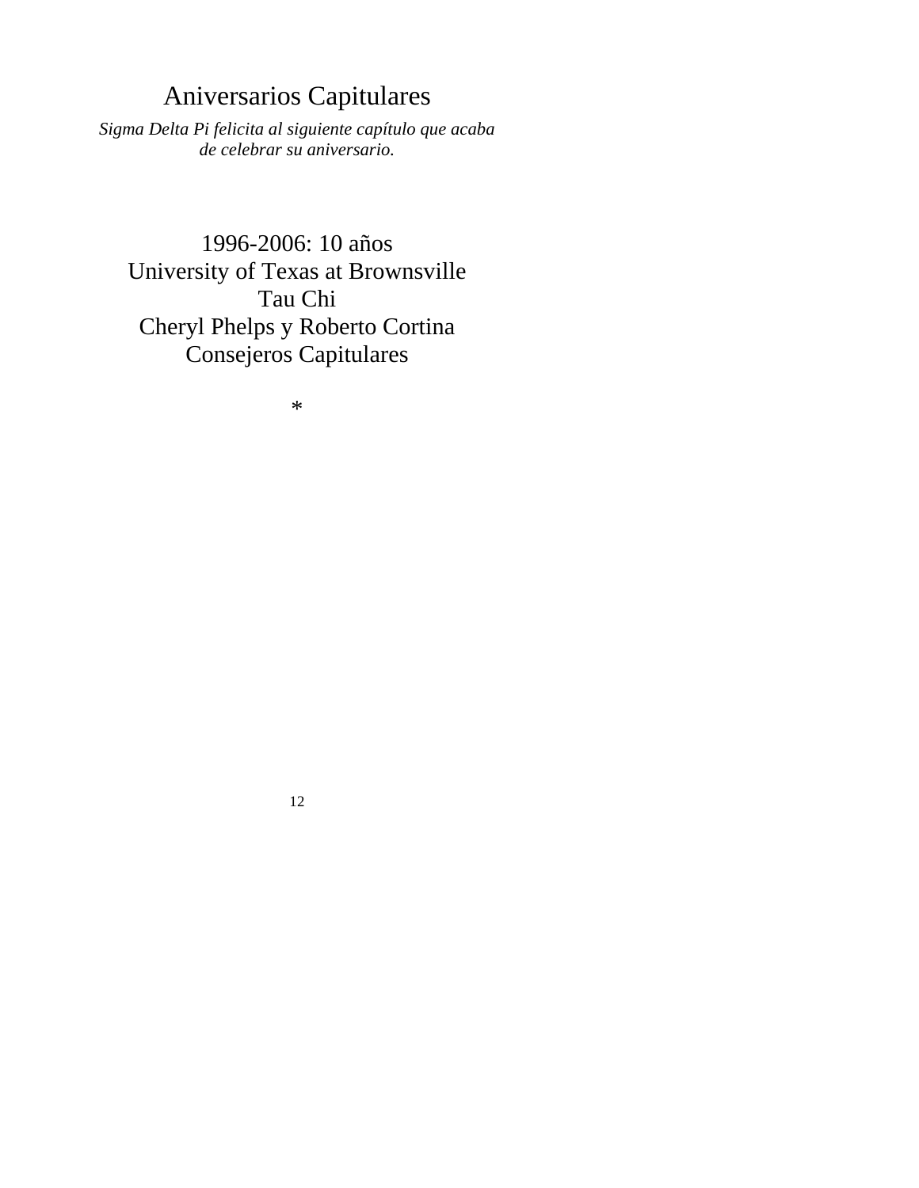# Aniversarios Capitulares

*Sigma Delta Pi felicita al siguiente capítulo que acaba de celebrar su aniversario.*

1996-2006: 10 años
University of Texas at Brownsville
Tau Chi
Cheryl Phelps y Roberto Cortina
Consejeros Capitulares

*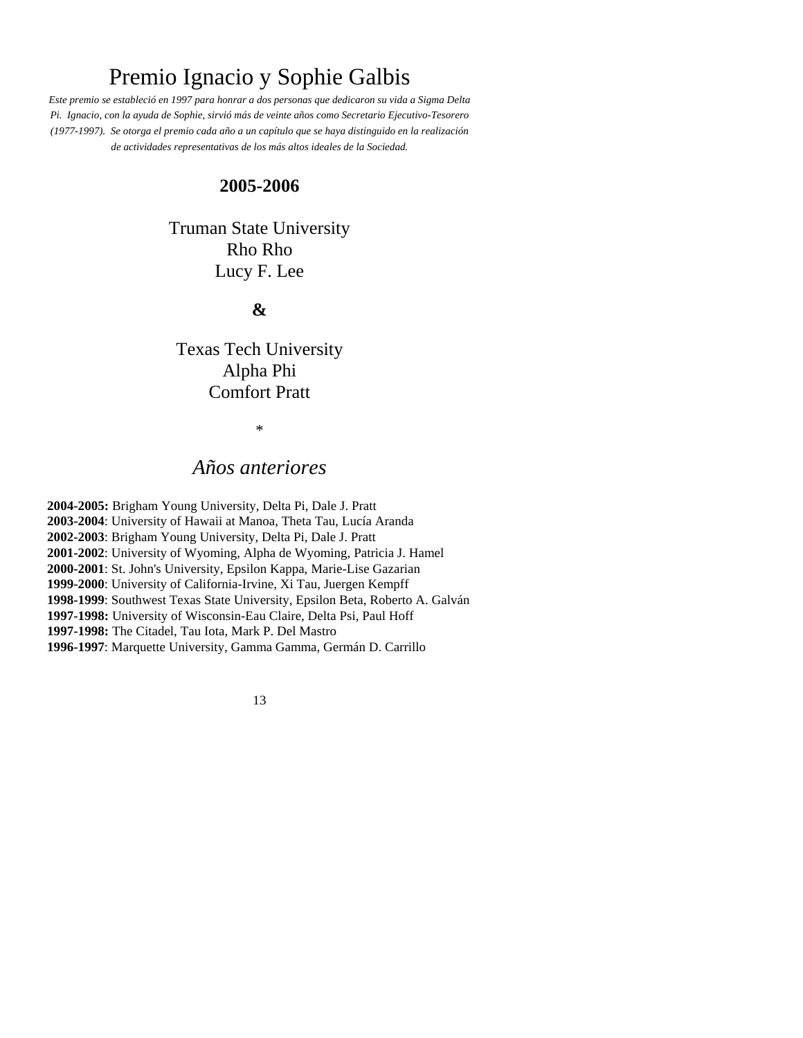# Premio Ignacio y Sophie Galbis

*Este premio se estableció en 1997 para honrar a dos personas que dedicaron su vida a Sigma Delta Pi. Ignacio, con la ayuda de Sophie, sirvió más de veinte años como Secretario Ejecutivo-Tesorero (1977-1997). Se otorga el premio cada año a un capítulo que se haya distinguido en la realización de actividades representativas de los más altos ideales de la Sociedad.*

**2005-2006**

Truman State University
Rho Rho
Lucy F. Lee

**&**

Texas Tech University
Alpha Phi
Comfort Pratt

*

## *Años anteriores*

**2004-2005:** Brigham Young University, Delta Pi, Dale J. Pratt
**2003-2004**: University of Hawaii at Manoa, Theta Tau, Lucía Aranda
**2002-2003**: Brigham Young University, Delta Pi, Dale J. Pratt
**2001-2002**: University of Wyoming, Alpha de Wyoming, Patricia J. Hamel
**2000-2001**: St. John's University, Epsilon Kappa, Marie-Lise Gazarian
**1999-2000**: University of California-Irvine, Xi Tau, Juergen Kempff
**1998-1999**: Southwest Texas State University, Epsilon Beta, Roberto A. Galván
**1997-1998:** University of Wisconsin-Eau Claire, Delta Psi, Paul Hoff
**1997-1998:** The Citadel, Tau Iota, Mark P. Del Mastro
**1996-1997**: Marquette University, Gamma Gamma, Germán D. Carrillo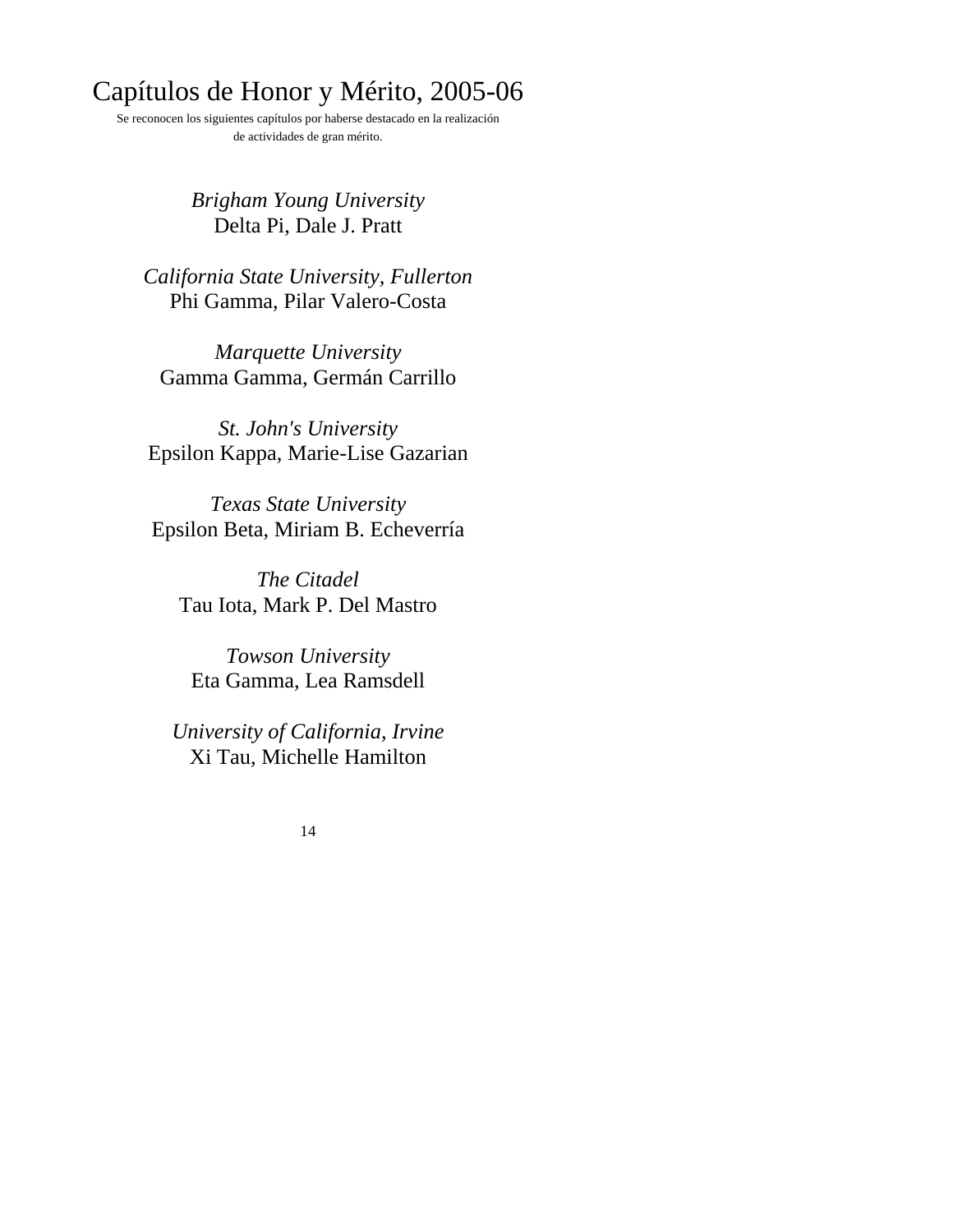# Capítulos de Honor y Mérito, 2005-06

Se reconocen los siguientes capítulos por haberse destacado en la realización de actividades de gran mérito.

*Brigham Young University*
Delta Pi, Dale J. Pratt

*California State University, Fullerton*
Phi Gamma, Pilar Valero-Costa

*Marquette University*
Gamma Gamma, Germán Carrillo

*St. John's University*
Epsilon Kappa, Marie-Lise Gazarian

*Texas State University*
Epsilon Beta, Miriam B. Echeverría

*The Citadel*
Tau Iota, Mark P. Del Mastro

*Towson University*
Eta Gamma, Lea Ramsdell

*University of California, Irvine*
Xi Tau, Michelle Hamilton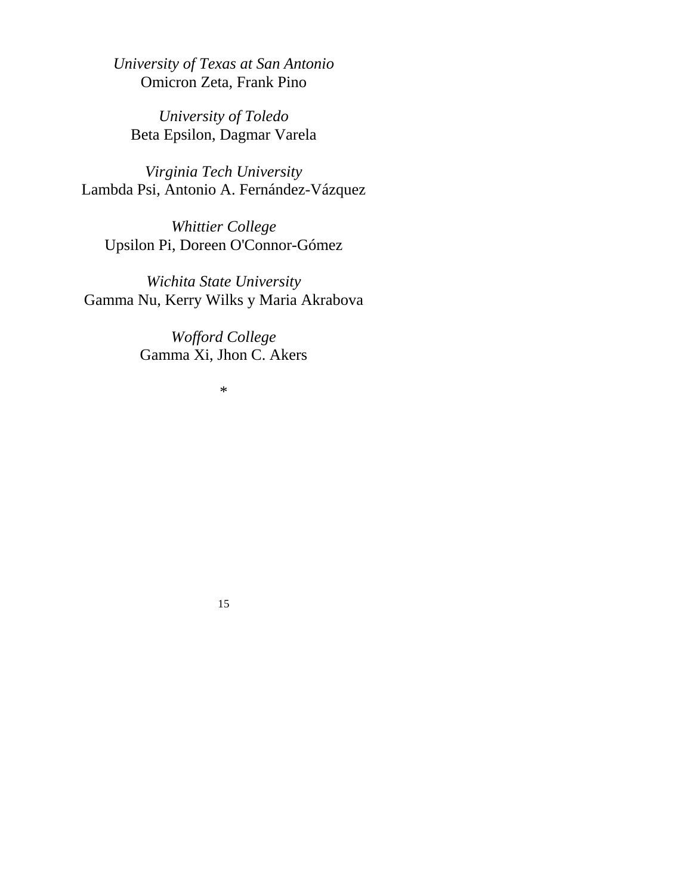*University of Texas at San Antonio*
Omicron Zeta, Frank Pino

*University of Toledo*
Beta Epsilon, Dagmar Varela

*Virginia Tech University*
Lambda Psi, Antonio A. Fernández-Vázquez

*Whittier College*
Upsilon Pi, Doreen O'Connor-Gómez

*Wichita State University*
Gamma Nu, Kerry Wilks y Maria Akrabova

*Wofford College*
Gamma Xi, Jhon C. Akers

*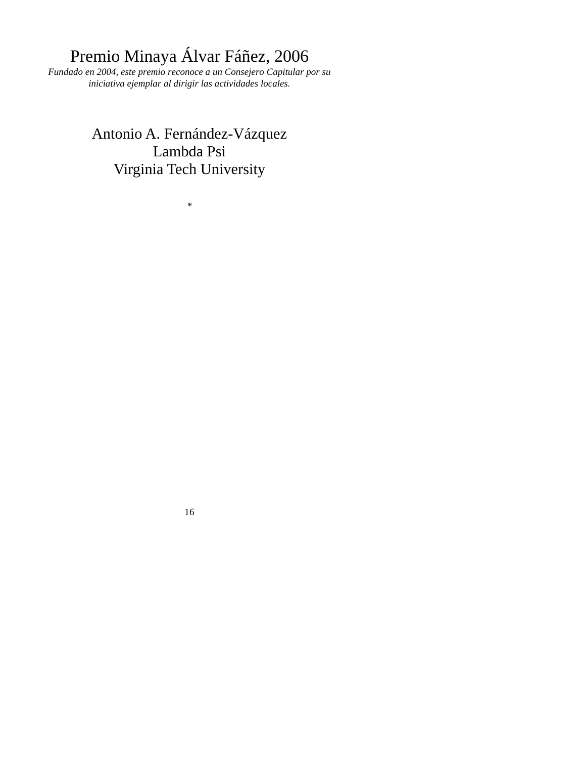# Premio Minaya Álvar Fáñez, 2006

*Fundado en 2004, este premio reconoce a un Consejero Capitular por su iniciativa ejemplar al dirigir las actividades locales.*

Antonio A. Fernández-Vázquez
Lambda Psi
Virginia Tech University

*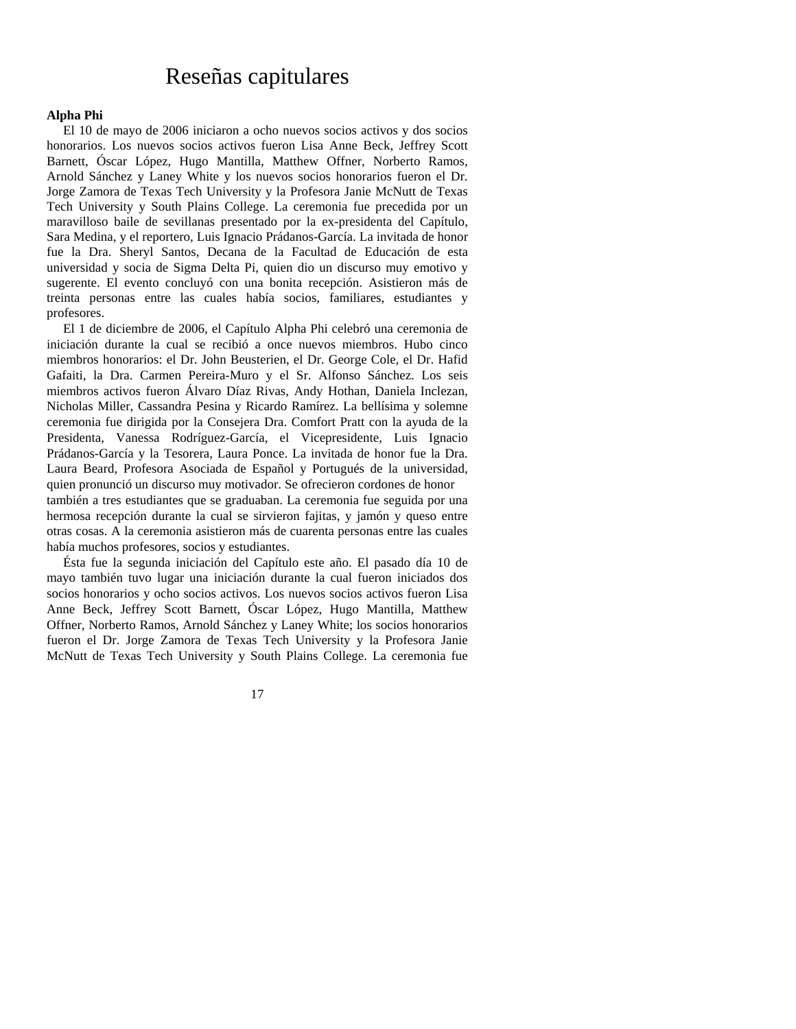# Reseñas capitulares

**Alpha Phi**

El 10 de mayo de 2006 iniciaron a ocho nuevos socios activos y dos socios honorarios. Los nuevos socios activos fueron Lisa Anne Beck, Jeffrey Scott Barnett, Óscar López, Hugo Mantilla, Matthew Offner, Norberto Ramos, Arnold Sánchez y Laney White y los nuevos socios honorarios fueron el Dr. Jorge Zamora de Texas Tech University y la Profesora Janie McNutt de Texas Tech University y South Plains College. La ceremonia fue precedida por un maravilloso baile de sevillanas presentado por la ex-presidenta del Capítulo, Sara Medina, y el reportero, Luis Ignacio Prádanos-García. La invitada de honor fue la Dra. Sheryl Santos, Decana de la Facultad de Educación de esta universidad y socia de Sigma Delta Pi, quien dio un discurso muy emotivo y sugerente. El evento concluyó con una bonita recepción. Asistieron más de treinta personas entre las cuales había socios, familiares, estudiantes y profesores.

El 1 de diciembre de 2006, el Capítulo Alpha Phi celebró una ceremonia de iniciación durante la cual se recibió a once nuevos miembros. Hubo cinco miembros honorarios: el Dr. John Beusterien, el Dr. George Cole, el Dr. Hafid Gafaiti, la Dra. Carmen Pereira-Muro y el Sr. Alfonso Sánchez. Los seis miembros activos fueron Álvaro Díaz Rivas, Andy Hothan, Daniela Inclezan, Nicholas Miller, Cassandra Pesina y Ricardo Ramírez. La bellísima y solemne ceremonia fue dirigida por la Consejera Dra. Comfort Pratt con la ayuda de la Presidenta, Vanessa Rodríguez-García, el Vicepresidente, Luis Ignacio Prádanos-García y la Tesorera, Laura Ponce. La invitada de honor fue la Dra. Laura Beard, Profesora Asociada de Español y Portugués de la universidad, quien pronunció un discurso muy motivador. Se ofrecieron cordones de honor también a tres estudiantes que se graduaban. La ceremonia fue seguida por una hermosa recepción durante la cual se sirvieron fajitas, y jamón y queso entre otras cosas. A la ceremonia asistieron más de cuarenta personas entre las cuales había muchos profesores, socios y estudiantes.

Ésta fue la segunda iniciación del Capítulo este año. El pasado día 10 de mayo también tuvo lugar una iniciación durante la cual fueron iniciados dos socios honorarios y ocho socios activos. Los nuevos socios activos fueron Lisa Anne Beck, Jeffrey Scott Barnett, Óscar López, Hugo Mantilla, Matthew Offner, Norberto Ramos, Arnold Sánchez y Laney White; los socios honorarios fueron el Dr. Jorge Zamora de Texas Tech University y la Profesora Janie McNutt de Texas Tech University y South Plains College. La ceremonia fue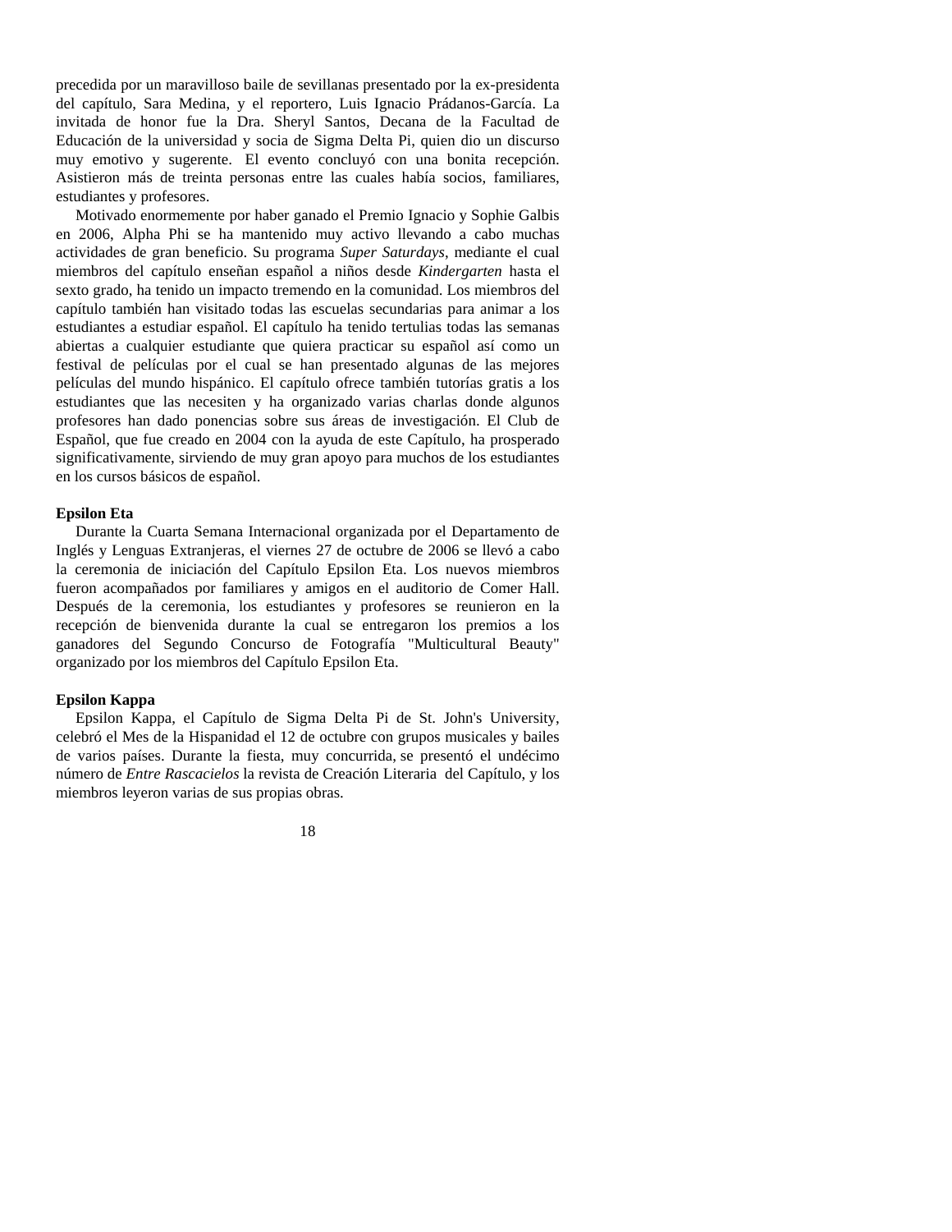precedida por un maravilloso baile de sevillanas presentado por la ex-presidenta del capítulo, Sara Medina, y el reportero, Luis Ignacio Prádanos-García. La invitada de honor fue la Dra. Sheryl Santos, Decana de la Facultad de Educación de la universidad y socia de Sigma Delta Pi, quien dio un discurso muy emotivo y sugerente. El evento concluyó con una bonita recepción. Asistieron más de treinta personas entre las cuales había socios, familiares, estudiantes y profesores.

Motivado enormemente por haber ganado el Premio Ignacio y Sophie Galbis en 2006, Alpha Phi se ha mantenido muy activo llevando a cabo muchas actividades de gran beneficio. Su programa *Super Saturdays*, mediante el cual miembros del capítulo enseñan español a niños desde *Kindergarten* hasta el sexto grado, ha tenido un impacto tremendo en la comunidad. Los miembros del capítulo también han visitado todas las escuelas secundarias para animar a los estudiantes a estudiar español. El capítulo ha tenido tertulias todas las semanas abiertas a cualquier estudiante que quiera practicar su español así como un festival de películas por el cual se han presentado algunas de las mejores películas del mundo hispánico. El capítulo ofrece también tutorías gratis a los estudiantes que las necesiten y ha organizado varias charlas donde algunos profesores han dado ponencias sobre sus áreas de investigación. El Club de Español, que fue creado en 2004 con la ayuda de este Capítulo, ha prosperado significativamente, sirviendo de muy gran apoyo para muchos de los estudiantes en los cursos básicos de español.

**Epsilon Eta**

Durante la Cuarta Semana Internacional organizada por el Departamento de Inglés y Lenguas Extranjeras, el viernes 27 de octubre de 2006 se llevó a cabo la ceremonia de iniciación del Capítulo Epsilon Eta. Los nuevos miembros fueron acompañados por familiares y amigos en el auditorio de Comer Hall. Después de la ceremonia, los estudiantes y profesores se reunieron en la recepción de bienvenida durante la cual se entregaron los premios a los ganadores del Segundo Concurso de Fotografía "Multicultural Beauty" organizado por los miembros del Capítulo Epsilon Eta.

**Epsilon Kappa**

Epsilon Kappa, el Capítulo de Sigma Delta Pi de St. John's University, celebró el Mes de la Hispanidad el 12 de octubre con grupos musicales y bailes de varios países. Durante la fiesta, muy concurrida, se presentó el undécimo número de *Entre Rascacielos* la revista de Creación Literaria del Capítulo, y los miembros leyeron varias de sus propias obras.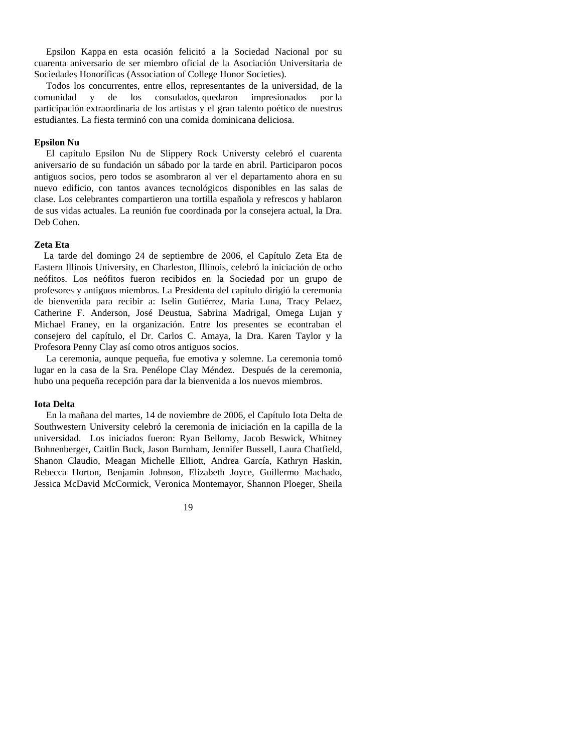Epsilon Kappa en esta ocasión felicitó a la Sociedad Nacional por su cuarenta aniversario de ser miembro oficial de la Asociación Universitaria de Sociedades Honoríficas (Association of College Honor Societies).

Todos los concurrentes, entre ellos, representantes de la universidad, de la comunidad y de los consulados, quedaron impresionados por la participación extraordinaria de los artistas y el gran talento poético de nuestros estudiantes. La fiesta terminó con una comida dominicana deliciosa.

**Epsilon Nu**

El capítulo Epsilon Nu de Slippery Rock Universty celebró el cuarenta aniversario de su fundación un sábado por la tarde en abril. Participaron pocos antiguos socios, pero todos se asombraron al ver el departamento ahora en su nuevo edificio, con tantos avances tecnológicos disponibles en las salas de clase. Los celebrantes compartieron una tortilla española y refrescos y hablaron de sus vidas actuales. La reunión fue coordinada por la consejera actual, la Dra. Deb Cohen.

**Zeta Eta**

La tarde del domingo 24 de septiembre de 2006, el Capítulo Zeta Eta de Eastern Illinois University, en Charleston, Illinois, celebró la iniciación de ocho neófitos. Los neófitos fueron recibidos en la Sociedad por un grupo de profesores y antiguos miembros. La Presidenta del capítulo dirigió la ceremonia de bienvenida para recibir a: Iselin Gutiérrez, Maria Luna, Tracy Pelaez, Catherine F. Anderson, José Deustua, Sabrina Madrigal, Omega Lujan y Michael Franey, en la organización. Entre los presentes se econtraban el consejero del capítulo, el Dr. Carlos C. Amaya, la Dra. Karen Taylor y la Profesora Penny Clay así como otros antiguos socios.

La ceremonia, aunque pequeña, fue emotiva y solemne. La ceremonia tomó lugar en la casa de la Sra. Penélope Clay Méndez. Después de la ceremonia, hubo una pequeña recepción para dar la bienvenida a los nuevos miembros.

**Iota Delta**

En la mañana del martes, 14 de noviembre de 2006, el Capítulo Iota Delta de Southwestern University celebró la ceremonia de iniciación en la capilla de la universidad. Los iniciados fueron: Ryan Bellomy, Jacob Beswick, Whitney Bohnenberger, Caitlin Buck, Jason Burnham, Jennifer Bussell, Laura Chatfield, Shanon Claudio, Meagan Michelle Elliott, Andrea García, Kathryn Haskin, Rebecca Horton, Benjamin Johnson, Elizabeth Joyce, Guillermo Machado, Jessica McDavid McCormick, Veronica Montemayor, Shannon Ploeger, Sheila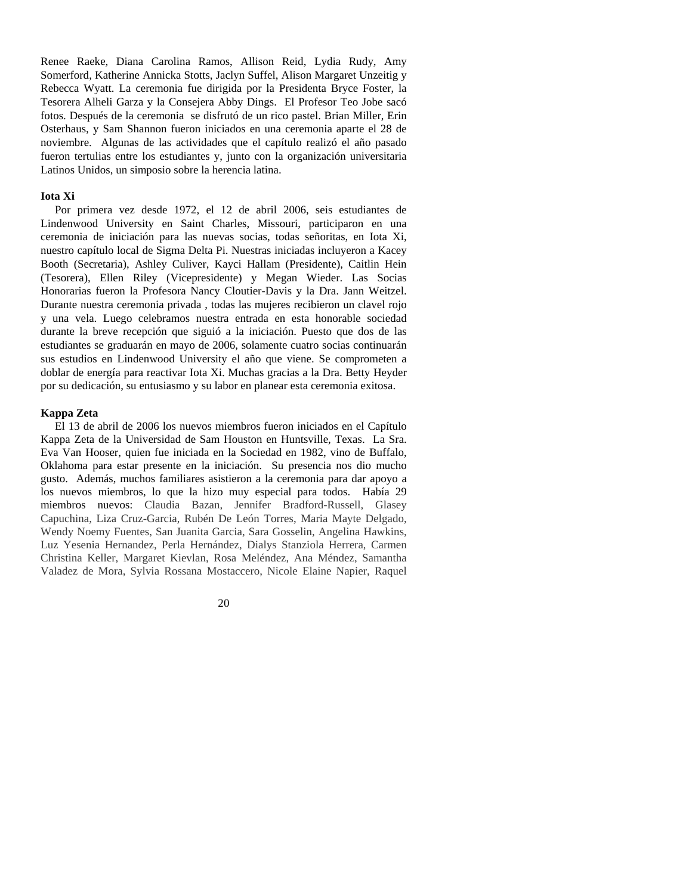Renee Raeke, Diana Carolina Ramos, Allison Reid, Lydia Rudy, Amy Somerford, Katherine Annicka Stotts, Jaclyn Suffel, Alison Margaret Unzeitig y Rebecca Wyatt. La ceremonia fue dirigida por la Presidenta Bryce Foster, la Tesorera Alheli Garza y la Consejera Abby Dings. El Profesor Teo Jobe sacó fotos. Después de la ceremonia se disfrutó de un rico pastel. Brian Miller, Erin Osterhaus, y Sam Shannon fueron iniciados en una ceremonia aparte el 28 de noviembre. Algunas de las actividades que el capítulo realizó el año pasado fueron tertulias entre los estudiantes y, junto con la organización universitaria Latinos Unidos, un simposio sobre la herencia latina.

**Iota Xi**

Por primera vez desde 1972, el 12 de abril 2006, seis estudiantes de Lindenwood University en Saint Charles, Missouri, participaron en una ceremonia de iniciación para las nuevas socias, todas señoritas, en Iota Xi, nuestro capítulo local de Sigma Delta Pi. Nuestras iniciadas incluyeron a Kacey Booth (Secretaria), Ashley Culiver, Kayci Hallam (Presidente), Caitlin Hein (Tesorera), Ellen Riley (Vicepresidente) y Megan Wieder. Las Socias Honorarias fueron la Profesora Nancy Cloutier-Davis y la Dra. Jann Weitzel. Durante nuestra ceremonia privada , todas las mujeres recibieron un clavel rojo y una vela. Luego celebramos nuestra entrada en esta honorable sociedad durante la breve recepción que siguió a la iniciación. Puesto que dos de las estudiantes se graduarán en mayo de 2006, solamente cuatro socias continuarán sus estudios en Lindenwood University el año que viene. Se comprometen a doblar de energía para reactivar Iota Xi. Muchas gracias a la Dra. Betty Heyder por su dedicación, su entusiasmo y su labor en planear esta ceremonia exitosa.

**Kappa Zeta**

El 13 de abril de 2006 los nuevos miembros fueron iniciados en el Capítulo Kappa Zeta de la Universidad de Sam Houston en Huntsville, Texas. La Sra. Eva Van Hooser, quien fue iniciada en la Sociedad en 1982, vino de Buffalo, Oklahoma para estar presente en la iniciación. Su presencia nos dio mucho gusto. Además, muchos familiares asistieron a la ceremonia para dar apoyo a los nuevos miembros, lo que la hizo muy especial para todos. Había 29 miembros nuevos: Claudia Bazan, Jennifer Bradford-Russell, Glasey Capuchina, Liza Cruz-Garcia, Rubén De León Torres, Maria Mayte Delgado, Wendy Noemy Fuentes, San Juanita Garcia, Sara Gosselin, Angelina Hawkins, Luz Yesenia Hernandez, Perla Hernández, Dialys Stanziola Herrera, Carmen Christina Keller, Margaret Kievlan, Rosa Meléndez, Ana Méndez, Samantha Valadez de Mora, Sylvia Rossana Mostaccero, Nicole Elaine Napier, Raquel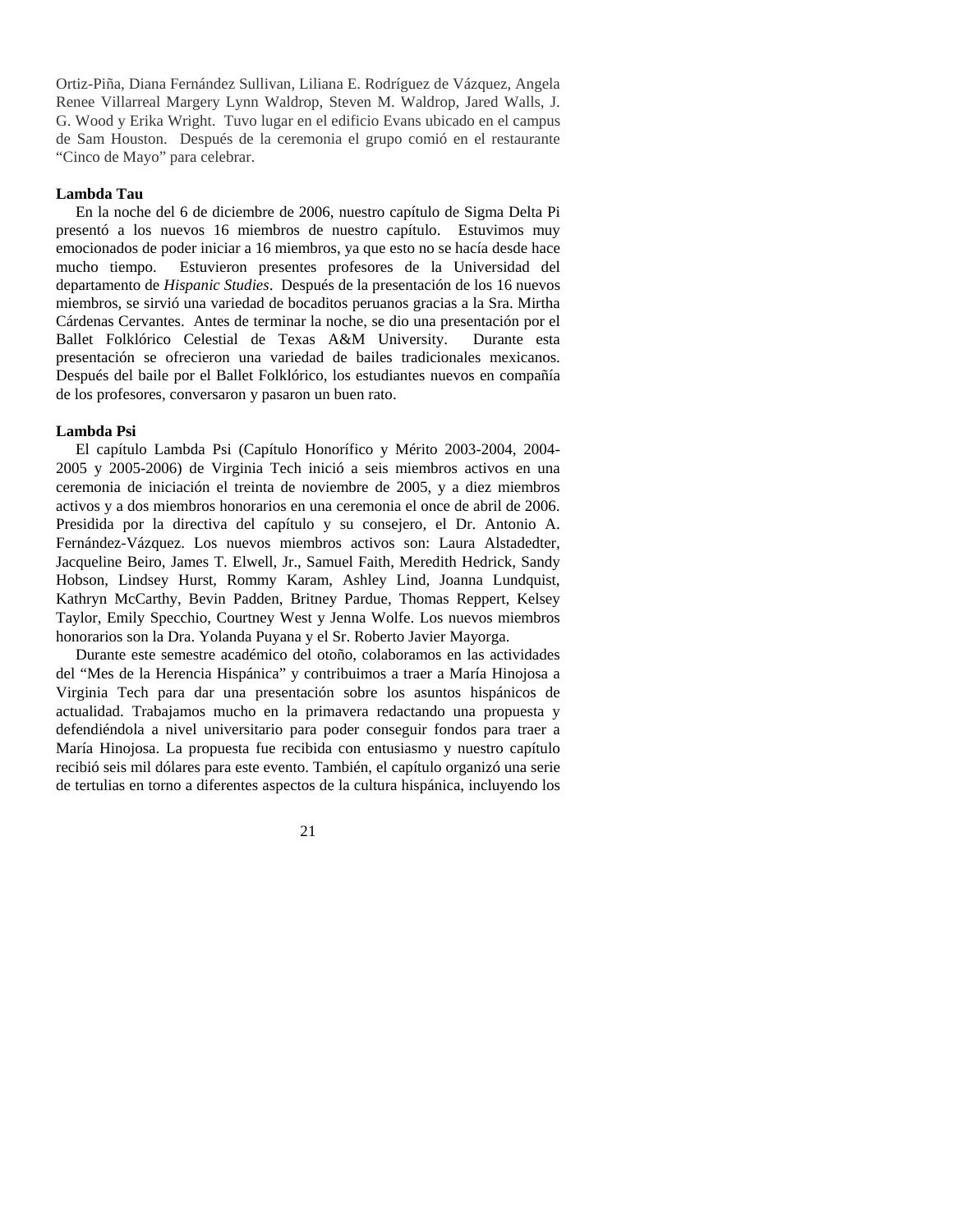Ortiz-Piña, Diana Fernández Sullivan, Liliana E. Rodríguez de Vázquez, Angela Renee Villarreal Margery Lynn Waldrop, Steven M. Waldrop, Jared Walls, J. G. Wood y Erika Wright. Tuvo lugar en el edificio Evans ubicado en el campus de Sam Houston. Después de la ceremonia el grupo comió en el restaurante "Cinco de Mayo" para celebrar.

**Lambda Tau**

En la noche del 6 de diciembre de 2006, nuestro capítulo de Sigma Delta Pi presentó a los nuevos 16 miembros de nuestro capítulo. Estuvimos muy emocionados de poder iniciar a 16 miembros, ya que esto no se hacía desde hace mucho tiempo. Estuvieron presentes profesores de la Universidad del departamento de *Hispanic Studies*. Después de la presentación de los 16 nuevos miembros, se sirvió una variedad de bocaditos peruanos gracias a la Sra. Mirtha Cárdenas Cervantes. Antes de terminar la noche, se dio una presentación por el Ballet Folklórico Celestial de Texas A&M University. Durante esta presentación se ofrecieron una variedad de bailes tradicionales mexicanos. Después del baile por el Ballet Folklórico, los estudiantes nuevos en compañía de los profesores, conversaron y pasaron un buen rato.

**Lambda Psi**

El capítulo Lambda Psi (Capítulo Honorífico y Mérito 2003-2004, 2004-2005 y 2005-2006) de Virginia Tech inició a seis miembros activos en una ceremonia de iniciación el treinta de noviembre de 2005, y a diez miembros activos y a dos miembros honorarios en una ceremonia el once de abril de 2006. Presidida por la directiva del capítulo y su consejero, el Dr. Antonio A. Fernández-Vázquez. Los nuevos miembros activos son: Laura Alstadedter, Jacqueline Beiro, James T. Elwell, Jr., Samuel Faith, Meredith Hedrick, Sandy Hobson, Lindsey Hurst, Rommy Karam, Ashley Lind, Joanna Lundquist, Kathryn McCarthy, Bevin Padden, Britney Pardue, Thomas Reppert, Kelsey Taylor, Emily Specchio, Courtney West y Jenna Wolfe. Los nuevos miembros honorarios son la Dra. Yolanda Puyana y el Sr. Roberto Javier Mayorga.

Durante este semestre académico del otoño, colaboramos en las actividades del "Mes de la Herencia Hispánica" y contribuimos a traer a María Hinojosa a Virginia Tech para dar una presentación sobre los asuntos hispánicos de actualidad. Trabajamos mucho en la primavera redactando una propuesta y defendiéndola a nivel universitario para poder conseguir fondos para traer a María Hinojosa. La propuesta fue recibida con entusiasmo y nuestro capítulo recibió seis mil dólares para este evento. También, el capítulo organizó una serie de tertulias en torno a diferentes aspectos de la cultura hispánica, incluyendo los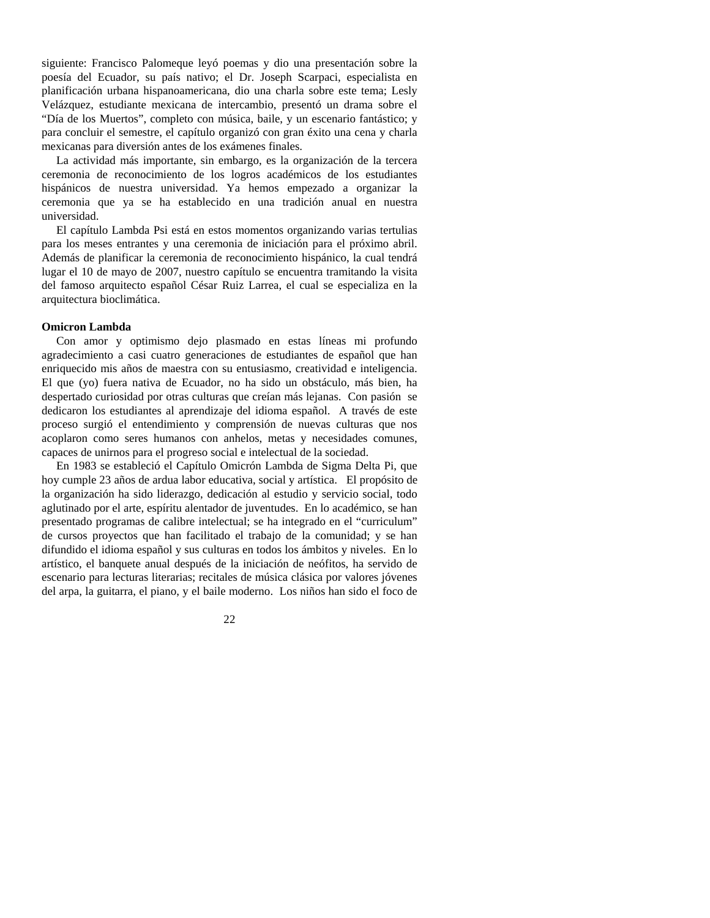siguiente: Francisco Palomeque leyó poemas y dio una presentación sobre la poesía del Ecuador, su país nativo; el Dr. Joseph Scarpaci, especialista en planificación urbana hispanoamericana, dio una charla sobre este tema; Lesly Velázquez, estudiante mexicana de intercambio, presentó un drama sobre el "Día de los Muertos", completo con música, baile, y un escenario fantástico; y para concluir el semestre, el capítulo organizó con gran éxito una cena y charla mexicanas para diversión antes de los exámenes finales.

La actividad más importante, sin embargo, es la organización de la tercera ceremonia de reconocimiento de los logros académicos de los estudiantes hispánicos de nuestra universidad. Ya hemos empezado a organizar la ceremonia que ya se ha establecido en una tradición anual en nuestra universidad.

El capítulo Lambda Psi está en estos momentos organizando varias tertulias para los meses entrantes y una ceremonia de iniciación para el próximo abril. Además de planificar la ceremonia de reconocimiento hispánico, la cual tendrá lugar el 10 de mayo de 2007, nuestro capítulo se encuentra tramitando la visita del famoso arquitecto español César Ruiz Larrea, el cual se especializa en la arquitectura bioclimática.

**Omicron Lambda**

Con amor y optimismo dejo plasmado en estas líneas mi profundo agradecimiento a casi cuatro generaciones de estudiantes de español que han enriquecido mis años de maestra con su entusiasmo, creatividad e inteligencia. El que (yo) fuera nativa de Ecuador, no ha sido un obstáculo, más bien, ha despertado curiosidad por otras culturas que creían más lejanas. Con pasión se dedicaron los estudiantes al aprendizaje del idioma español. A través de este proceso surgió el entendimiento y comprensión de nuevas culturas que nos acoplaron como seres humanos con anhelos, metas y necesidades comunes, capaces de unirnos para el progreso social e intelectual de la sociedad.

En 1983 se estableció el Capítulo Omicrón Lambda de Sigma Delta Pi, que hoy cumple 23 años de ardua labor educativa, social y artística. El propósito de la organización ha sido liderazgo, dedicación al estudio y servicio social, todo aglutinado por el arte, espíritu alentador de juventudes. En lo académico, se han presentado programas de calibre intelectual; se ha integrado en el "curriculum" de cursos proyectos que han facilitado el trabajo de la comunidad; y se han difundido el idioma español y sus culturas en todos los ámbitos y niveles. En lo artístico, el banquete anual después de la iniciación de neófitos, ha servido de escenario para lecturas literarias; recitales de música clásica por valores jóvenes del arpa, la guitarra, el piano, y el baile moderno. Los niños han sido el foco de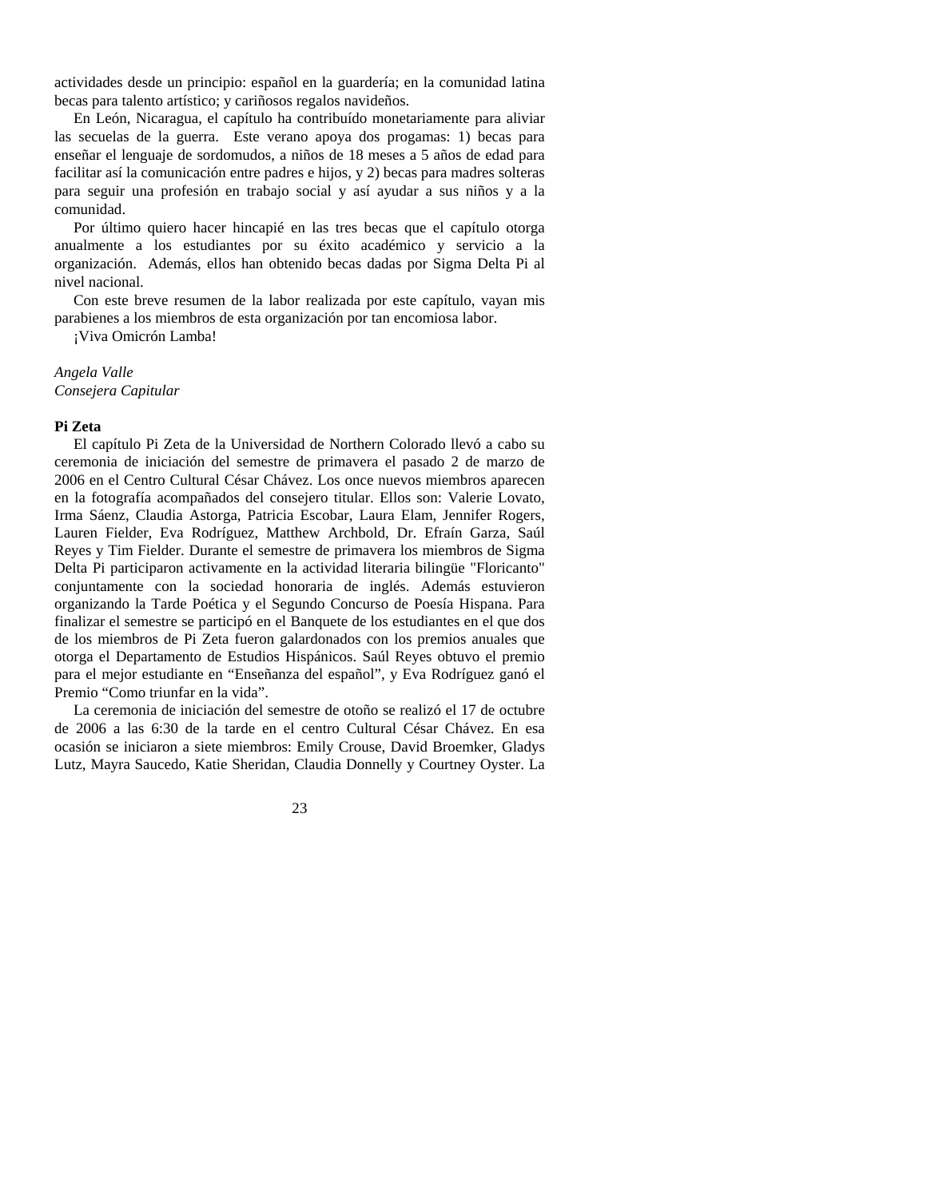actividades desde un principio: español en la guardería; en la comunidad latina becas para talento artístico; y cariñosos regalos navideños.

En León, Nicaragua, el capítulo ha contribuído monetariamente para aliviar las secuelas de la guerra. Este verano apoya dos progamas: 1) becas para enseñar el lenguaje de sordomudos, a niños de 18 meses a 5 años de edad para facilitar así la comunicación entre padres e hijos, y 2) becas para madres solteras para seguir una profesión en trabajo social y así ayudar a sus niños y a la comunidad.

Por último quiero hacer hincapié en las tres becas que el capítulo otorga anualmente a los estudiantes por su éxito académico y servicio a la organización. Además, ellos han obtenido becas dadas por Sigma Delta Pi al nivel nacional.

Con este breve resumen de la labor realizada por este capítulo, vayan mis parabienes a los miembros de esta organización por tan encomiosa labor.

¡Viva Omicrón Lamba!

*Angela Valle*
*Consejera Capitular*

**Pi Zeta**

El capítulo Pi Zeta de la Universidad de Northern Colorado llevó a cabo su ceremonia de iniciación del semestre de primavera el pasado 2 de marzo de 2006 en el Centro Cultural César Chávez. Los once nuevos miembros aparecen en la fotografía acompañados del consejero titular. Ellos son: Valerie Lovato, Irma Sáenz, Claudia Astorga, Patricia Escobar, Laura Elam, Jennifer Rogers, Lauren Fielder, Eva Rodríguez, Matthew Archbold, Dr. Efraín Garza, Saúl Reyes y Tim Fielder. Durante el semestre de primavera los miembros de Sigma Delta Pi participaron activamente en la actividad literaria bilingüe "Floricanto" conjuntamente con la sociedad honoraria de inglés. Además estuvieron organizando la Tarde Poética y el Segundo Concurso de Poesía Hispana. Para finalizar el semestre se participó en el Banquete de los estudiantes en el que dos de los miembros de Pi Zeta fueron galardonados con los premios anuales que otorga el Departamento de Estudios Hispánicos. Saúl Reyes obtuvo el premio para el mejor estudiante en "Enseñanza del español", y Eva Rodríguez ganó el Premio "Como triunfar en la vida".

La ceremonia de iniciación del semestre de otoño se realizó el 17 de octubre de 2006 a las 6:30 de la tarde en el centro Cultural César Chávez. En esa ocasión se iniciaron a siete miembros: Emily Crouse, David Broemker, Gladys Lutz, Mayra Saucedo, Katie Sheridan, Claudia Donnelly y Courtney Oyster. La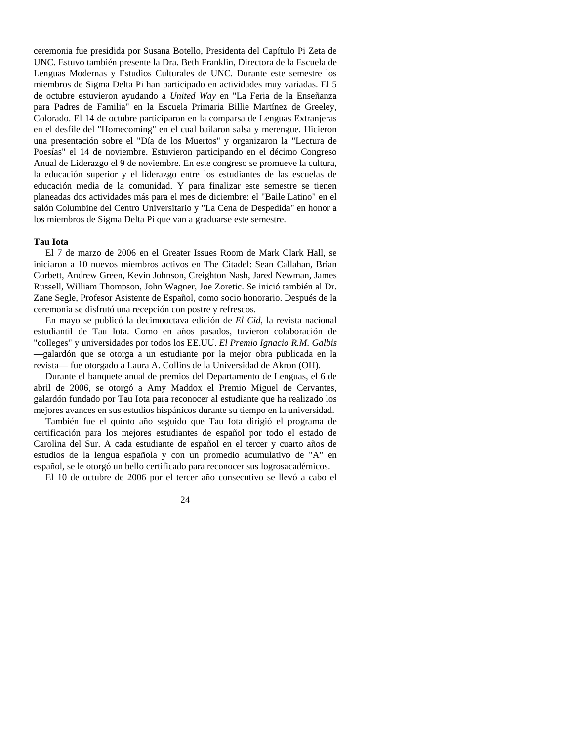ceremonia fue presidida por Susana Botello, Presidenta del Capítulo Pi Zeta de UNC. Estuvo también presente la Dra. Beth Franklin, Directora de la Escuela de Lenguas Modernas y Estudios Culturales de UNC. Durante este semestre los miembros de Sigma Delta Pi han participado en actividades muy variadas. El 5 de octubre estuvieron ayudando a *United Way* en "La Feria de la Enseñanza para Padres de Familia" en la Escuela Primaria Billie Martínez de Greeley, Colorado. El 14 de octubre participaron en la comparsa de Lenguas Extranjeras en el desfile del "Homecoming" en el cual bailaron salsa y merengue. Hicieron una presentación sobre el "Día de los Muertos" y organizaron la "Lectura de Poesías" el 14 de noviembre. Estuvieron participando en el décimo Congreso Anual de Liderazgo el 9 de noviembre. En este congreso se promueve la cultura, la educación superior y el liderazgo entre los estudiantes de las escuelas de educación media de la comunidad. Y para finalizar este semestre se tienen planeadas dos actividades más para el mes de diciembre: el "Baile Latino" en el salón Columbine del Centro Universitario y "La Cena de Despedida" en honor a los miembros de Sigma Delta Pi que van a graduarse este semestre.

**Tau Iota**

El 7 de marzo de 2006 en el Greater Issues Room de Mark Clark Hall, se iniciaron a 10 nuevos miembros activos en The Citadel: Sean Callahan, Brian Corbett, Andrew Green, Kevin Johnson, Creighton Nash, Jared Newman, James Russell, William Thompson, John Wagner, Joe Zoretic. Se inició también al Dr. Zane Segle, Profesor Asistente de Español, como socio honorario. Después de la ceremonia se disfrutó una recepción con postre y refrescos.

En mayo se publicó la decimooctava edición de *El Cid*, la revista nacional estudiantil de Tau Iota. Como en años pasados, tuvieron colaboración de "colleges" y universidades por todos los EE.UU. *El Premio Ignacio R.M. Galbis* —galardón que se otorga a un estudiante por la mejor obra publicada en la revista— fue otorgado a Laura A. Collins de la Universidad de Akron (OH).

Durante el banquete anual de premios del Departamento de Lenguas, el 6 de abril de 2006, se otorgó a Amy Maddox el Premio Miguel de Cervantes, galardón fundado por Tau Iota para reconocer al estudiante que ha realizado los mejores avances en sus estudios hispánicos durante su tiempo en la universidad.

También fue el quinto año seguido que Tau Iota dirigió el programa de certificación para los mejores estudiantes de español por todo el estado de Carolina del Sur. A cada estudiante de español en el tercer y cuarto años de estudios de la lengua española y con un promedio acumulativo de "A" en español, se le otorgó un bello certificado para reconocer sus logrosacadémicos.

El 10 de octubre de 2006 por el tercer año consecutivo se llevó a cabo el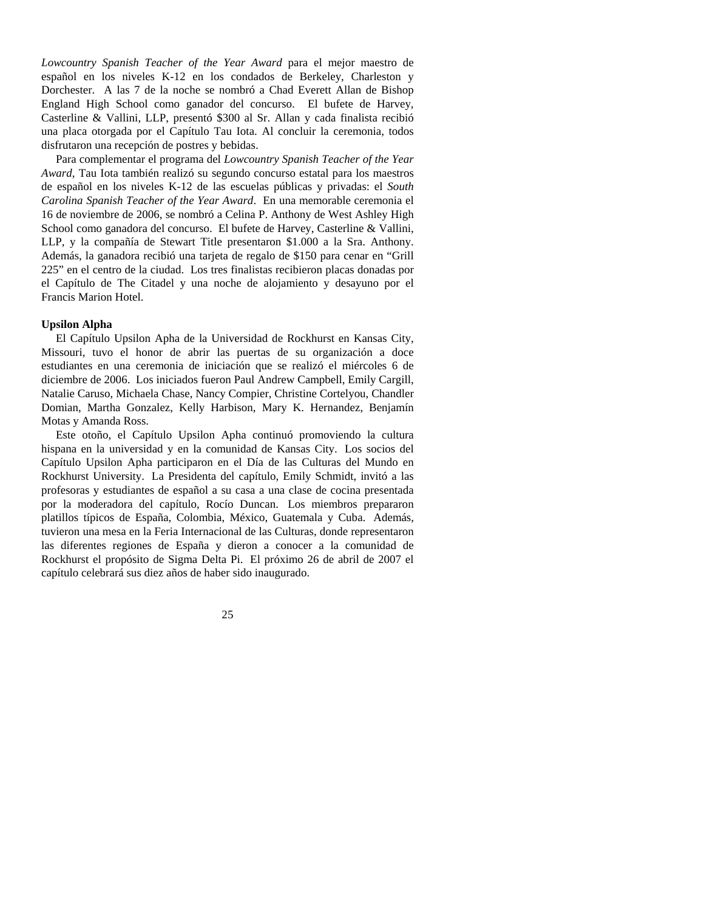*Lowcountry Spanish Teacher of the Year Award* para el mejor maestro de español en los niveles K-12 en los condados de Berkeley, Charleston y Dorchester. A las 7 de la noche se nombró a Chad Everett Allan de Bishop England High School como ganador del concurso. El bufete de Harvey, Casterline & Vallini, LLP, presentó $300 al Sr. Allan y cada finalista recibió una placa otorgada por el Capítulo Tau Iota. Al concluir la ceremonia, todos disfrutaron una recepción de postres y bebidas.

Para complementar el programa del *Lowcountry Spanish Teacher of the Year Award*, Tau Iota también realizó su segundo concurso estatal para los maestros de español en los niveles K-12 de las escuelas públicas y privadas: el *South Carolina Spanish Teacher of the Year Award*. En una memorable ceremonia el 16 de noviembre de 2006, se nombró a Celina P. Anthony de West Ashley High School como ganadora del concurso. El bufete de Harvey, Casterline & Vallini, LLP, y la compañía de Stewart Title presentaron $1.000 a la Sra. Anthony. Además, la ganadora recibió una tarjeta de regalo de $150 para cenar en "Grill 225" en el centro de la ciudad. Los tres finalistas recibieron placas donadas por el Capítulo de The Citadel y una noche de alojamiento y desayuno por el Francis Marion Hotel.

**Upsilon Alpha**

El Capítulo Upsilon Apha de la Universidad de Rockhurst en Kansas City, Missouri, tuvo el honor de abrir las puertas de su organización a doce estudiantes en una ceremonia de iniciación que se realizó el miércoles 6 de diciembre de 2006. Los iniciados fueron Paul Andrew Campbell, Emily Cargill, Natalie Caruso, Michaela Chase, Nancy Compier, Christine Cortelyou, Chandler Domian, Martha Gonzalez, Kelly Harbison, Mary K. Hernandez, Benjamín Motas y Amanda Ross.

Este otoño, el Capítulo Upsilon Apha continuó promoviendo la cultura hispana en la universidad y en la comunidad de Kansas City. Los socios del Capítulo Upsilon Apha participaron en el Día de las Culturas del Mundo en Rockhurst University. La Presidenta del capítulo, Emily Schmidt, invitó a las profesoras y estudiantes de español a su casa a una clase de cocina presentada por la moderadora del capítulo, Rocío Duncan. Los miembros prepararon platillos típicos de España, Colombia, México, Guatemala y Cuba. Además, tuvieron una mesa en la Feria Internacional de las Culturas, donde representaron las diferentes regiones de España y dieron a conocer a la comunidad de Rockhurst el propósito de Sigma Delta Pi. El próximo 26 de abril de 2007 el capítulo celebrará sus diez años de haber sido inaugurado.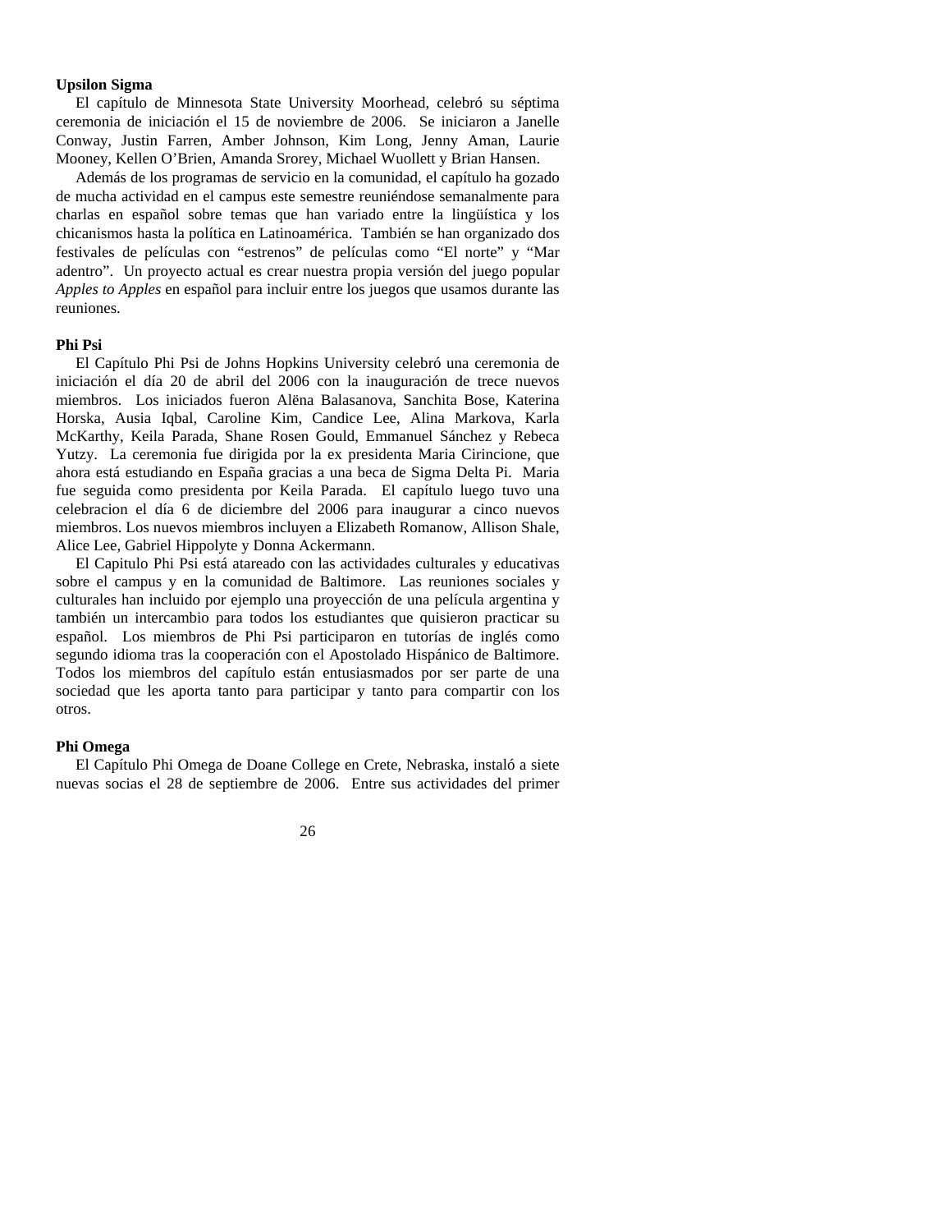**Upsilon Sigma**

El capítulo de Minnesota State University Moorhead, celebró su séptima ceremonia de iniciación el 15 de noviembre de 2006. Se iniciaron a Janelle Conway, Justin Farren, Amber Johnson, Kim Long, Jenny Aman, Laurie Mooney, Kellen O'Brien, Amanda Srorey, Michael Wuollett y Brian Hansen.

Además de los programas de servicio en la comunidad, el capítulo ha gozado de mucha actividad en el campus este semestre reuniéndose semanalmente para charlas en español sobre temas que han variado entre la lingüística y los chicanismos hasta la política en Latinoamérica. También se han organizado dos festivales de películas con "estrenos" de películas como "El norte" y "Mar adentro". Un proyecto actual es crear nuestra propia versión del juego popular *Apples to Apples* en español para incluir entre los juegos que usamos durante las reuniones.

**Phi Psi**

El Capítulo Phi Psi de Johns Hopkins University celebró una ceremonia de iniciación el día 20 de abril del 2006 con la inauguración de trece nuevos miembros. Los iniciados fueron Alëna Balasanova, Sanchita Bose, Katerina Horska, Ausia Iqbal, Caroline Kim, Candice Lee, Alina Markova, Karla McKarthy, Keila Parada, Shane Rosen Gould, Emmanuel Sánchez y Rebeca Yutzy. La ceremonia fue dirigida por la ex presidenta Maria Cirincione, que ahora está estudiando en España gracias a una beca de Sigma Delta Pi. Maria fue seguida como presidenta por Keila Parada. El capítulo luego tuvo una celebracion el día 6 de diciembre del 2006 para inaugurar a cinco nuevos miembros. Los nuevos miembros incluyen a Elizabeth Romanow, Allison Shale, Alice Lee, Gabriel Hippolyte y Donna Ackermann.

El Capitulo Phi Psi está atareado con las actividades culturales y educativas sobre el campus y en la comunidad de Baltimore. Las reuniones sociales y culturales han incluido por ejemplo una proyección de una película argentina y también un intercambio para todos los estudiantes que quisieron practicar su español. Los miembros de Phi Psi participaron en tutorías de inglés como segundo idioma tras la cooperación con el Apostolado Hispánico de Baltimore. Todos los miembros del capítulo están entusiasmados por ser parte de una sociedad que les aporta tanto para participar y tanto para compartir con los otros.

**Phi Omega**

El Capítulo Phi Omega de Doane College en Crete, Nebraska, instaló a siete nuevas socias el 28 de septiembre de 2006. Entre sus actividades del primer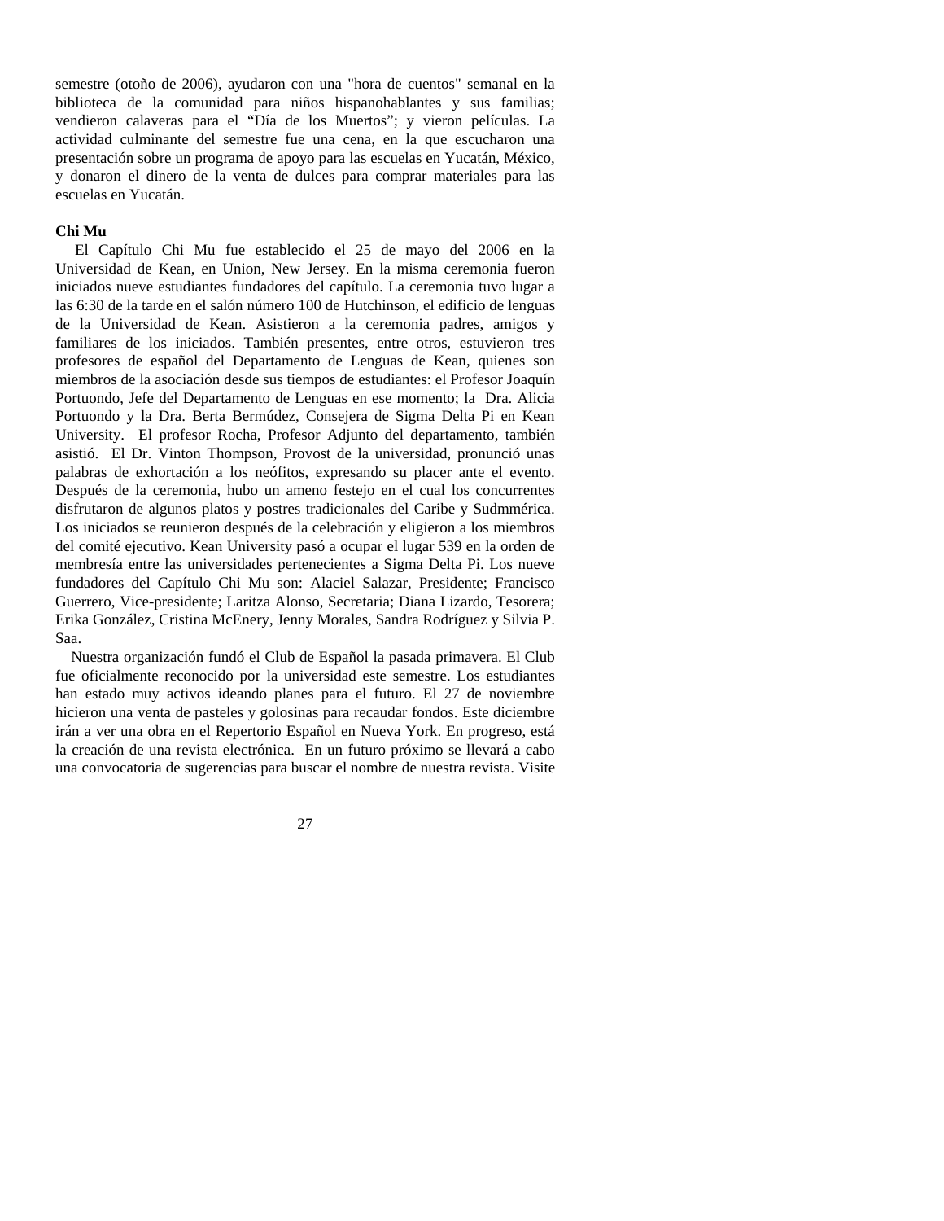semestre (otoño de 2006), ayudaron con una "hora de cuentos" semanal en la biblioteca de la comunidad para niños hispanohablantes y sus familias; vendieron calaveras para el "Día de los Muertos"; y vieron películas. La actividad culminante del semestre fue una cena, en la que escucharon una presentación sobre un programa de apoyo para las escuelas en Yucatán, México, y donaron el dinero de la venta de dulces para comprar materiales para las escuelas en Yucatán.

**Chi Mu**

El Capítulo Chi Mu fue establecido el 25 de mayo del 2006 en la Universidad de Kean, en Union, New Jersey. En la misma ceremonia fueron iniciados nueve estudiantes fundadores del capítulo. La ceremonia tuvo lugar a las 6:30 de la tarde en el salón número 100 de Hutchinson, el edificio de lenguas de la Universidad de Kean. Asistieron a la ceremonia padres, amigos y familiares de los iniciados. También presentes, entre otros, estuvieron tres profesores de español del Departamento de Lenguas de Kean, quienes son miembros de la asociación desde sus tiempos de estudiantes: el Profesor Joaquín Portuondo, Jefe del Departamento de Lenguas en ese momento; la Dra. Alicia Portuondo y la Dra. Berta Bermúdez, Consejera de Sigma Delta Pi en Kean University. El profesor Rocha, Profesor Adjunto del departamento, también asistió. El Dr. Vinton Thompson, Provost de la universidad, pronunció unas palabras de exhortación a los neófitos, expresando su placer ante el evento. Después de la ceremonia, hubo un ameno festejo en el cual los concurrentes disfrutaron de algunos platos y postres tradicionales del Caribe y Sudmmérica. Los iniciados se reunieron después de la celebración y eligieron a los miembros del comité ejecutivo. Kean University pasó a ocupar el lugar 539 en la orden de membresía entre las universidades pertenecientes a Sigma Delta Pi. Los nueve fundadores del Capítulo Chi Mu son: Alaciel Salazar, Presidente; Francisco Guerrero, Vice-presidente; Laritza Alonso, Secretaria; Diana Lizardo, Tesorera; Erika González, Cristina McEnery, Jenny Morales, Sandra Rodríguez y Silvia P. Saa.

Nuestra organización fundó el Club de Español la pasada primavera. El Club fue oficialmente reconocido por la universidad este semestre. Los estudiantes han estado muy activos ideando planes para el futuro. El 27 de noviembre hicieron una venta de pasteles y golosinas para recaudar fondos. Este diciembre irán a ver una obra en el Repertorio Español en Nueva York. En progreso, está la creación de una revista electrónica. En un futuro próximo se llevará a cabo una convocatoria de sugerencias para buscar el nombre de nuestra revista. Visite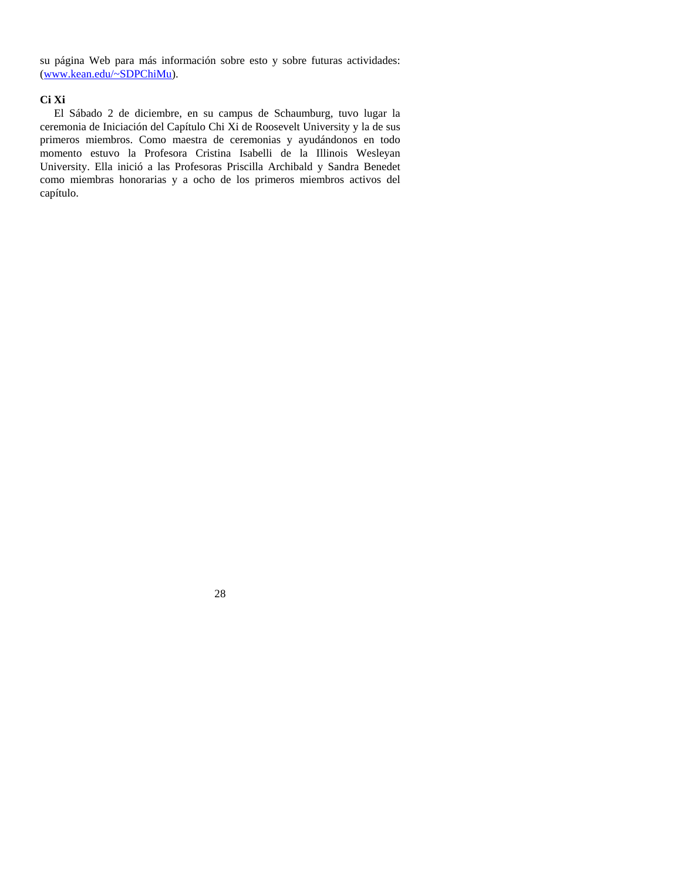su página Web para más información sobre esto y sobre futuras actividades: ([www.kean.edu/~SDPChiMu](www.kean.edu/~SDPChiMu)).

**Ci Xi**

El Sábado 2 de diciembre, en su campus de Schaumburg, tuvo lugar la ceremonia de Iniciación del Capítulo Chi Xi de Roosevelt University y la de sus primeros miembros. Como maestra de ceremonias y ayudándonos en todo momento estuvo la Profesora Cristina Isabelli de la Illinois Wesleyan University. Ella inició a las Profesoras Priscilla Archibald y Sandra Benedet como miembras honorarias y a ocho de los primeros miembros activos del capítulo.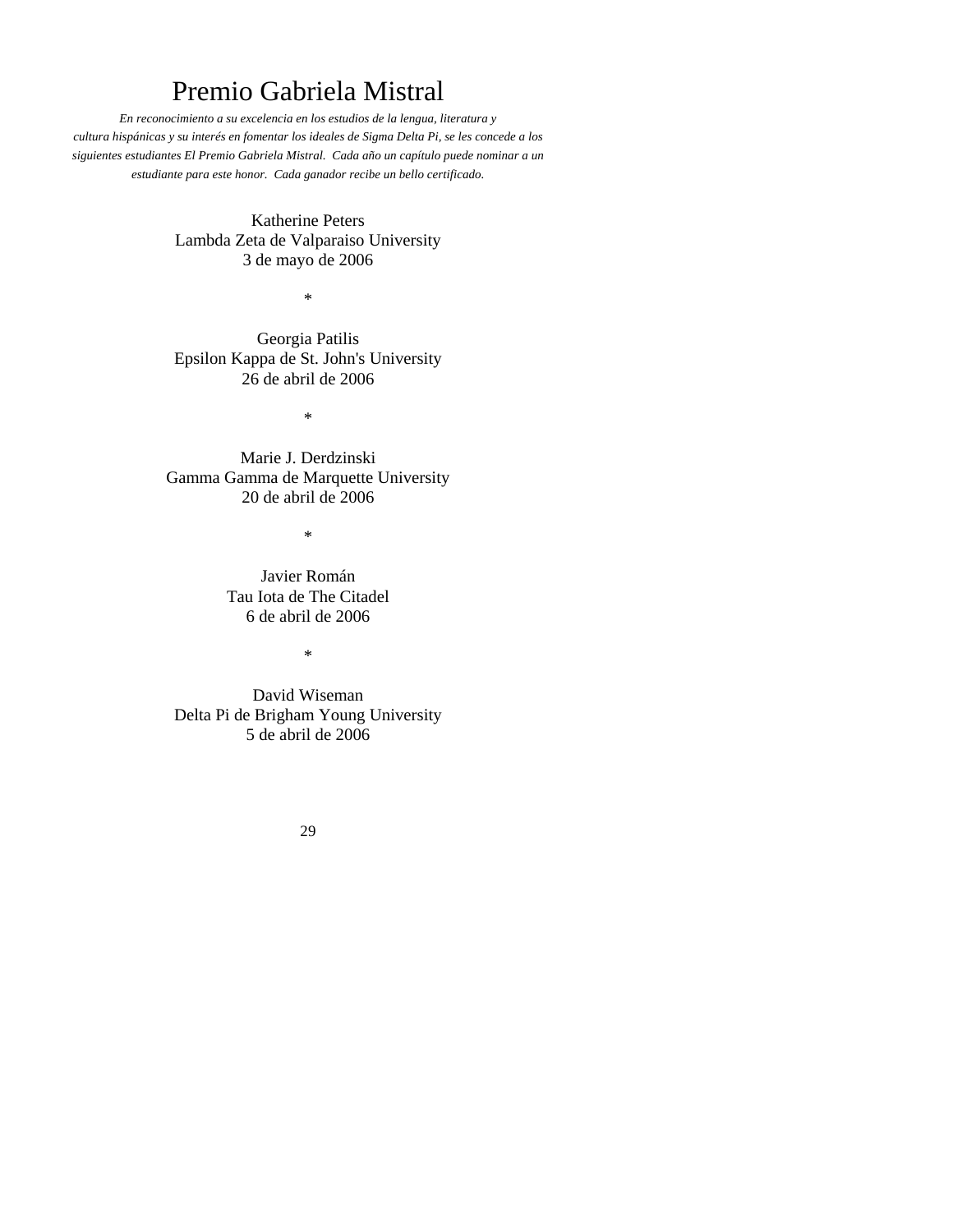# Premio Gabriela Mistral

*En reconocimiento a su excelencia en los estudios de la lengua, literatura y cultura hispánicas y su interés en fomentar los ideales de Sigma Delta Pi, se les concede a los siguientes estudiantes El Premio Gabriela Mistral. Cada año un capítulo puede nominar a un estudiante para este honor. Cada ganador recibe un bello certificado.*

Katherine Peters
Lambda Zeta de Valparaiso University
3 de mayo de 2006

*

Georgia Patilis
Epsilon Kappa de St. John's University
26 de abril de 2006

*

Marie J. Derdzinski
Gamma Gamma de Marquette University
20 de abril de 2006

*

Javier Román
Tau Iota de The Citadel
6 de abril de 2006

*

David Wiseman
Delta Pi de Brigham Young University
5 de abril de 2006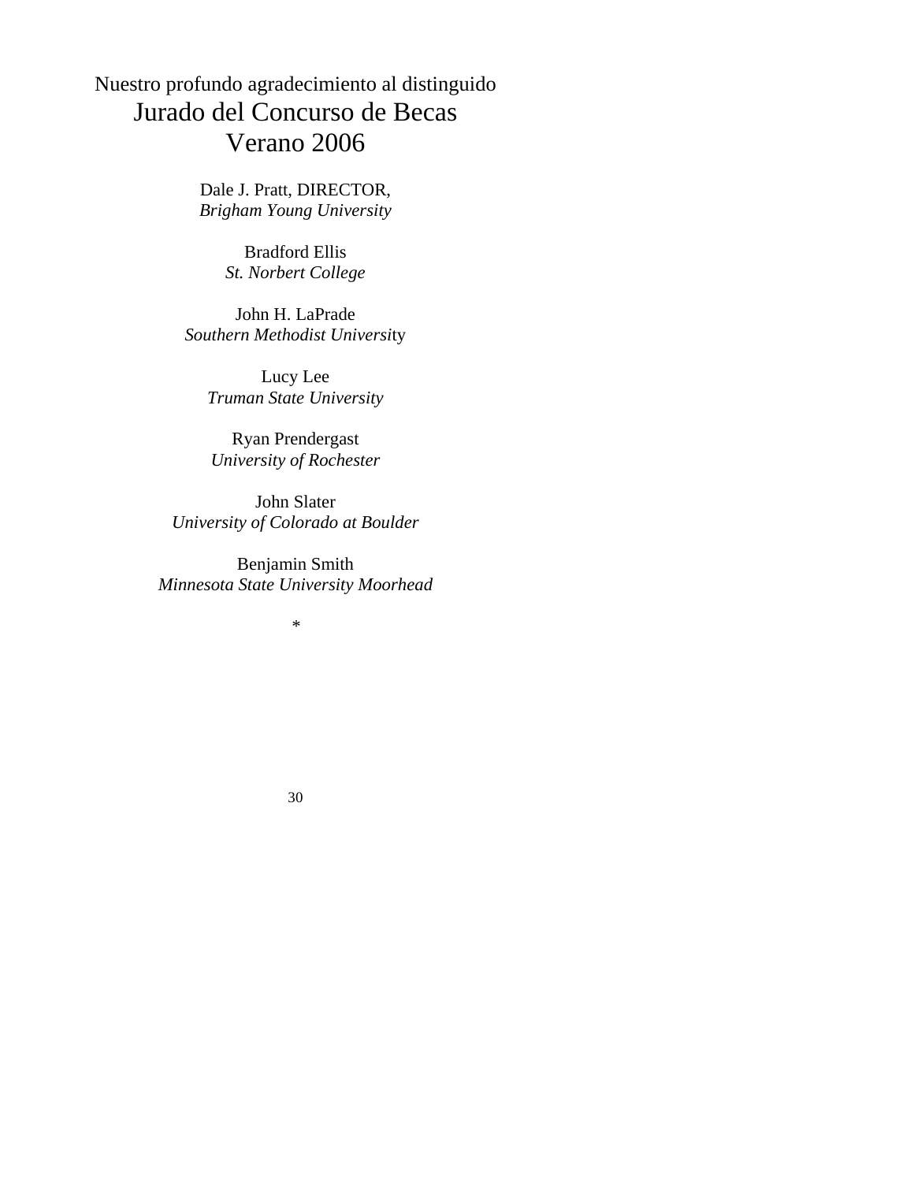Nuestro profundo agradecimiento al distinguido

# Jurado del Concurso de Becas
# Verano 2006

Dale J. Pratt, DIRECTOR,
*Brigham Young University*

Bradford Ellis
*St. Norbert College*

John H. LaPrade
*Southern Methodist University*

Lucy Lee
*Truman State University*

Ryan Prendergast
*University of Rochester*

John Slater
*University of Colorado at Boulder*

Benjamin Smith
*Minnesota State University Moorhead*

*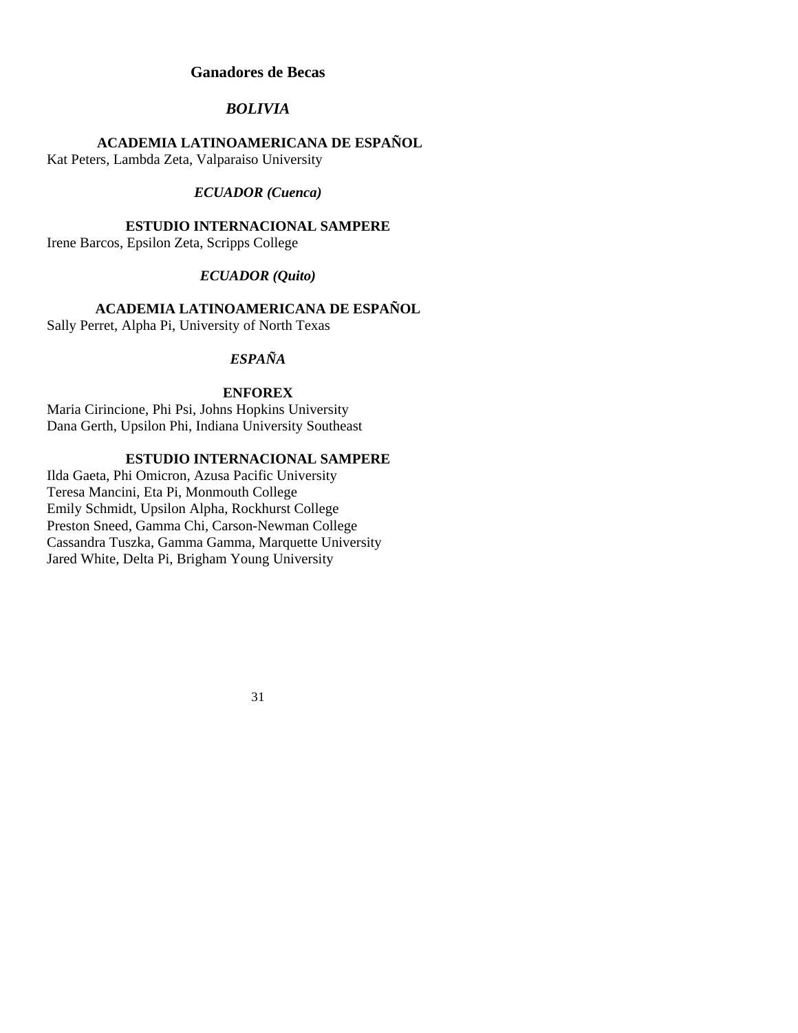## Ganadores de Becas

### *BOLIVIA*

#### ACADEMIA LATINOAMERICANA DE ESPAÑOL

Kat Peters, Lambda Zeta, Valparaiso University

### *ECUADOR (Cuenca)*

#### ESTUDIO INTERNACIONAL SAMPERE

Irene Barcos, Epsilon Zeta, Scripps College

### *ECUADOR (Quito)*

#### ACADEMIA LATINOAMERICANA DE ESPAÑOL

Sally Perret, Alpha Pi, University of North Texas

### *ESPAÑA*

#### ENFOREX

Maria Cirincione, Phi Psi, Johns Hopkins University
Dana Gerth, Upsilon Phi, Indiana University Southeast

#### ESTUDIO INTERNACIONAL SAMPERE

Ilda Gaeta, Phi Omicron, Azusa Pacific University
Teresa Mancini, Eta Pi, Monmouth College
Emily Schmidt, Upsilon Alpha, Rockhurst College
Preston Sneed, Gamma Chi, Carson-Newman College
Cassandra Tuszka, Gamma Gamma, Marquette University
Jared White, Delta Pi, Brigham Young University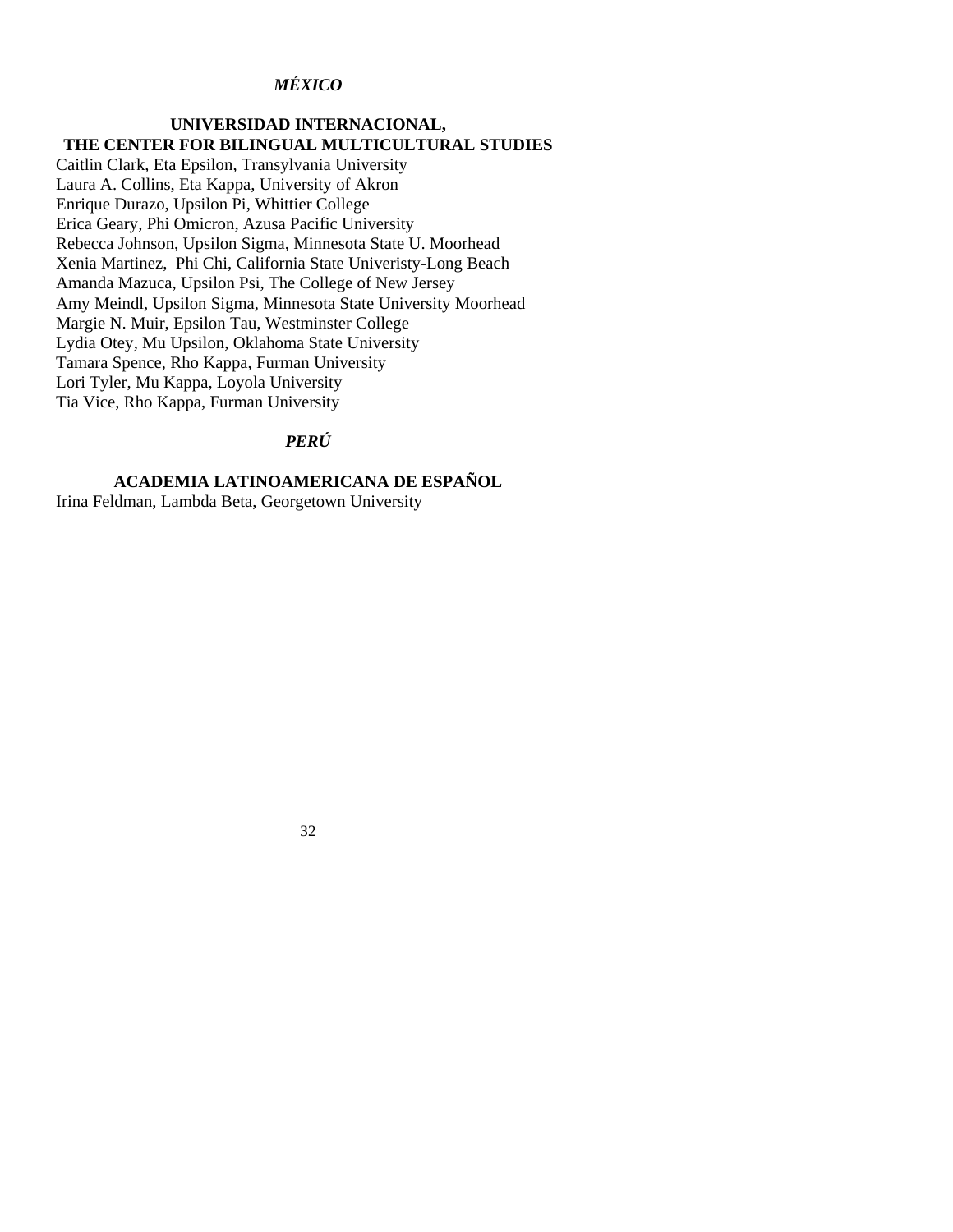### *MÉXICO*

**UNIVERSIDAD INTERNACIONAL,**
**THE CENTER FOR BILINGUAL MULTICULTURAL STUDIES**

Caitlin Clark, Eta Epsilon, Transylvania University
Laura A. Collins, Eta Kappa, University of Akron
Enrique Durazo, Upsilon Pi, Whittier College
Erica Geary, Phi Omicron, Azusa Pacific University
Rebecca Johnson, Upsilon Sigma, Minnesota State U. Moorhead
Xenia Martinez, Phi Chi, California State Univeristy-Long Beach
Amanda Mazuca, Upsilon Psi, The College of New Jersey
Amy Meindl, Upsilon Sigma, Minnesota State University Moorhead
Margie N. Muir, Epsilon Tau, Westminster College
Lydia Otey, Mu Upsilon, Oklahoma State University
Tamara Spence, Rho Kappa, Furman University
Lori Tyler, Mu Kappa, Loyola University
Tia Vice, Rho Kappa, Furman University

### *PERÚ*

**ACADEMIA LATINOAMERICANA DE ESPAÑOL**

Irina Feldman, Lambda Beta, Georgetown University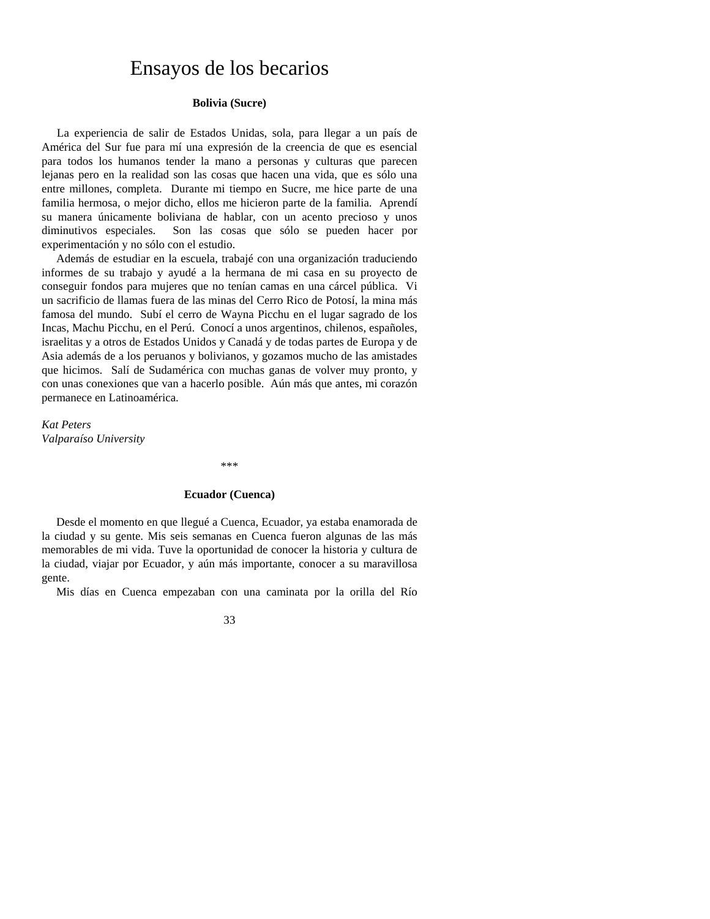# Ensayos de los becarios

### Bolivia (Sucre)

La experiencia de salir de Estados Unidas, sola, para llegar a un país de América del Sur fue para mí una expresión de la creencia de que es esencial para todos los humanos tender la mano a personas y culturas que parecen lejanas pero en la realidad son las cosas que hacen una vida, que es sólo una entre millones, completa. Durante mi tiempo en Sucre, me hice parte de una familia hermosa, o mejor dicho, ellos me hicieron parte de la familia. Aprendí su manera únicamente boliviana de hablar, con un acento precioso y unos diminutivos especiales. Son las cosas que sólo se pueden hacer por experimentación y no sólo con el estudio.

Además de estudiar en la escuela, trabajé con una organización traduciendo informes de su trabajo y ayudé a la hermana de mi casa en su proyecto de conseguir fondos para mujeres que no tenían camas en una cárcel pública. Vi un sacrificio de llamas fuera de las minas del Cerro Rico de Potosí, la mina más famosa del mundo. Subí el cerro de Wayna Picchu en el lugar sagrado de los Incas, Machu Picchu, en el Perú. Conocí a unos argentinos, chilenos, españoles, israelitas y a otros de Estados Unidos y Canadá y de todas partes de Europa y de Asia además de a los peruanos y bolivianos, y gozamos mucho de las amistades que hicimos. Salí de Sudamérica con muchas ganas de volver muy pronto, y con unas conexiones que van a hacerlo posible. Aún más que antes, mi corazón permanece en Latinoamérica.

*Kat Peters*
*Valparaíso University*

***

### Ecuador (Cuenca)

Desde el momento en que llegué a Cuenca, Ecuador, ya estaba enamorada de la ciudad y su gente. Mis seis semanas en Cuenca fueron algunas de las más memorables de mi vida. Tuve la oportunidad de conocer la historia y cultura de la ciudad, viajar por Ecuador, y aún más importante, conocer a su maravillosa gente.

Mis días en Cuenca empezaban con una caminata por la orilla del Río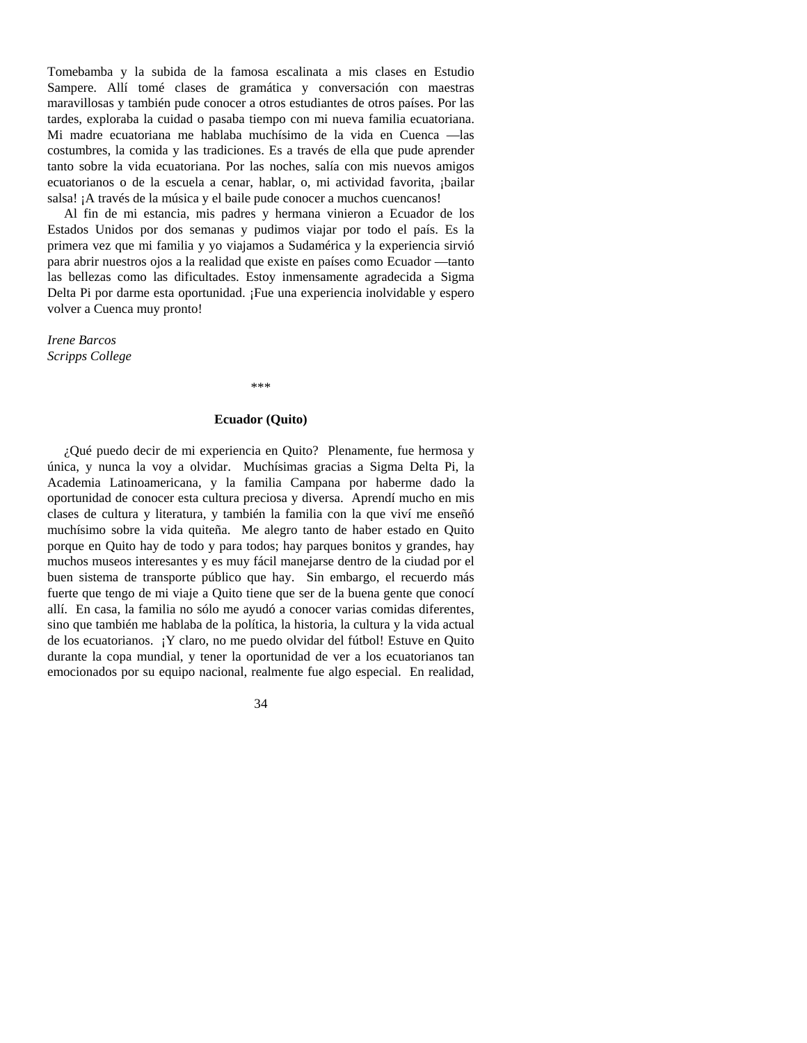Tomebamba y la subida de la famosa escalinata a mis clases en Estudio Sampere. Allí tomé clases de gramática y conversación con maestras maravillosas y también pude conocer a otros estudiantes de otros países. Por las tardes, exploraba la cuidad o pasaba tiempo con mi nueva familia ecuatoriana. Mi madre ecuatoriana me hablaba muchísimo de la vida en Cuenca —las costumbres, la comida y las tradiciones. Es a través de ella que pude aprender tanto sobre la vida ecuatoriana. Por las noches, salía con mis nuevos amigos ecuatorianos o de la escuela a cenar, hablar, o, mi actividad favorita, ¡bailar salsa! ¡A través de la música y el baile pude conocer a muchos cuencanos!

Al fin de mi estancia, mis padres y hermana vinieron a Ecuador de los Estados Unidos por dos semanas y pudimos viajar por todo el país. Es la primera vez que mi familia y yo viajamos a Sudamérica y la experiencia sirvió para abrir nuestros ojos a la realidad que existe en países como Ecuador —tanto las bellezas como las dificultades. Estoy inmensamente agradecida a Sigma Delta Pi por darme esta oportunidad. ¡Fue una experiencia inolvidable y espero volver a Cuenca muy pronto!

*Irene Barcos*
*Scripps College*

\*\*\*

**Ecuador (Quito)**

¿Qué puedo decir de mi experiencia en Quito? Plenamente, fue hermosa y única, y nunca la voy a olvidar. Muchísimas gracias a Sigma Delta Pi, la Academia Latinoamericana, y la familia Campana por haberme dado la oportunidad de conocer esta cultura preciosa y diversa. Aprendí mucho en mis clases de cultura y literatura, y también la familia con la que viví me enseñó muchísimo sobre la vida quiteña. Me alegro tanto de haber estado en Quito porque en Quito hay de todo y para todos; hay parques bonitos y grandes, hay muchos museos interesantes y es muy fácil manejarse dentro de la ciudad por el buen sistema de transporte público que hay. Sin embargo, el recuerdo más fuerte que tengo de mi viaje a Quito tiene que ser de la buena gente que conocí allí. En casa, la familia no sólo me ayudó a conocer varias comidas diferentes, sino que también me hablaba de la política, la historia, la cultura y la vida actual de los ecuatorianos. ¡Y claro, no me puedo olvidar del fútbol! Estuve en Quito durante la copa mundial, y tener la oportunidad de ver a los ecuatorianos tan emocionados por su equipo nacional, realmente fue algo especial. En realidad,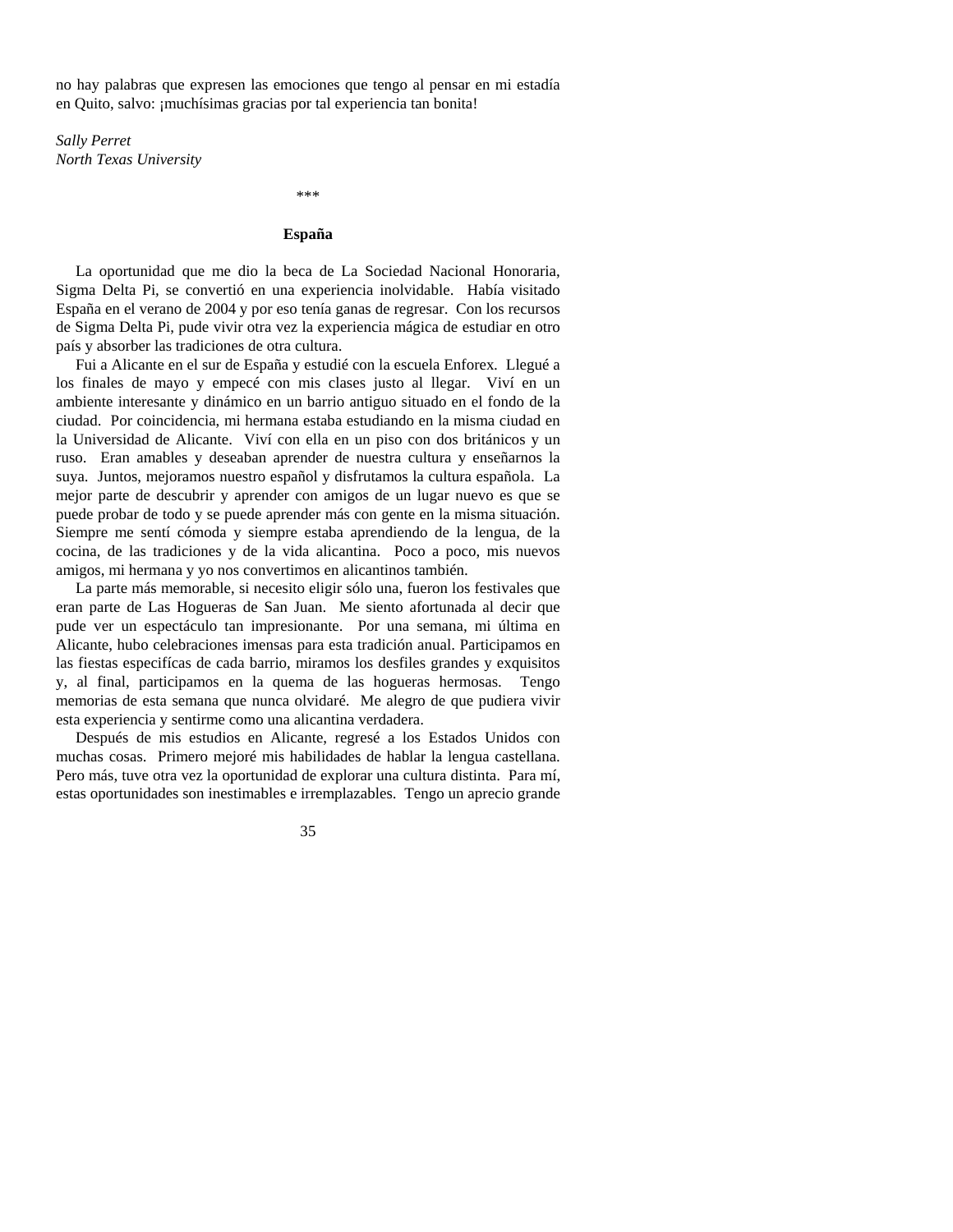no hay palabras que expresen las emociones que tengo al pensar en mi estadía en Quito, salvo: ¡muchísimas gracias por tal experiencia tan bonita!

*Sally Perret*
*North Texas University*

\*\*\*

## España

La oportunidad que me dio la beca de La Sociedad Nacional Honoraria, Sigma Delta Pi, se convirtió en una experiencia inolvidable. Había visitado España en el verano de 2004 y por eso tenía ganas de regresar. Con los recursos de Sigma Delta Pi, pude vivir otra vez la experiencia mágica de estudiar en otro país y absorber las tradiciones de otra cultura.

Fui a Alicante en el sur de España y estudié con la escuela Enforex. Llegué a los finales de mayo y empecé con mis clases justo al llegar. Viví en un ambiente interesante y dinámico en un barrio antiguo situado en el fondo de la ciudad. Por coincidencia, mi hermana estaba estudiando en la misma ciudad en la Universidad de Alicante. Viví con ella en un piso con dos británicos y un ruso. Eran amables y deseaban aprender de nuestra cultura y enseñarnos la suya. Juntos, mejoramos nuestro español y disfrutamos la cultura española. La mejor parte de descubrir y aprender con amigos de un lugar nuevo es que se puede probar de todo y se puede aprender más con gente en la misma situación. Siempre me sentí cómoda y siempre estaba aprendiendo de la lengua, de la cocina, de las tradiciones y de la vida alicantina. Poco a poco, mis nuevos amigos, mi hermana y yo nos convertimos en alicantinos también.

La parte más memorable, si necesito elegir sólo una, fueron los festivales que eran parte de Las Hogueras de San Juan. Me siento afortunada al decir que pude ver un espectáculo tan impresionante. Por una semana, mi última en Alicante, hubo celebraciones imensas para esta tradición anual. Participamos en las fiestas especifícas de cada barrio, miramos los desfiles grandes y exquisitos y, al final, participamos en la quema de las hogueras hermosas. Tengo memorias de esta semana que nunca olvidaré. Me alegro de que pudiera vivir esta experiencia y sentirme como una alicantina verdadera.

Después de mis estudios en Alicante, regresé a los Estados Unidos con muchas cosas. Primero mejoré mis habilidades de hablar la lengua castellana. Pero más, tuve otra vez la oportunidad de explorar una cultura distinta. Para mí, estas oportunidades son inestimables e irremplazables. Tengo un aprecio grande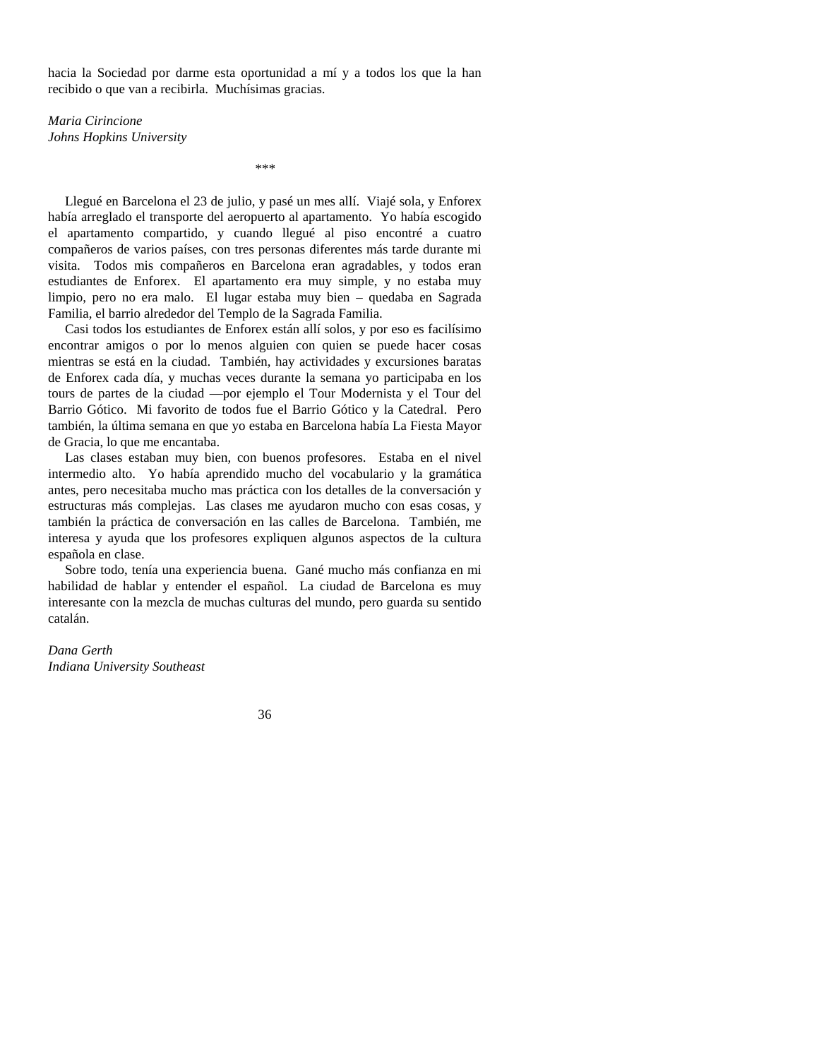hacia la Sociedad por darme esta oportunidad a mí y a todos los que la han recibido o que van a recibirla. Muchísimas gracias.

*Maria Cirincione*
*Johns Hopkins University*

***

Llegué en Barcelona el 23 de julio, y pasé un mes allí. Viajé sola, y Enforex había arreglado el transporte del aeropuerto al apartamento. Yo había escogido el apartamento compartido, y cuando llegué al piso encontré a cuatro compañeros de varios países, con tres personas diferentes más tarde durante mi visita. Todos mis compañeros en Barcelona eran agradables, y todos eran estudiantes de Enforex. El apartamento era muy simple, y no estaba muy limpio, pero no era malo. El lugar estaba muy bien – quedaba en Sagrada Familia, el barrio alrededor del Templo de la Sagrada Familia.

Casi todos los estudiantes de Enforex están allí solos, y por eso es facilísimo encontrar amigos o por lo menos alguien con quien se puede hacer cosas mientras se está en la ciudad. También, hay actividades y excursiones baratas de Enforex cada día, y muchas veces durante la semana yo participaba en los tours de partes de la ciudad —por ejemplo el Tour Modernista y el Tour del Barrio Gótico. Mi favorito de todos fue el Barrio Gótico y la Catedral. Pero también, la última semana en que yo estaba en Barcelona había La Fiesta Mayor de Gracia, lo que me encantaba.

Las clases estaban muy bien, con buenos profesores. Estaba en el nivel intermedio alto. Yo había aprendido mucho del vocabulario y la gramática antes, pero necesitaba mucho mas práctica con los detalles de la conversación y estructuras más complejas. Las clases me ayudaron mucho con esas cosas, y también la práctica de conversación en las calles de Barcelona. También, me interesa y ayuda que los profesores expliquen algunos aspectos de la cultura española en clase.

Sobre todo, tenía una experiencia buena. Gané mucho más confianza en mi habilidad de hablar y entender el español. La ciudad de Barcelona es muy interesante con la mezcla de muchas culturas del mundo, pero guarda su sentido catalán.

*Dana Gerth*
*Indiana University Southeast*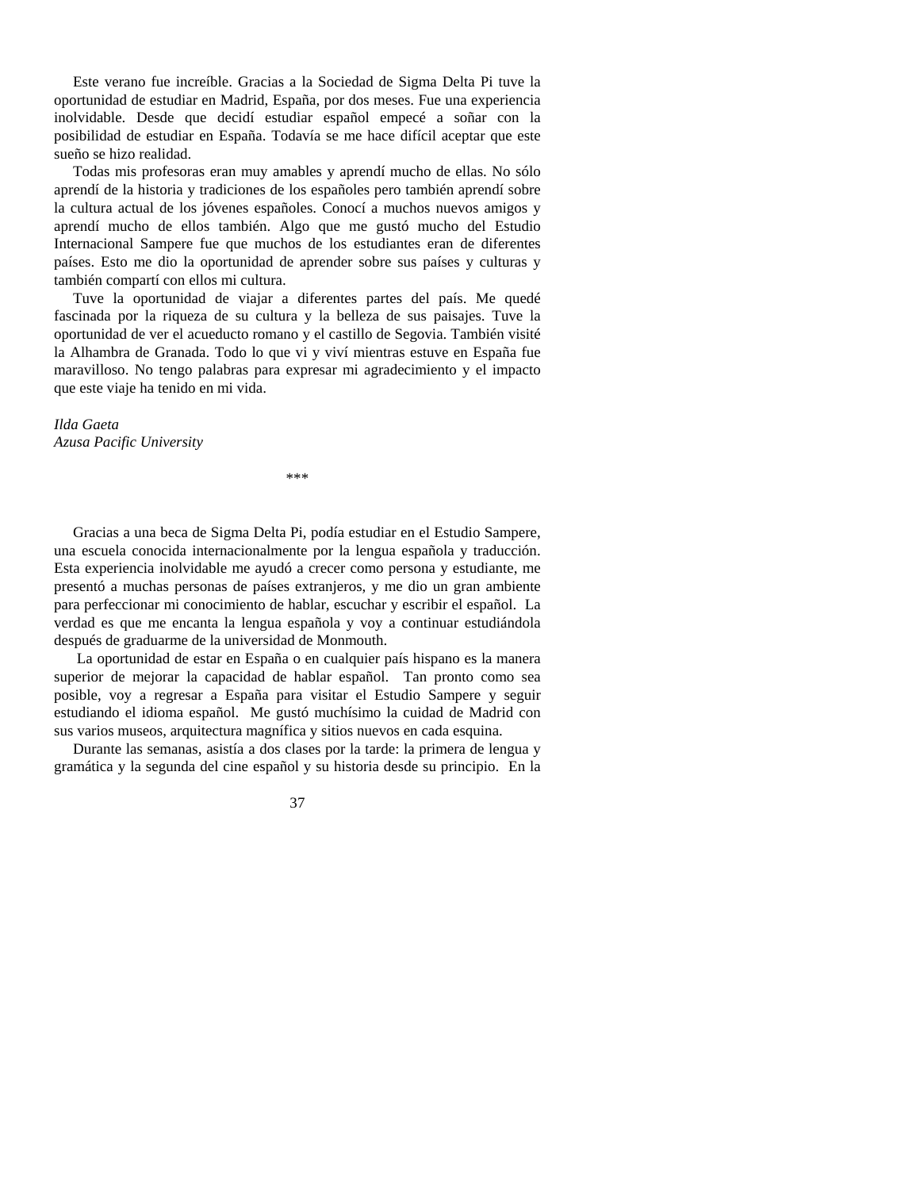Este verano fue increíble. Gracias a la Sociedad de Sigma Delta Pi tuve la oportunidad de estudiar en Madrid, España, por dos meses. Fue una experiencia inolvidable. Desde que decidí estudiar español empecé a soñar con la posibilidad de estudiar en España. Todavía se me hace difícil aceptar que este sueño se hizo realidad.

Todas mis profesoras eran muy amables y aprendí mucho de ellas. No sólo aprendí de la historia y tradiciones de los españoles pero también aprendí sobre la cultura actual de los jóvenes españoles. Conocí a muchos nuevos amigos y aprendí mucho de ellos también. Algo que me gustó mucho del Estudio Internacional Sampere fue que muchos de los estudiantes eran de diferentes países. Esto me dio la oportunidad de aprender sobre sus países y culturas y también compartí con ellos mi cultura.

Tuve la oportunidad de viajar a diferentes partes del país. Me quedé fascinada por la riqueza de su cultura y la belleza de sus paisajes. Tuve la oportunidad de ver el acueducto romano y el castillo de Segovia. También visité la Alhambra de Granada. Todo lo que vi y viví mientras estuve en España fue maravilloso. No tengo palabras para expresar mi agradecimiento y el impacto que este viaje ha tenido en mi vida.

*Ilda Gaeta*
*Azusa Pacific University*

***

Gracias a una beca de Sigma Delta Pi, podía estudiar en el Estudio Sampere, una escuela conocida internacionalmente por la lengua española y traducción. Esta experiencia inolvidable me ayudó a crecer como persona y estudiante, me presentó a muchas personas de países extranjeros, y me dio un gran ambiente para perfeccionar mi conocimiento de hablar, escuchar y escribir el español. La verdad es que me encanta la lengua española y voy a continuar estudiándola después de graduarme de la universidad de Monmouth.

La oportunidad de estar en España o en cualquier país hispano es la manera superior de mejorar la capacidad de hablar español. Tan pronto como sea posible, voy a regresar a España para visitar el Estudio Sampere y seguir estudiando el idioma español. Me gustó muchísimo la cuidad de Madrid con sus varios museos, arquitectura magnífica y sitios nuevos en cada esquina.

Durante las semanas, asistía a dos clases por la tarde: la primera de lengua y gramática y la segunda del cine español y su historia desde su principio. En la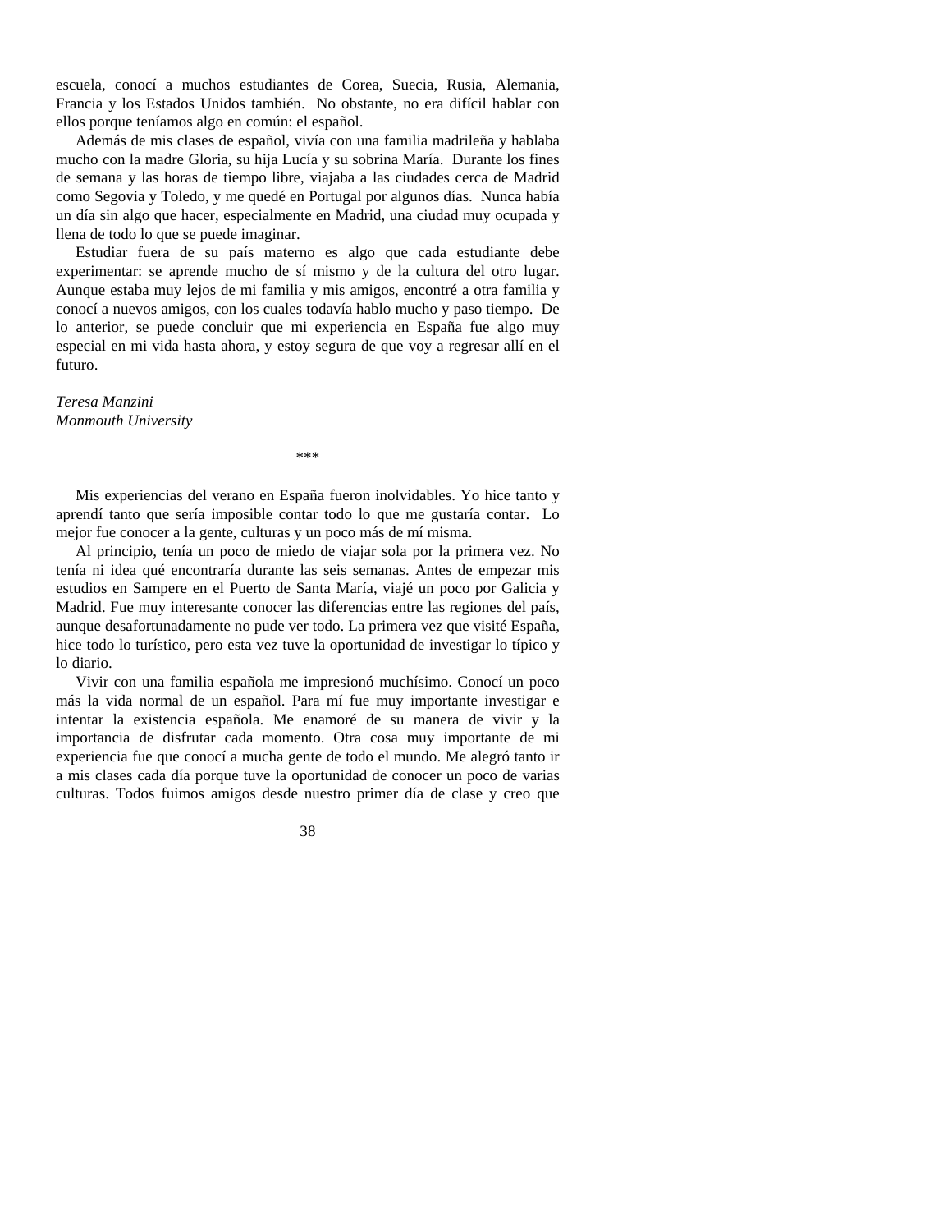escuela, conocí a muchos estudiantes de Corea, Suecia, Rusia, Alemania, Francia y los Estados Unidos también. No obstante, no era difícil hablar con ellos porque teníamos algo en común: el español.

Además de mis clases de español, vivía con una familia madrileña y hablaba mucho con la madre Gloria, su hija Lucía y su sobrina María. Durante los fines de semana y las horas de tiempo libre, viajaba a las ciudades cerca de Madrid como Segovia y Toledo, y me quedé en Portugal por algunos días. Nunca había un día sin algo que hacer, especialmente en Madrid, una ciudad muy ocupada y llena de todo lo que se puede imaginar.

Estudiar fuera de su país materno es algo que cada estudiante debe experimentar: se aprende mucho de sí mismo y de la cultura del otro lugar. Aunque estaba muy lejos de mi familia y mis amigos, encontré a otra familia y conocí a nuevos amigos, con los cuales todavía hablo mucho y paso tiempo. De lo anterior, se puede concluir que mi experiencia en España fue algo muy especial en mi vida hasta ahora, y estoy segura de que voy a regresar allí en el futuro.

*Teresa Manzini*
*Monmouth University*

***

Mis experiencias del verano en España fueron inolvidables. Yo hice tanto y aprendí tanto que sería imposible contar todo lo que me gustaría contar. Lo mejor fue conocer a la gente, culturas y un poco más de mí misma.

Al principio, tenía un poco de miedo de viajar sola por la primera vez. No tenía ni idea qué encontraría durante las seis semanas. Antes de empezar mis estudios en Sampere en el Puerto de Santa María, viajé un poco por Galicia y Madrid. Fue muy interesante conocer las diferencias entre las regiones del país, aunque desafortunadamente no pude ver todo. La primera vez que visité España, hice todo lo turístico, pero esta vez tuve la oportunidad de investigar lo típico y lo diario.

Vivir con una familia española me impresionó muchísimo. Conocí un poco más la vida normal de un español. Para mí fue muy importante investigar e intentar la existencia española. Me enamoré de su manera de vivir y la importancia de disfrutar cada momento. Otra cosa muy importante de mi experiencia fue que conocí a mucha gente de todo el mundo. Me alegró tanto ir a mis clases cada día porque tuve la oportunidad de conocer un poco de varias culturas. Todos fuimos amigos desde nuestro primer día de clase y creo que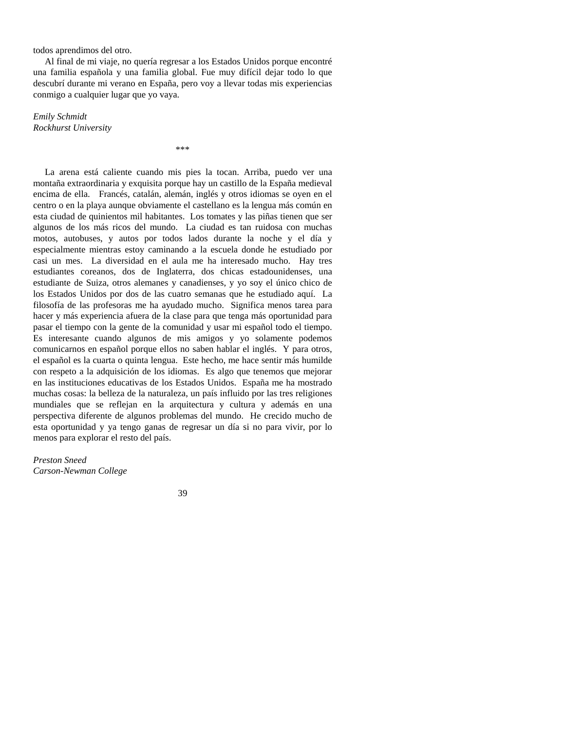todos aprendimos del otro.

Al final de mi viaje, no quería regresar a los Estados Unidos porque encontré una familia española y una familia global. Fue muy difícil dejar todo lo que descubrí durante mi verano en España, pero voy a llevar todas mis experiencias conmigo a cualquier lugar que yo vaya.

*Emily Schmidt*
*Rockhurst University*

***

La arena está caliente cuando mis pies la tocan. Arriba, puedo ver una montaña extraordinaria y exquisita porque hay un castillo de la España medieval encima de ella. Francés, catalán, alemán, inglés y otros idiomas se oyen en el centro o en la playa aunque obviamente el castellano es la lengua más común en esta ciudad de quinientos mil habitantes. Los tomates y las piñas tienen que ser algunos de los más ricos del mundo. La ciudad es tan ruidosa con muchas motos, autobuses, y autos por todos lados durante la noche y el día y especialmente mientras estoy caminando a la escuela donde he estudiado por casi un mes. La diversidad en el aula me ha interesado mucho. Hay tres estudiantes coreanos, dos de Inglaterra, dos chicas estadounidenses, una estudiante de Suiza, otros alemanes y canadienses, y yo soy el único chico de los Estados Unidos por dos de las cuatro semanas que he estudiado aquí. La filosofía de las profesoras me ha ayudado mucho. Significa menos tarea para hacer y más experiencia afuera de la clase para que tenga más oportunidad para pasar el tiempo con la gente de la comunidad y usar mi español todo el tiempo. Es interesante cuando algunos de mis amigos y yo solamente podemos comunicarnos en español porque ellos no saben hablar el inglés. Y para otros, el español es la cuarta o quinta lengua. Este hecho, me hace sentir más humilde con respeto a la adquisición de los idiomas. Es algo que tenemos que mejorar en las instituciones educativas de los Estados Unidos. España me ha mostrado muchas cosas: la belleza de la naturaleza, un país influido por las tres religiones mundiales que se reflejan en la arquitectura y cultura y además en una perspectiva diferente de algunos problemas del mundo. He crecido mucho de esta oportunidad y ya tengo ganas de regresar un día si no para vivir, por lo menos para explorar el resto del país.

*Preston Sneed*
*Carson-Newman College*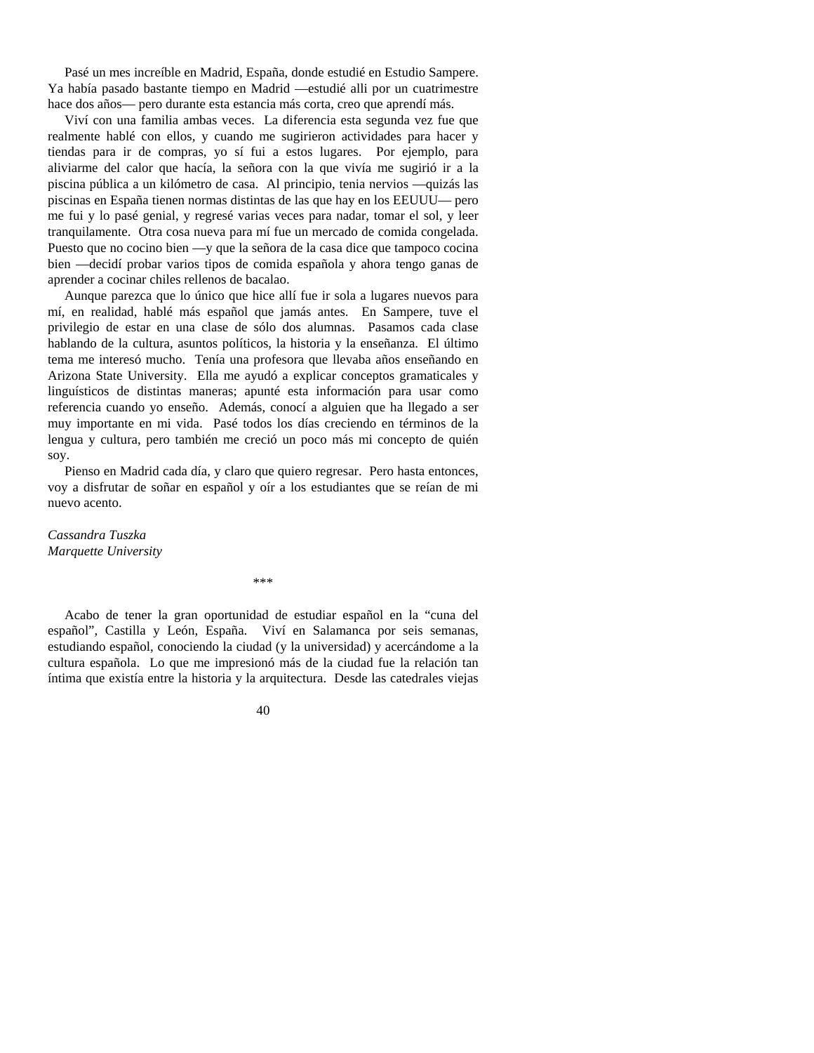Pasé un mes increíble en Madrid, España, donde estudié en Estudio Sampere. Ya había pasado bastante tiempo en Madrid —estudié alli por un cuatrimestre hace dos años— pero durante esta estancia más corta, creo que aprendí más.

Viví con una familia ambas veces. La diferencia esta segunda vez fue que realmente hablé con ellos, y cuando me sugirieron actividades para hacer y tiendas para ir de compras, yo sí fui a estos lugares. Por ejemplo, para aliviarme del calor que hacía, la señora con la que vivía me sugirió ir a la piscina pública a un kilómetro de casa. Al principio, tenia nervios —quizás las piscinas en España tienen normas distintas de las que hay en los EEUUU— pero me fui y lo pasé genial, y regresé varias veces para nadar, tomar el sol, y leer tranquilamente. Otra cosa nueva para mí fue un mercado de comida congelada. Puesto que no cocino bien —y que la señora de la casa dice que tampoco cocina bien —decidí probar varios tipos de comida española y ahora tengo ganas de aprender a cocinar chiles rellenos de bacalao.

Aunque parezca que lo único que hice allí fue ir sola a lugares nuevos para mí, en realidad, hablé más español que jamás antes. En Sampere, tuve el privilegio de estar en una clase de sólo dos alumnas. Pasamos cada clase hablando de la cultura, asuntos políticos, la historia y la enseñanza. El último tema me interesó mucho. Tenía una profesora que llevaba años enseñando en Arizona State University. Ella me ayudó a explicar conceptos gramaticales y linguísticos de distintas maneras; apunté esta información para usar como referencia cuando yo enseño. Además, conocí a alguien que ha llegado a ser muy importante en mi vida. Pasé todos los días creciendo en términos de la lengua y cultura, pero también me creció un poco más mi concepto de quién soy.

Pienso en Madrid cada día, y claro que quiero regresar. Pero hasta entonces, voy a disfrutar de soñar en español y oír a los estudiantes que se reían de mi nuevo acento.

*Cassandra Tuszka*
*Marquette University*

\*\*\*

Acabo de tener la gran oportunidad de estudiar español en la "cuna del español", Castilla y León, España. Viví en Salamanca por seis semanas, estudiando español, conociendo la ciudad (y la universidad) y acercándome a la cultura española. Lo que me impresionó más de la ciudad fue la relación tan íntima que existía entre la historia y la arquitectura. Desde las catedrales viejas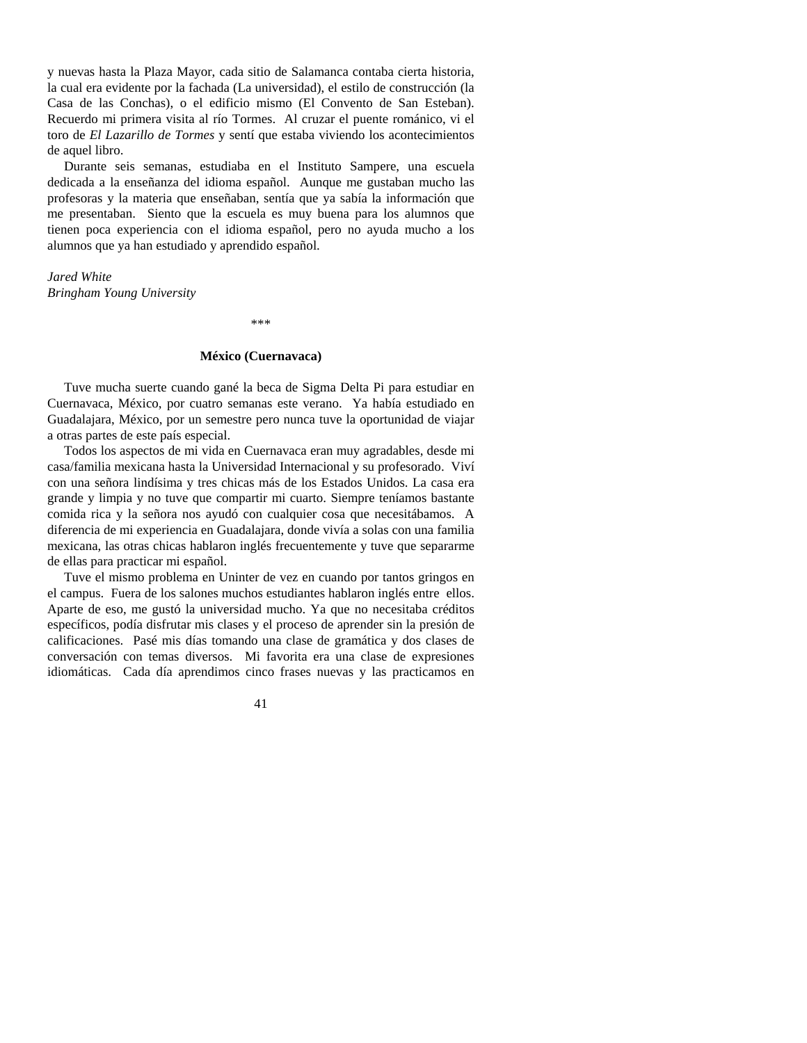y nuevas hasta la Plaza Mayor, cada sitio de Salamanca contaba cierta historia, la cual era evidente por la fachada (La universidad), el estilo de construcción (la Casa de las Conchas), o el edificio mismo (El Convento de San Esteban). Recuerdo mi primera visita al río Tormes. Al cruzar el puente románico, vi el toro de *El Lazarillo de Tormes* y sentí que estaba viviendo los acontecimientos de aquel libro.

Durante seis semanas, estudiaba en el Instituto Sampere, una escuela dedicada a la enseñanza del idioma español. Aunque me gustaban mucho las profesoras y la materia que enseñaban, sentía que ya sabía la información que me presentaban. Siento que la escuela es muy buena para los alumnos que tienen poca experiencia con el idioma español, pero no ayuda mucho a los alumnos que ya han estudiado y aprendido español.

*Jared White*
*Bringham Young University*

\*\*\*

**México (Cuernavaca)**

Tuve mucha suerte cuando gané la beca de Sigma Delta Pi para estudiar en Cuernavaca, México, por cuatro semanas este verano. Ya había estudiado en Guadalajara, México, por un semestre pero nunca tuve la oportunidad de viajar a otras partes de este país especial.

Todos los aspectos de mi vida en Cuernavaca eran muy agradables, desde mi casa/familia mexicana hasta la Universidad Internacional y su profesorado. Viví con una señora lindísima y tres chicas más de los Estados Unidos. La casa era grande y limpia y no tuve que compartir mi cuarto. Siempre teníamos bastante comida rica y la señora nos ayudó con cualquier cosa que necesitábamos. A diferencia de mi experiencia en Guadalajara, donde vivía a solas con una familia mexicana, las otras chicas hablaron inglés frecuentemente y tuve que separarme de ellas para practicar mi español.

Tuve el mismo problema en Uninter de vez en cuando por tantos gringos en el campus. Fuera de los salones muchos estudiantes hablaron inglés entre ellos. Aparte de eso, me gustó la universidad mucho. Ya que no necesitaba créditos específicos, podía disfrutar mis clases y el proceso de aprender sin la presión de calificaciones. Pasé mis días tomando una clase de gramática y dos clases de conversación con temas diversos. Mi favorita era una clase de expresiones idiomáticas. Cada día aprendimos cinco frases nuevas y las practicamos en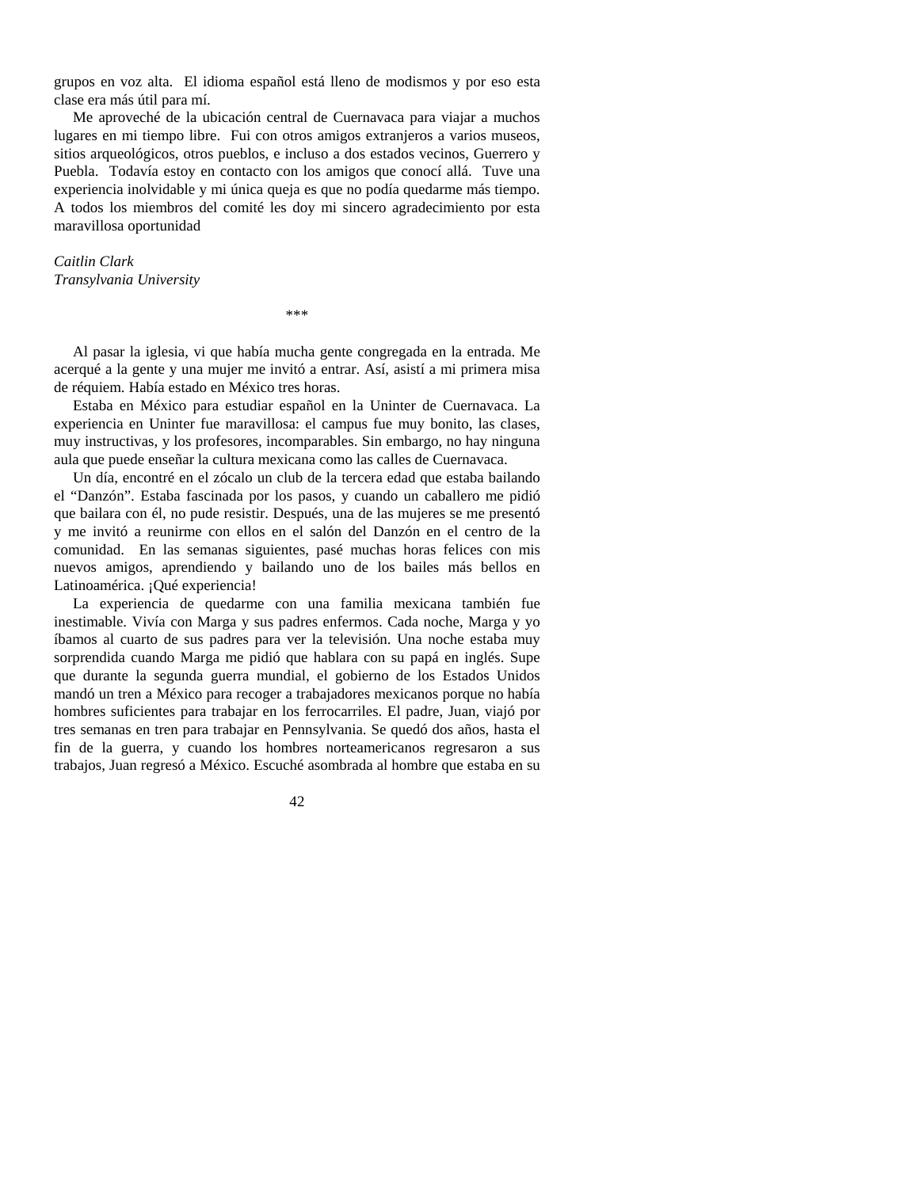grupos en voz alta.  El idioma español está lleno de modismos y por eso esta clase era más útil para mí.

Me aproveché de la ubicación central de Cuernavaca para viajar a muchos lugares en mi tiempo libre.  Fui con otros amigos extranjeros a varios museos, sitios arqueológicos, otros pueblos, e incluso a dos estados vecinos, Guerrero y Puebla.  Todavía estoy en contacto con los amigos que conocí allá.  Tuve una experiencia inolvidable y mi única queja es que no podía quedarme más tiempo.  A todos los miembros del comité les doy mi sincero agradecimiento por esta maravillosa oportunidad

*Caitlin Clark*
*Transylvania University*

\*\*\*

Al pasar la iglesia, vi que había mucha gente congregada en la entrada. Me acerqué a la gente y una mujer me invitó a entrar. Así, asistí a mi primera misa de réquiem. Había estado en México tres horas.

Estaba en México para estudiar español en la Uninter de Cuernavaca. La experiencia en Uninter fue maravillosa: el campus fue muy bonito, las clases, muy instructivas, y los profesores, incomparables. Sin embargo, no hay ninguna aula que puede enseñar la cultura mexicana como las calles de Cuernavaca.

Un día, encontré en el zócalo un club de la tercera edad que estaba bailando el "Danzón". Estaba fascinada por los pasos, y cuando un caballero me pidió que bailara con él, no pude resistir. Después, una de las mujeres se me presentó y me invitó a reunirme con ellos en el salón del Danzón en el centro de la comunidad.  En las semanas siguientes, pasé muchas horas felices con mis nuevos amigos, aprendiendo y bailando uno de los bailes más bellos en Latinoamérica. ¡Qué experiencia!

La experiencia de quedarme con una familia mexicana también fue inestimable. Vivía con Marga y sus padres enfermos. Cada noche, Marga y yo íbamos al cuarto de sus padres para ver la televisión. Una noche estaba muy sorprendida cuando Marga me pidió que hablara con su papá en inglés. Supe que durante la segunda guerra mundial, el gobierno de los Estados Unidos mandó un tren a México para recoger a trabajadores mexicanos porque no había hombres suficientes para trabajar en los ferrocarriles. El padre, Juan, viajó por tres semanas en tren para trabajar en Pennsylvania. Se quedó dos años, hasta el fin de la guerra, y cuando los hombres norteamericanos regresaron a sus trabajos, Juan regresó a México. Escuché asombrada al hombre que estaba en su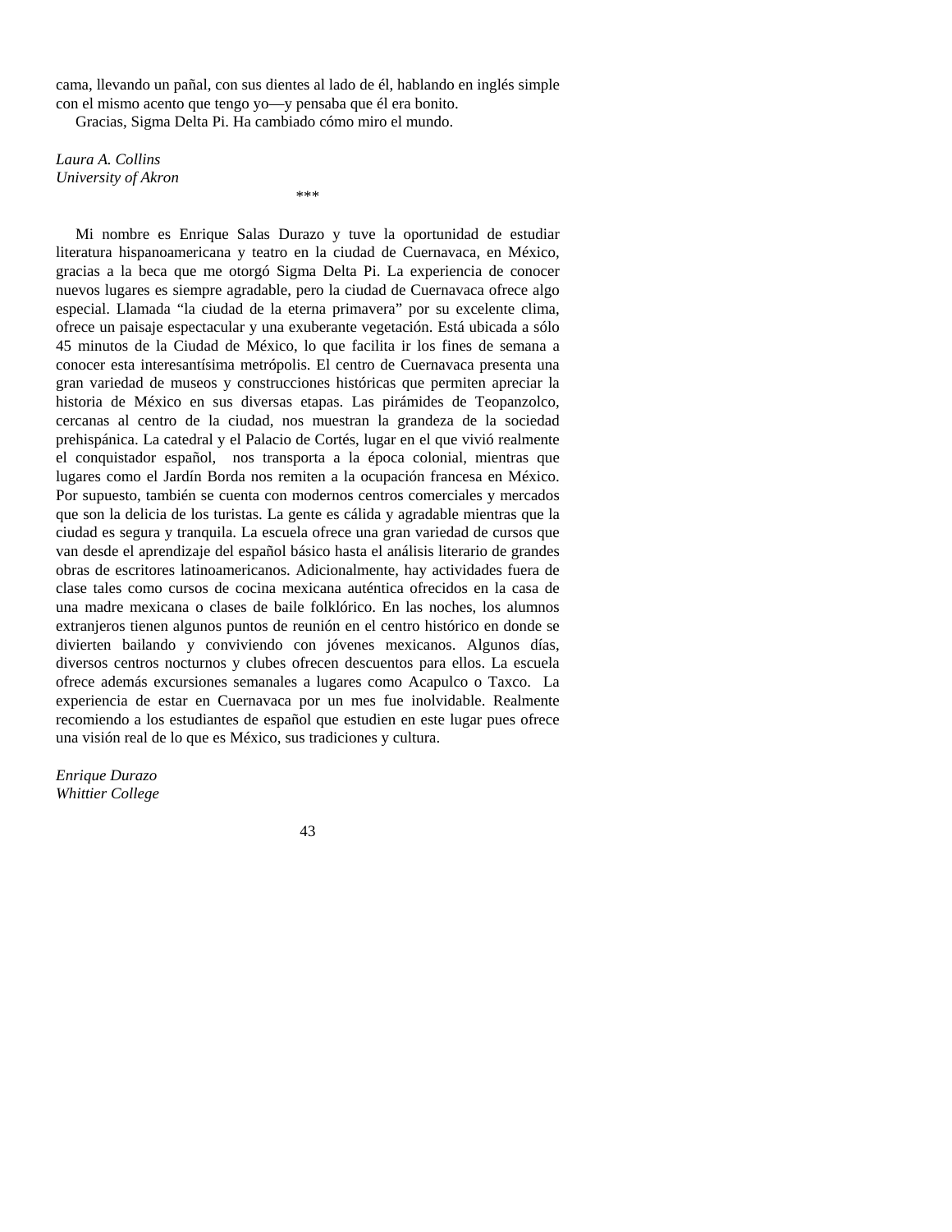cama, llevando un pañal, con sus dientes al lado de él, hablando en inglés simple con el mismo acento que tengo yo—y pensaba que él era bonito.

Gracias, Sigma Delta Pi. Ha cambiado cómo miro el mundo.

*Laura A. Collins*
*University of Akron*

***

Mi nombre es Enrique Salas Durazo y tuve la oportunidad de estudiar literatura hispanoamericana y teatro en la ciudad de Cuernavaca, en México, gracias a la beca que me otorgó Sigma Delta Pi. La experiencia de conocer nuevos lugares es siempre agradable, pero la ciudad de Cuernavaca ofrece algo especial. Llamada "la ciudad de la eterna primavera" por su excelente clima, ofrece un paisaje espectacular y una exuberante vegetación. Está ubicada a sólo 45 minutos de la Ciudad de México, lo que facilita ir los fines de semana a conocer esta interesantísima metrópolis. El centro de Cuernavaca presenta una gran variedad de museos y construcciones históricas que permiten apreciar la historia de México en sus diversas etapas. Las pirámides de Teopanzolco, cercanas al centro de la ciudad, nos muestran la grandeza de la sociedad prehispánica. La catedral y el Palacio de Cortés, lugar en el que vivió realmente el conquistador español, nos transporta a la época colonial, mientras que lugares como el Jardín Borda nos remiten a la ocupación francesa en México. Por supuesto, también se cuenta con modernos centros comerciales y mercados que son la delicia de los turistas. La gente es cálida y agradable mientras que la ciudad es segura y tranquila. La escuela ofrece una gran variedad de cursos que van desde el aprendizaje del español básico hasta el análisis literario de grandes obras de escritores latinoamericanos. Adicionalmente, hay actividades fuera de clase tales como cursos de cocina mexicana auténtica ofrecidos en la casa de una madre mexicana o clases de baile folklórico. En las noches, los alumnos extranjeros tienen algunos puntos de reunión en el centro histórico en donde se divierten bailando y conviviendo con jóvenes mexicanos. Algunos días, diversos centros nocturnos y clubes ofrecen descuentos para ellos. La escuela ofrece además excursiones semanales a lugares como Acapulco o Taxco. La experiencia de estar en Cuernavaca por un mes fue inolvidable. Realmente recomiendo a los estudiantes de español que estudien en este lugar pues ofrece una visión real de lo que es México, sus tradiciones y cultura.

*Enrique Durazo*
*Whittier College*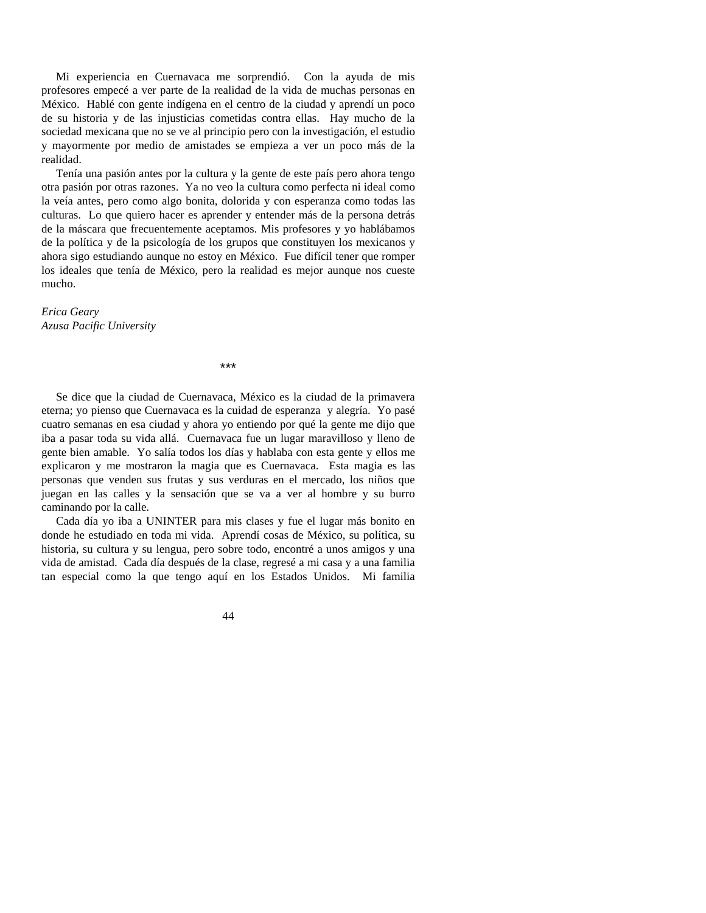Mi experiencia en Cuernavaca me sorprendió. Con la ayuda de mis profesores empecé a ver parte de la realidad de la vida de muchas personas en México. Hablé con gente indígena en el centro de la ciudad y aprendí un poco de su historia y de las injusticias cometidas contra ellas. Hay mucho de la sociedad mexicana que no se ve al principio pero con la investigación, el estudio y mayormente por medio de amistades se empieza a ver un poco más de la realidad.

Tenía una pasión antes por la cultura y la gente de este país pero ahora tengo otra pasión por otras razones. Ya no veo la cultura como perfecta ni ideal como la veía antes, pero como algo bonita, dolorida y con esperanza como todas las culturas. Lo que quiero hacer es aprender y entender más de la persona detrás de la máscara que frecuentemente aceptamos. Mis profesores y yo hablábamos de la política y de la psicología de los grupos que constituyen los mexicanos y ahora sigo estudiando aunque no estoy en México. Fue difícil tener que romper los ideales que tenía de México, pero la realidad es mejor aunque nos cueste mucho.

*Erica Geary*
*Azusa Pacific University*

\*\*\*

Se dice que la ciudad de Cuernavaca, México es la ciudad de la primavera eterna; yo pienso que Cuernavaca es la cuidad de esperanza y alegría. Yo pasé cuatro semanas en esa ciudad y ahora yo entiendo por qué la gente me dijo que iba a pasar toda su vida allá. Cuernavaca fue un lugar maravilloso y lleno de gente bien amable. Yo salía todos los días y hablaba con esta gente y ellos me explicaron y me mostraron la magia que es Cuernavaca. Esta magia es las personas que venden sus frutas y sus verduras en el mercado, los niños que juegan en las calles y la sensación que se va a ver al hombre y su burro caminando por la calle.

Cada día yo iba a UNINTER para mis clases y fue el lugar más bonito en donde he estudiado en toda mi vida. Aprendí cosas de México, su política, su historia, su cultura y su lengua, pero sobre todo, encontré a unos amigos y una vida de amistad. Cada día después de la clase, regresé a mi casa y a una familia tan especial como la que tengo aquí en los Estados Unidos. Mi familia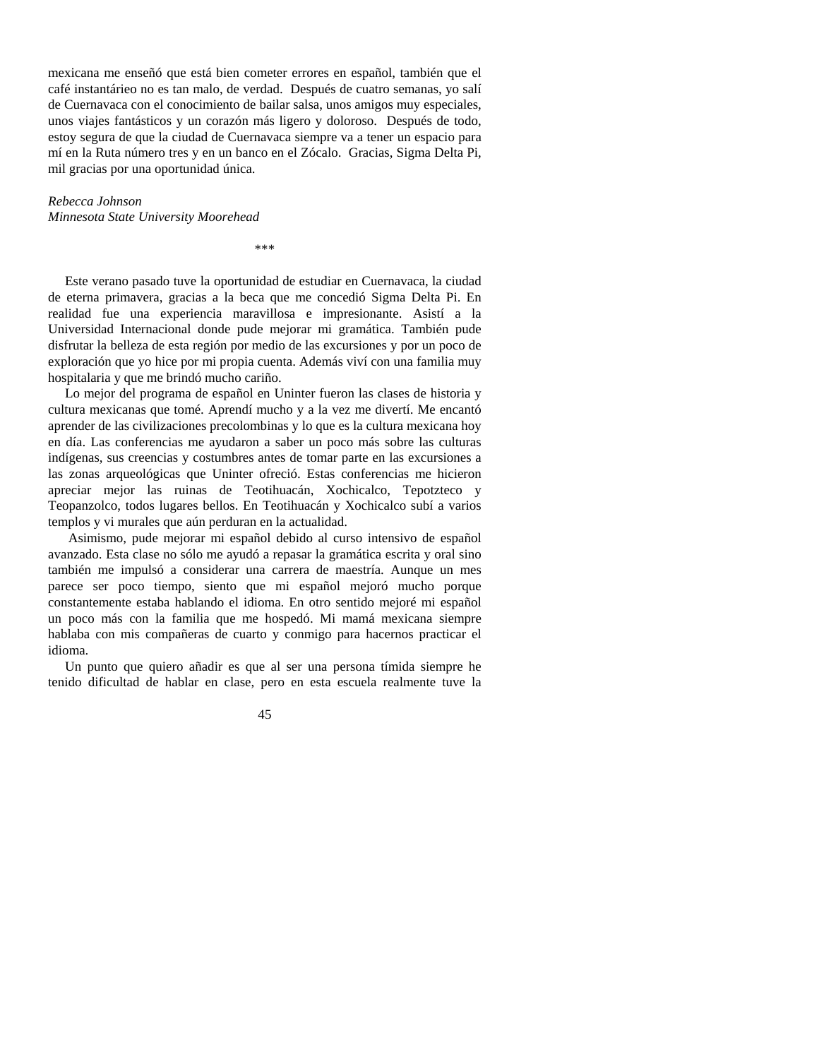mexicana me enseñó que está bien cometer errores en español, también que el café instantárieo no es tan malo, de verdad. Después de cuatro semanas, yo salí de Cuernavaca con el conocimiento de bailar salsa, unos amigos muy especiales, unos viajes fantásticos y un corazón más ligero y doloroso. Después de todo, estoy segura de que la ciudad de Cuernavaca siempre va a tener un espacio para mí en la Ruta número tres y en un banco en el Zócalo. Gracias, Sigma Delta Pi, mil gracias por una oportunidad única.

*Rebecca Johnson*
*Minnesota State University Moorehead*

***

Este verano pasado tuve la oportunidad de estudiar en Cuernavaca, la ciudad de eterna primavera, gracias a la beca que me concedió Sigma Delta Pi. En realidad fue una experiencia maravillosa e impresionante. Asistí a la Universidad Internacional donde pude mejorar mi gramática. También pude disfrutar la belleza de esta región por medio de las excursiones y por un poco de exploración que yo hice por mi propia cuenta. Además viví con una familia muy hospitalaria y que me brindó mucho cariño.

Lo mejor del programa de español en Uninter fueron las clases de historia y cultura mexicanas que tomé. Aprendí mucho y a la vez me divertí. Me encantó aprender de las civilizaciones precolombinas y lo que es la cultura mexicana hoy en día. Las conferencias me ayudaron a saber un poco más sobre las culturas indígenas, sus creencias y costumbres antes de tomar parte en las excursiones a las zonas arqueológicas que Uninter ofreció. Estas conferencias me hicieron apreciar mejor las ruinas de Teotihuacán, Xochicalco, Tepotzteco y Teopanzolco, todos lugares bellos. En Teotihuacán y Xochicalco subí a varios templos y vi murales que aún perduran en la actualidad.

Asimismo, pude mejorar mi español debido al curso intensivo de español avanzado. Esta clase no sólo me ayudó a repasar la gramática escrita y oral sino también me impulsó a considerar una carrera de maestría. Aunque un mes parece ser poco tiempo, siento que mi español mejoró mucho porque constantemente estaba hablando el idioma. En otro sentido mejoré mi español un poco más con la familia que me hospedó. Mi mamá mexicana siempre hablaba con mis compañeras de cuarto y conmigo para hacernos practicar el idioma.

Un punto que quiero añadir es que al ser una persona tímida siempre he tenido dificultad de hablar en clase, pero en esta escuela realmente tuve la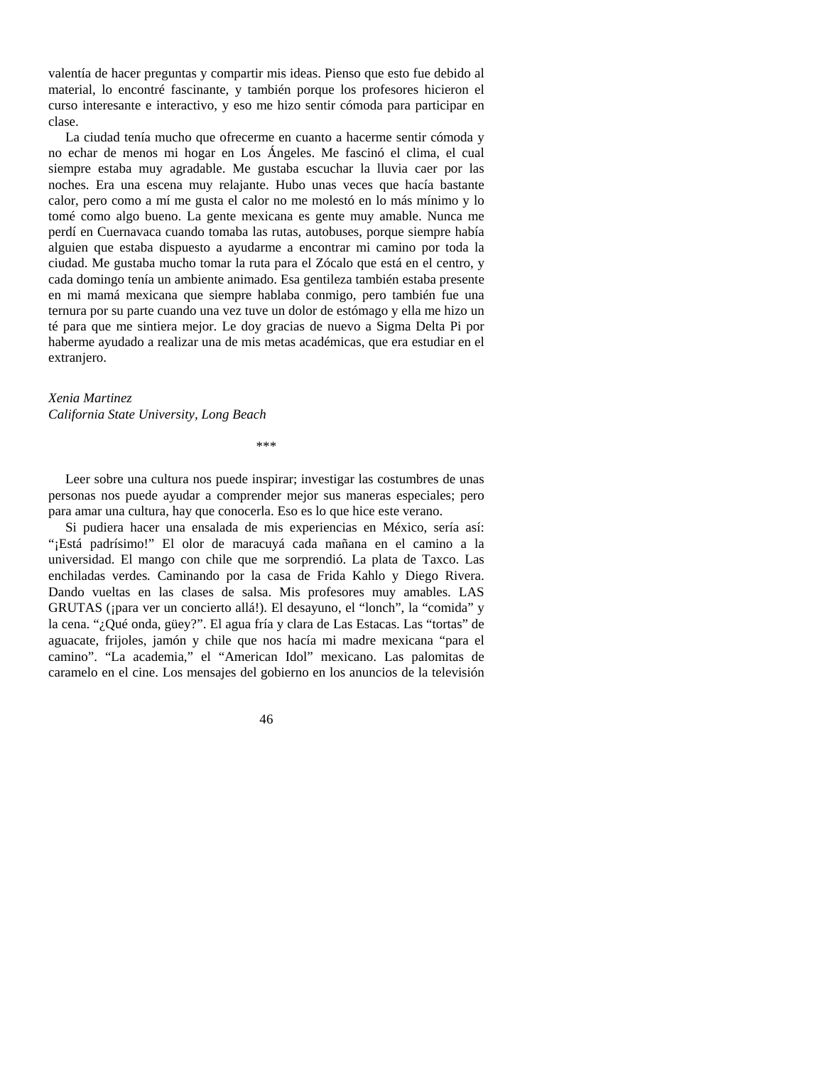valentía de hacer preguntas y compartir mis ideas. Pienso que esto fue debido al material, lo encontré fascinante, y también porque los profesores hicieron el curso interesante e interactivo, y eso me hizo sentir cómoda para participar en clase.

La ciudad tenía mucho que ofrecerme en cuanto a hacerme sentir cómoda y no echar de menos mi hogar en Los Ángeles. Me fascinó el clima, el cual siempre estaba muy agradable. Me gustaba escuchar la lluvia caer por las noches. Era una escena muy relajante. Hubo unas veces que hacía bastante calor, pero como a mí me gusta el calor no me molestó en lo más mínimo y lo tomé como algo bueno. La gente mexicana es gente muy amable. Nunca me perdí en Cuernavaca cuando tomaba las rutas, autobuses, porque siempre había alguien que estaba dispuesto a ayudarme a encontrar mi camino por toda la ciudad. Me gustaba mucho tomar la ruta para el Zócalo que está en el centro, y cada domingo tenía un ambiente animado. Esa gentileza también estaba presente en mi mamá mexicana que siempre hablaba conmigo, pero también fue una ternura por su parte cuando una vez tuve un dolor de estómago y ella me hizo un té para que me sintiera mejor. Le doy gracias de nuevo a Sigma Delta Pi por haberme ayudado a realizar una de mis metas académicas, que era estudiar en el extranjero.

*Xenia Martinez*
*California State University, Long Beach*

\*\*\*

Leer sobre una cultura nos puede inspirar; investigar las costumbres de unas personas nos puede ayudar a comprender mejor sus maneras especiales; pero para amar una cultura, hay que conocerla. Eso es lo que hice este verano.

Si pudiera hacer una ensalada de mis experiencias en México, sería así: "¡Está padrísimo!" El olor de maracuyá cada mañana en el camino a la universidad. El mango con chile que me sorprendió. La plata de Taxco. Las enchiladas verdes. Caminando por la casa de Frida Kahlo y Diego Rivera. Dando vueltas en las clases de salsa. Mis profesores muy amables. LAS GRUTAS (¡para ver un concierto allá!). El desayuno, el "lonch", la "comida" y la cena. "¿Qué onda, güey?". El agua fría y clara de Las Estacas. Las "tortas" de aguacate, frijoles, jamón y chile que nos hacía mi madre mexicana "para el camino". "La academia," el "American Idol" mexicano. Las palomitas de caramelo en el cine. Los mensajes del gobierno en los anuncios de la televisión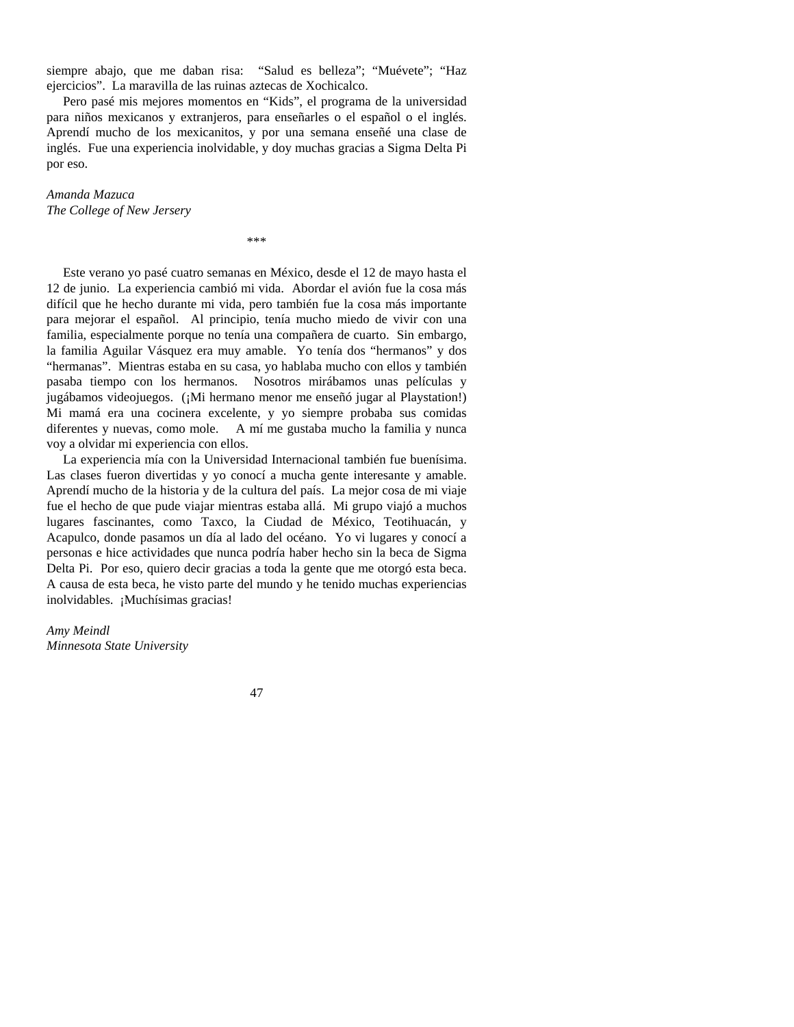siempre abajo, que me daban risa: "Salud es belleza"; "Muévete"; "Haz ejercicios". La maravilla de las ruinas aztecas de Xochicalco.

Pero pasé mis mejores momentos en "Kids", el programa de la universidad para niños mexicanos y extranjeros, para enseñarles o el español o el inglés. Aprendí mucho de los mexicanitos, y por una semana enseñé una clase de inglés. Fue una experiencia inolvidable, y doy muchas gracias a Sigma Delta Pi por eso.

*Amanda Mazuca*
*The College of New Jersey*

***

Este verano yo pasé cuatro semanas en México, desde el 12 de mayo hasta el 12 de junio. La experiencia cambió mi vida. Abordar el avión fue la cosa más difícil que he hecho durante mi vida, pero también fue la cosa más importante para mejorar el español. Al principio, tenía mucho miedo de vivir con una familia, especialmente porque no tenía una compañera de cuarto. Sin embargo, la familia Aguilar Vásquez era muy amable. Yo tenía dos "hermanos" y dos "hermanas". Mientras estaba en su casa, yo hablaba mucho con ellos y también pasaba tiempo con los hermanos. Nosotros mirábamos unas películas y jugábamos videojuegos. (¡Mi hermano menor me enseñó jugar al Playstation!) Mi mamá era una cocinera excelente, y yo siempre probaba sus comidas diferentes y nuevas, como mole. A mí me gustaba mucho la familia y nunca voy a olvidar mi experiencia con ellos.

La experiencia mía con la Universidad Internacional también fue buenísima. Las clases fueron divertidas y yo conocí a mucha gente interesante y amable. Aprendí mucho de la historia y de la cultura del país. La mejor cosa de mi viaje fue el hecho de que pude viajar mientras estaba allá. Mi grupo viajó a muchos lugares fascinantes, como Taxco, la Ciudad de México, Teotihuacán, y Acapulco, donde pasamos un día al lado del océano. Yo vi lugares y conocí a personas e hice actividades que nunca podría haber hecho sin la beca de Sigma Delta Pi. Por eso, quiero decir gracias a toda la gente que me otorgó esta beca. A causa de esta beca, he visto parte del mundo y he tenido muchas experiencias inolvidables. ¡Muchísimas gracias!

*Amy Meindl*
*Minnesota State University*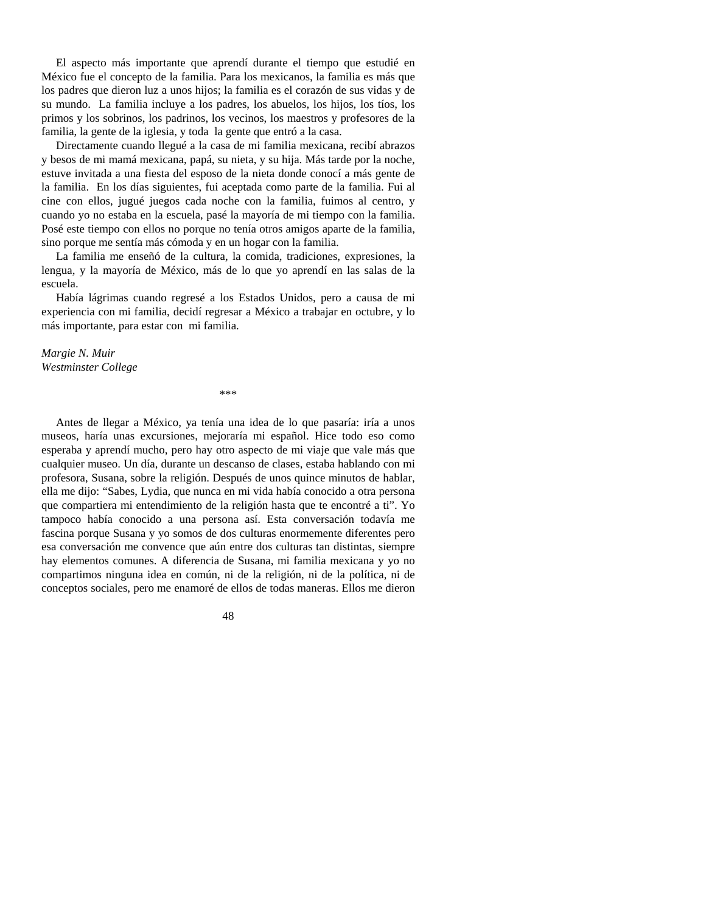El aspecto más importante que aprendí durante el tiempo que estudié en México fue el concepto de la familia. Para los mexicanos, la familia es más que los padres que dieron luz a unos hijos; la familia es el corazón de sus vidas y de su mundo. La familia incluye a los padres, los abuelos, los hijos, los tíos, los primos y los sobrinos, los padrinos, los vecinos, los maestros y profesores de la familia, la gente de la iglesia, y toda la gente que entró a la casa.

Directamente cuando llegué a la casa de mi familia mexicana, recibí abrazos y besos de mi mamá mexicana, papá, su nieta, y su hija. Más tarde por la noche, estuve invitada a una fiesta del esposo de la nieta donde conocí a más gente de la familia. En los días siguientes, fui aceptada como parte de la familia. Fui al cine con ellos, jugué juegos cada noche con la familia, fuimos al centro, y cuando yo no estaba en la escuela, pasé la mayoría de mi tiempo con la familia. Posé este tiempo con ellos no porque no tenía otros amigos aparte de la familia, sino porque me sentía más cómoda y en un hogar con la familia.

La familia me enseñó de la cultura, la comida, tradiciones, expresiones, la lengua, y la mayoría de México, más de lo que yo aprendí en las salas de la escuela.

Había lágrimas cuando regresé a los Estados Unidos, pero a causa de mi experiencia con mi familia, decidí regresar a México a trabajar en octubre, y lo más importante, para estar con mi familia.

*Margie N. Muir*
*Westminster College*

***

Antes de llegar a México, ya tenía una idea de lo que pasaría: iría a unos museos, haría unas excursiones, mejoraría mi español. Hice todo eso como esperaba y aprendí mucho, pero hay otro aspecto de mi viaje que vale más que cualquier museo. Un día, durante un descanso de clases, estaba hablando con mi profesora, Susana, sobre la religión. Después de unos quince minutos de hablar, ella me dijo: "Sabes, Lydia, que nunca en mi vida había conocido a otra persona que compartiera mi entendimiento de la religión hasta que te encontré a ti". Yo tampoco había conocido a una persona así. Esta conversación todavía me fascina porque Susana y yo somos de dos culturas enormemente diferentes pero esa conversación me convence que aún entre dos culturas tan distintas, siempre hay elementos comunes. A diferencia de Susana, mi familia mexicana y yo no compartimos ninguna idea en común, ni de la religión, ni de la política, ni de conceptos sociales, pero me enamoré de ellos de todas maneras. Ellos me dieron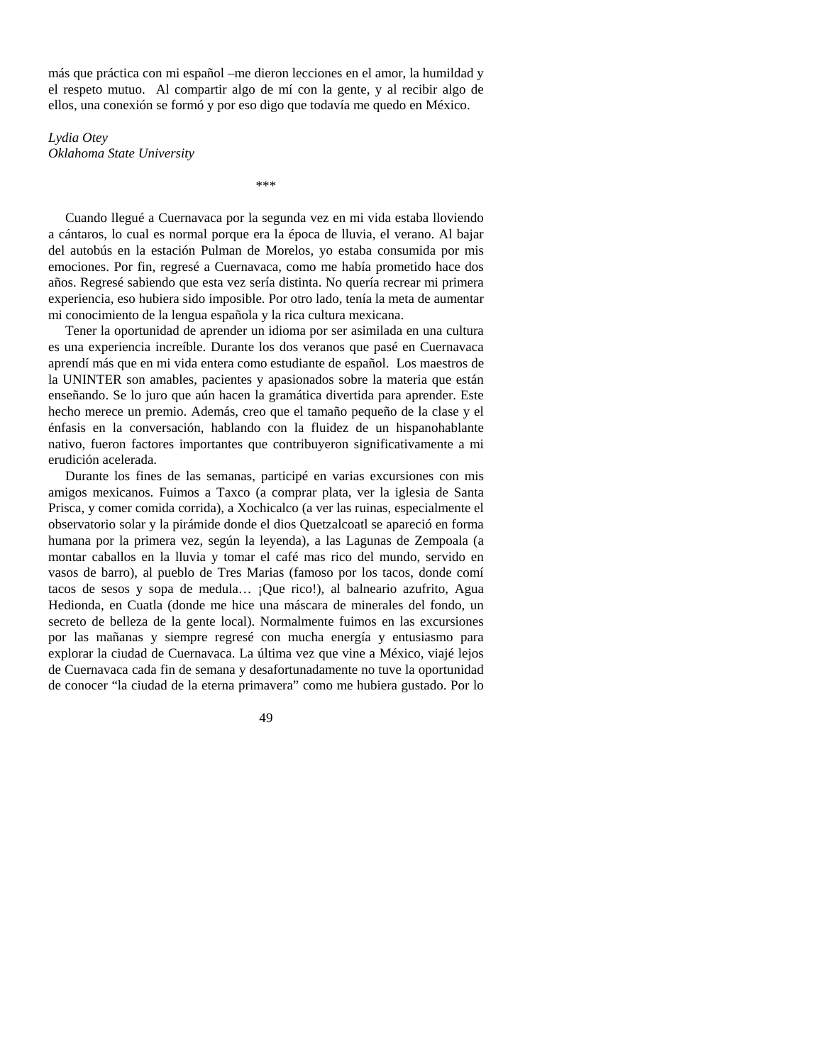más que práctica con mi español –me dieron lecciones en el amor, la humildad y el respeto mutuo. Al compartir algo de mí con la gente, y al recibir algo de ellos, una conexión se formó y por eso digo que todavía me quedo en México.

*Lydia Otey*
*Oklahoma State University*

***

Cuando llegué a Cuernavaca por la segunda vez en mi vida estaba lloviendo a cántaros, lo cual es normal porque era la época de lluvia, el verano. Al bajar del autobús en la estación Pulman de Morelos, yo estaba consumida por mis emociones. Por fin, regresé a Cuernavaca, como me había prometido hace dos años. Regresé sabiendo que esta vez sería distinta. No quería recrear mi primera experiencia, eso hubiera sido imposible. Por otro lado, tenía la meta de aumentar mi conocimiento de la lengua española y la rica cultura mexicana.

Tener la oportunidad de aprender un idioma por ser asimilada en una cultura es una experiencia increíble. Durante los dos veranos que pasé en Cuernavaca aprendí más que en mi vida entera como estudiante de español. Los maestros de la UNINTER son amables, pacientes y apasionados sobre la materia que están enseñando. Se lo juro que aún hacen la gramática divertida para aprender. Este hecho merece un premio. Además, creo que el tamaño pequeño de la clase y el énfasis en la conversación, hablando con la fluidez de un hispanohablante nativo, fueron factores importantes que contribuyeron significativamente a mi erudición acelerada.

Durante los fines de las semanas, participé en varias excursiones con mis amigos mexicanos. Fuimos a Taxco (a comprar plata, ver la iglesia de Santa Prisca, y comer comida corrida), a Xochicalco (a ver las ruinas, especialmente el observatorio solar y la pirámide donde el dios Quetzalcoatl se apareció en forma humana por la primera vez, según la leyenda), a las Lagunas de Zempoala (a montar caballos en la lluvia y tomar el café mas rico del mundo, servido en vasos de barro), al pueblo de Tres Marias (famoso por los tacos, donde comí tacos de sesos y sopa de medula… ¡Que rico!), al balneario azufrito, Agua Hedionda, en Cuatla (donde me hice una máscara de minerales del fondo, un secreto de belleza de la gente local). Normalmente fuimos en las excursiones por las mañanas y siempre regresé con mucha energía y entusiasmo para explorar la ciudad de Cuernavaca. La última vez que vine a México, viajé lejos de Cuernavaca cada fin de semana y desafortunadamente no tuve la oportunidad de conocer "la ciudad de la eterna primavera" como me hubiera gustado. Por lo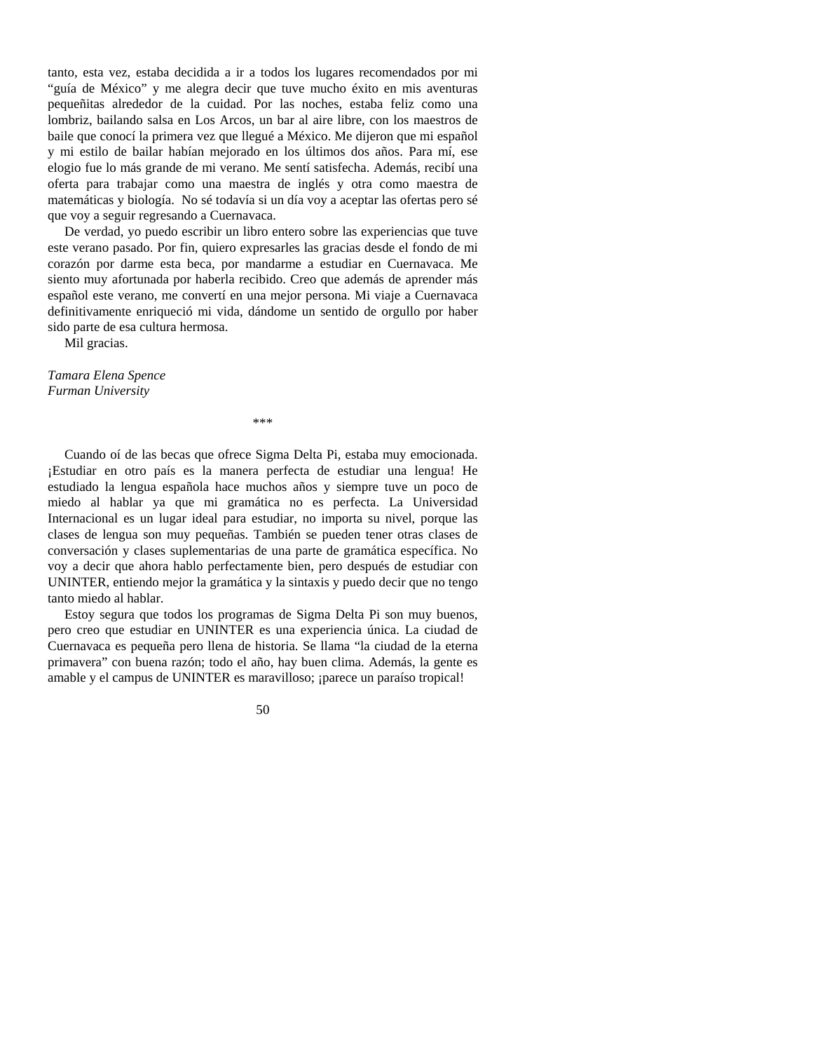tanto, esta vez, estaba decidida a ir a todos los lugares recomendados por mi "guía de México" y me alegra decir que tuve mucho éxito en mis aventuras pequeñitas alrededor de la cuidad. Por las noches, estaba feliz como una lombriz, bailando salsa en Los Arcos, un bar al aire libre, con los maestros de baile que conocí la primera vez que llegué a México. Me dijeron que mi español y mi estilo de bailar habían mejorado en los últimos dos años. Para mí, ese elogio fue lo más grande de mi verano. Me sentí satisfecha. Además, recibí una oferta para trabajar como una maestra de inglés y otra como maestra de matemáticas y biología. No sé todavía si un día voy a aceptar las ofertas pero sé que voy a seguir regresando a Cuernavaca.

De verdad, yo puedo escribir un libro entero sobre las experiencias que tuve este verano pasado. Por fin, quiero expresarles las gracias desde el fondo de mi corazón por darme esta beca, por mandarme a estudiar en Cuernavaca. Me siento muy afortunada por haberla recibido. Creo que además de aprender más español este verano, me convertí en una mejor persona. Mi viaje a Cuernavaca definitivamente enriqueció mi vida, dándome un sentido de orgullo por haber sido parte de esa cultura hermosa.

Mil gracias.

*Tamara Elena Spence*
*Furman University*

***

Cuando oí de las becas que ofrece Sigma Delta Pi, estaba muy emocionada. ¡Estudiar en otro país es la manera perfecta de estudiar una lengua! He estudiado la lengua española hace muchos años y siempre tuve un poco de miedo al hablar ya que mi gramática no es perfecta. La Universidad Internacional es un lugar ideal para estudiar, no importa su nivel, porque las clases de lengua son muy pequeñas. También se pueden tener otras clases de conversación y clases suplementarias de una parte de gramática específica. No voy a decir que ahora hablo perfectamente bien, pero después de estudiar con UNINTER, entiendo mejor la gramática y la sintaxis y puedo decir que no tengo tanto miedo al hablar.

Estoy segura que todos los programas de Sigma Delta Pi son muy buenos, pero creo que estudiar en UNINTER es una experiencia única. La ciudad de Cuernavaca es pequeña pero llena de historia. Se llama "la ciudad de la eterna primavera" con buena razón; todo el año, hay buen clima. Además, la gente es amable y el campus de UNINTER es maravilloso; ¡parece un paraíso tropical!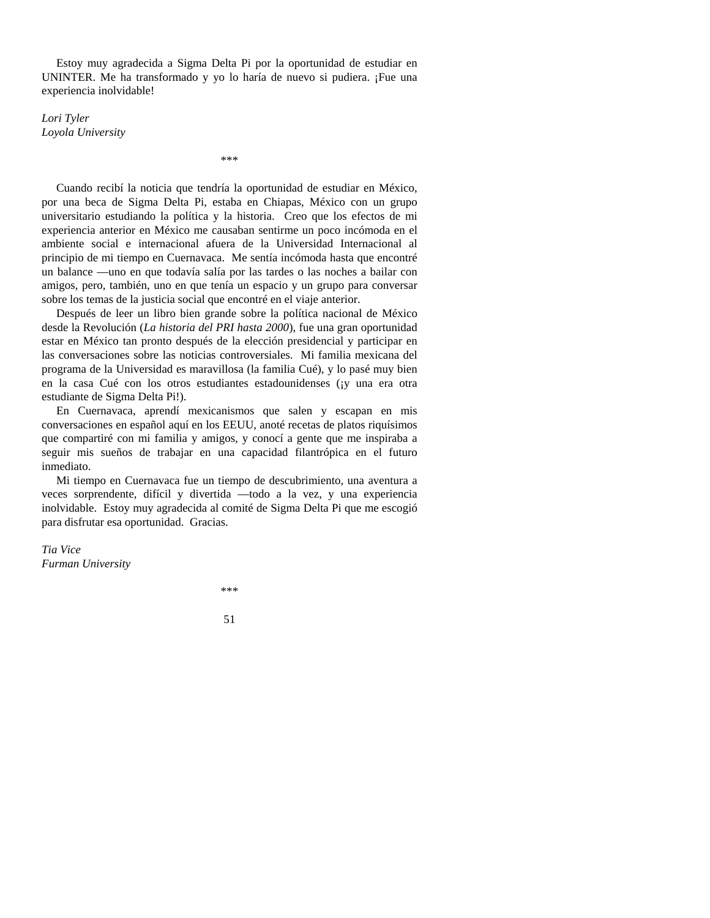Estoy muy agradecida a Sigma Delta Pi por la oportunidad de estudiar en UNINTER. Me ha transformado y yo lo haría de nuevo si pudiera. ¡Fue una experiencia inolvidable!

*Lori Tyler*
*Loyola University*

***

Cuando recibí la noticia que tendría la oportunidad de estudiar en México, por una beca de Sigma Delta Pi, estaba en Chiapas, México con un grupo universitario estudiando la política y la historia. Creo que los efectos de mi experiencia anterior en México me causaban sentirme un poco incómoda en el ambiente social e internacional afuera de la Universidad Internacional al principio de mi tiempo en Cuernavaca. Me sentía incómoda hasta que encontré un balance —uno en que todavía salía por las tardes o las noches a bailar con amigos, pero, también, uno en que tenía un espacio y un grupo para conversar sobre los temas de la justicia social que encontré en el viaje anterior.

Después de leer un libro bien grande sobre la política nacional de México desde la Revolución (*La historia del PRI hasta 2000*), fue una gran oportunidad estar en México tan pronto después de la elección presidencial y participar en las conversaciones sobre las noticias controversiales. Mi familia mexicana del programa de la Universidad es maravillosa (la familia Cué), y lo pasé muy bien en la casa Cué con los otros estudiantes estadounidenses (¡y una era otra estudiante de Sigma Delta Pi!).

En Cuernavaca, aprendí mexicanismos que salen y escapan en mis conversaciones en español aquí en los EEUU, anoté recetas de platos riquísimos que compartiré con mi familia y amigos, y conocí a gente que me inspiraba a seguir mis sueños de trabajar en una capacidad filantrópica en el futuro inmediato.

Mi tiempo en Cuernavaca fue un tiempo de descubrimiento, una aventura a veces sorprendente, difícil y divertida —todo a la vez, y una experiencia inolvidable. Estoy muy agradecida al comité de Sigma Delta Pi que me escogió para disfrutar esa oportunidad. Gracias.

*Tia Vice*
*Furman University*

***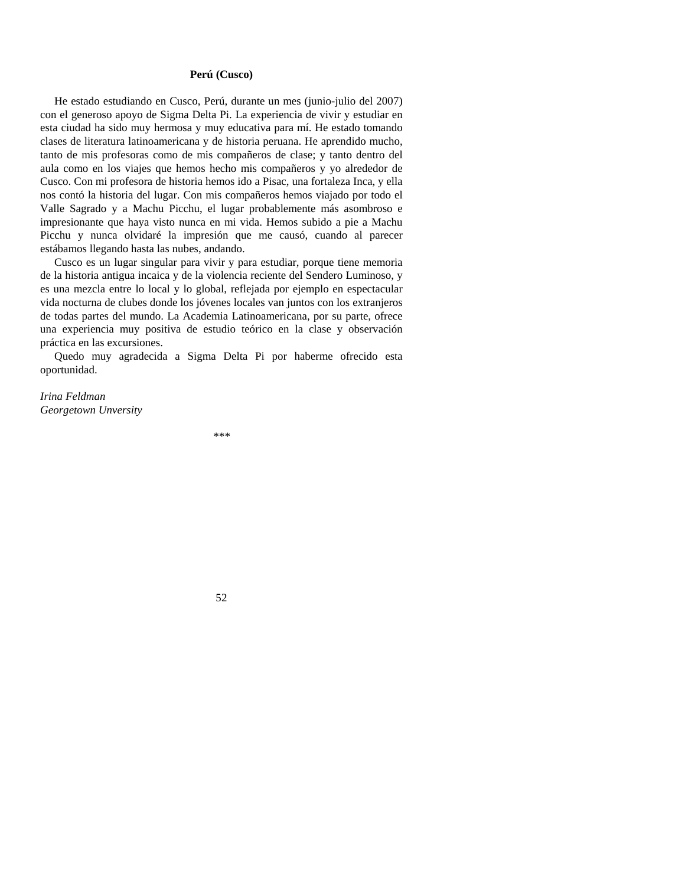**Perú (Cusco)**

He estado estudiando en Cusco, Perú, durante un mes (junio-julio del 2007) con el generoso apoyo de Sigma Delta Pi. La experiencia de vivir y estudiar en esta ciudad ha sido muy hermosa y muy educativa para mí. He estado tomando clases de literatura latinoamericana y de historia peruana. He aprendido mucho, tanto de mis profesoras como de mis compañeros de clase; y tanto dentro del aula como en los viajes que hemos hecho mis compañeros y yo alrededor de Cusco. Con mi profesora de historia hemos ido a Pisac, una fortaleza Inca, y ella nos contó la historia del lugar. Con mis compañeros hemos viajado por todo el Valle Sagrado y a Machu Picchu, el lugar probablemente más asombroso e impresionante que haya visto nunca en mi vida. Hemos subido a pie a Machu Picchu y nunca olvidaré la impresión que me causó, cuando al parecer estábamos llegando hasta las nubes, andando.

Cusco es un lugar singular para vivir y para estudiar, porque tiene memoria de la historia antigua incaica y de la violencia reciente del Sendero Luminoso, y es una mezcla entre lo local y lo global, reflejada por ejemplo en espectacular vida nocturna de clubes donde los jóvenes locales van juntos con los extranjeros de todas partes del mundo. La Academia Latinoamericana, por su parte, ofrece una experiencia muy positiva de estudio teórico en la clase y observación práctica en las excursiones.

Quedo muy agradecida a Sigma Delta Pi por haberme ofrecido esta oportunidad.

*Irina Feldman*
*Georgetown Unversity*

***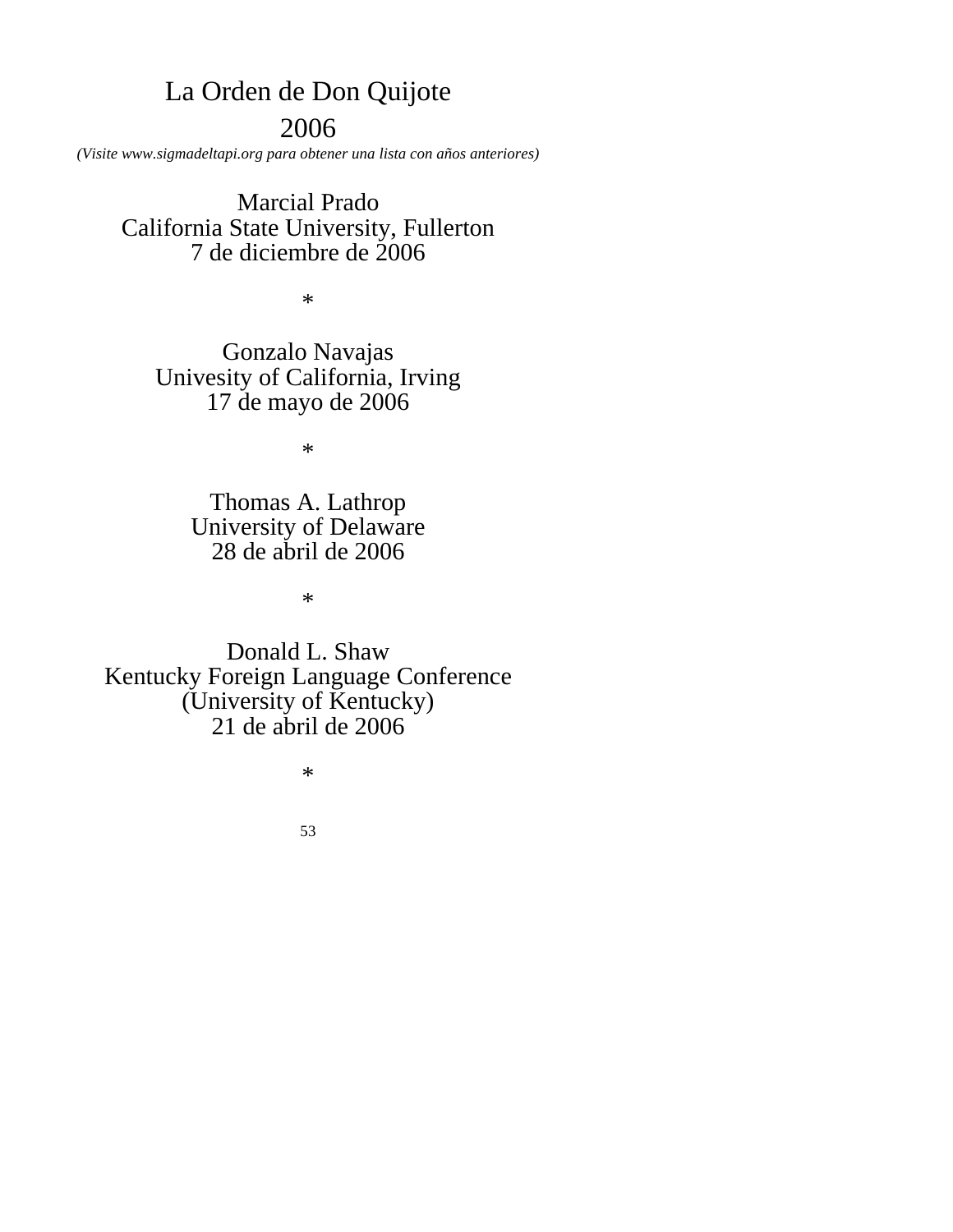# La Orden de Don Quijote

## 2006

*(Visite www.sigmadeltapi.org para obtener una lista con años anteriores)*

Marcial Prado
California State University, Fullerton
7 de diciembre de 2006

*

Gonzalo Navajas
Univesity of California, Irving
17 de mayo de 2006

*

Thomas A. Lathrop
University of Delaware
28 de abril de 2006

*

Donald L. Shaw
Kentucky Foreign Language Conference
(University of Kentucky)
21 de abril de 2006

*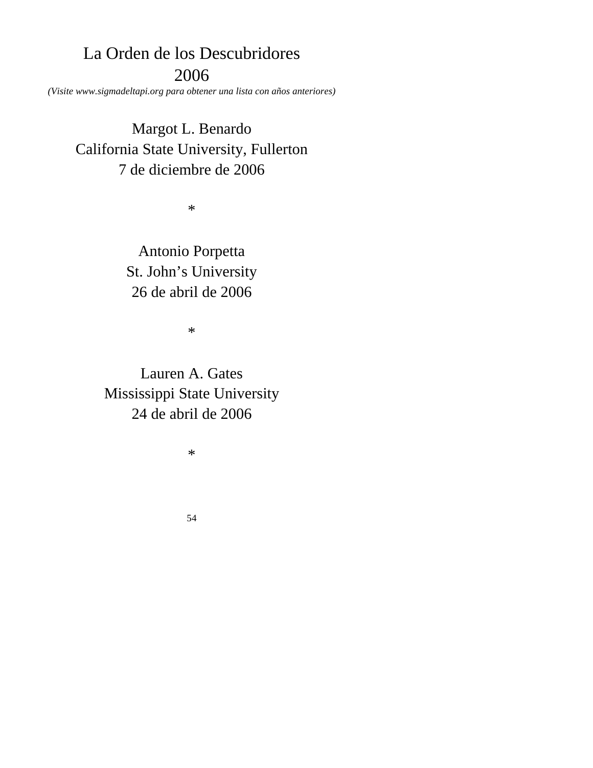# La Orden de los Descubridores
# 2006

*(Visite www.sigmadeltapi.org para obtener una lista con años anteriores)*

Margot L. Benardo
California State University, Fullerton
7 de diciembre de 2006

*

Antonio Porpetta
St. John's University
26 de abril de 2006

*

Lauren A. Gates
Mississippi State University
24 de abril de 2006

*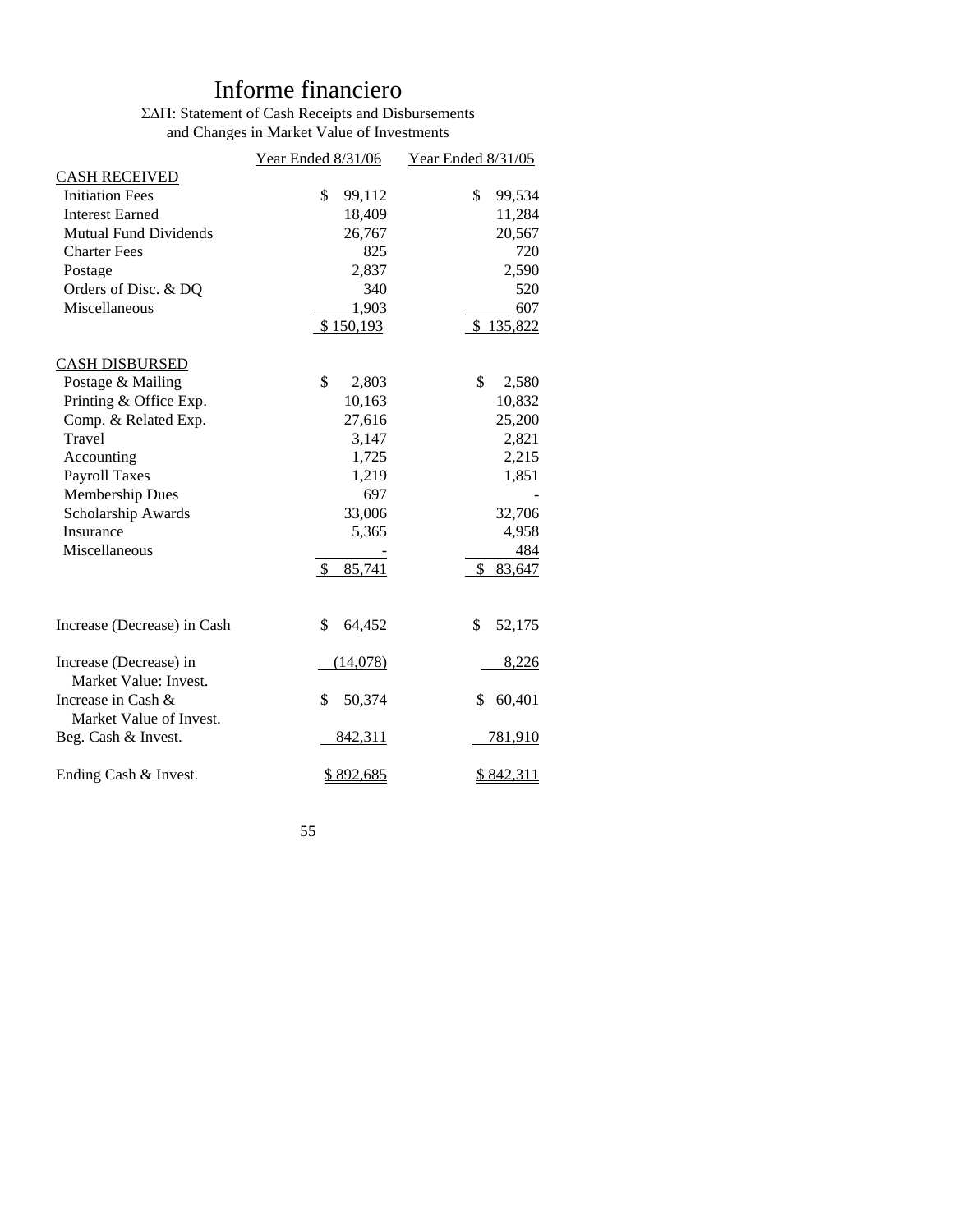# Informe financiero

ΣΔΠ: Statement of Cash Receipts and Disbursements
and Changes in Market Value of Investments

| | Year Ended 8/31/06 | Year Ended 8/31/05 |
|---|---|---|
| **CASH RECEIVED** | | |
| Initiation Fees | $ 99,112 | $ 99,534 |
| Interest Earned | 18,409 | 11,284 |
| Mutual Fund Dividends | 26,767 | 20,567 |
| Charter Fees | 825 | 720 |
| Postage | 2,837 | 2,590 |
| Orders of Disc. & DQ | 340 | 520 |
| Miscellaneous | 1,903 | 607 |
| | $ 150,193 | $ 135,822 |
| **CASH DISBURSED** | | |
| Postage & Mailing | $ 2,803 | $ 2,580 |
| Printing & Office Exp. | 10,163 | 10,832 |
| Comp. & Related Exp. | 27,616 | 25,200 |
| Travel | 3,147 | 2,821 |
| Accounting | 1,725 | 2,215 |
| Payroll Taxes | 1,219 | 1,851 |
| Membership Dues | 697 | - |
| Scholarship Awards | 33,006 | 32,706 |
| Insurance | 5,365 | 4,958 |
| Miscellaneous | - | 484 |
| | $ 85,741 | $ 83,647 |
| Increase (Decrease) in Cash | $ 64,452 | $ 52,175 |
| Increase (Decrease) in Market Value: Invest. | (14,078) | 8,226 |
| Increase in Cash & Market Value of Invest. | $ 50,374 | $ 60,401 |
| Beg. Cash & Invest. | 842,311 | 781,910 |
| Ending Cash & Invest. | $ 892,685 | $ 842,311 |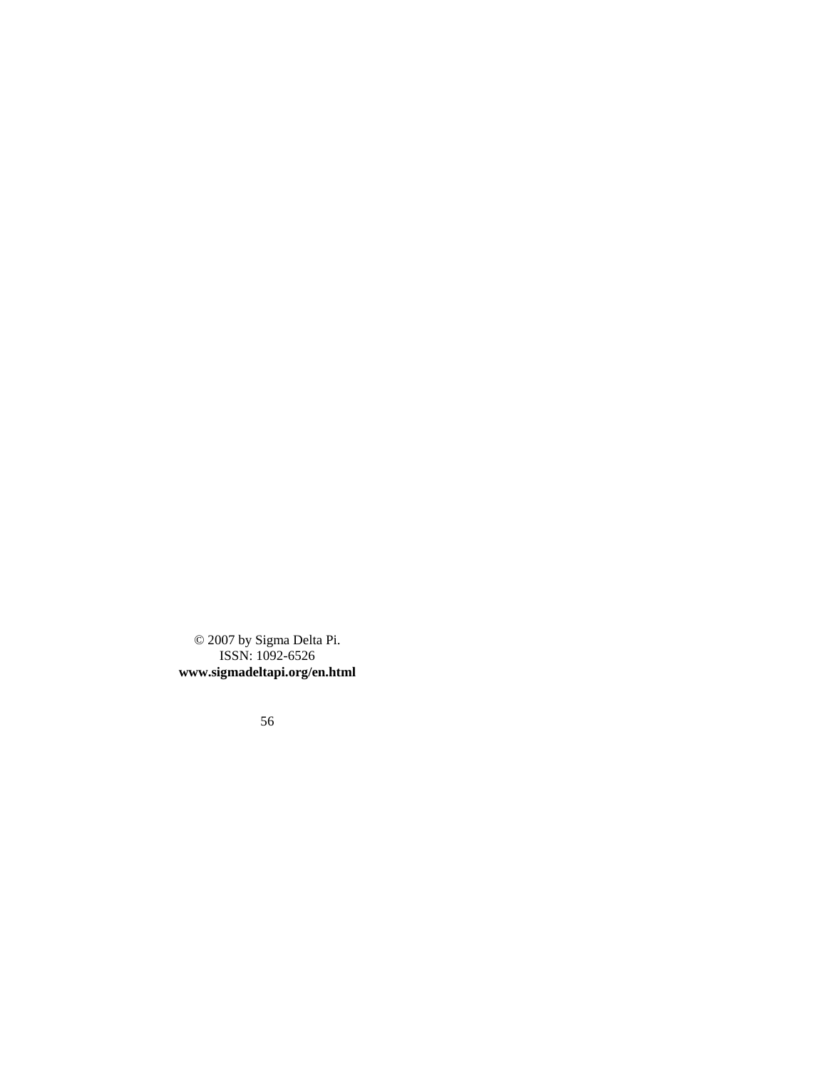© 2007 by Sigma Delta Pi.
ISSN: 1092-6526
**www.sigmadeltapi.org/en.html**